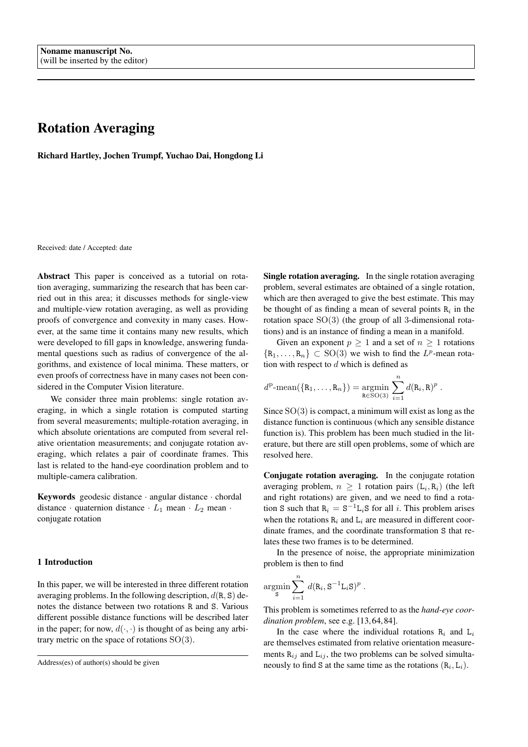Noname manuscript No.
(will be inserted by the editor)

# Rotation Averaging

**Richard Hartley, Jochen Trumpf, Yuchao Dai, Hongdong Li**

Received: date / Accepted: date

**Abstract** This paper is conceived as a tutorial on rotation averaging, summarizing the research that has been carried out in this area; it discusses methods for single-view and multiple-view rotation averaging, as well as providing proofs of convergence and convexity in many cases. However, at the same time it contains many new results, which were developed to fill gaps in knowledge, answering fundamental questions such as radius of convergence of the algorithms, and existence of local minima. These matters, or even proofs of correctness have in many cases not been considered in the Computer Vision literature.

We consider three main problems: single rotation averaging, in which a single rotation is computed starting from several measurements; multiple-rotation averaging, in which absolute orientations are computed from several relative orientation measurements; and conjugate rotation averaging, which relates a pair of coordinate frames. This last is related to the hand-eye coordination problem and to multiple-camera calibration.

**Keywords** geodesic distance · angular distance · chordal distance · quaternion distance · $L_1$ mean · $L_2$ mean · conjugate rotation

Address(es) of author(s) should be given

## 1 Introduction

In this paper, we will be interested in three different rotation averaging problems. In the following description, $d(\mathtt{R}, \mathtt{S})$ denotes the distance between two rotations $\mathtt{R}$ and $\mathtt{S}$. Various different possible distance functions will be described later in the paper; for now, $d(\cdot, \cdot)$ is thought of as being any arbitrary metric on the space of rotations $\mathrm{SO}(3)$.

**Single rotation averaging.** In the single rotation averaging problem, several estimates are obtained of a single rotation, which are then averaged to give the best estimate. This may be thought of as finding a mean of several points $\mathtt{R}_i$ in the rotation space $\mathrm{SO}(3)$ (the group of all 3-dimensional rotations) and is an instance of finding a mean in a manifold.

Given an exponent $p \geq 1$ and a set of $n \geq 1$ rotations $\{\mathtt{R}_1, \ldots, \mathtt{R}_n\} \subset \mathrm{SO}(3)$ we wish to find the $L^p$-mean rotation with respect to $d$ which is defined as

$$d^{\mathrm{p}}\text{-mean}(\{\mathtt{R}_1, \ldots, \mathtt{R}_n\}) = \operatorname*{argmin}_{\mathtt{R} \in \mathrm{SO}(3)} \sum_{i=1}^{n} d(\mathtt{R}_i, \mathtt{R})^p \ .$$

Since $\mathrm{SO}(3)$ is compact, a minimum will exist as long as the distance function is continuous (which any sensible distance function is). This problem has been much studied in the literature, but there are still open problems, some of which are resolved here.

**Conjugate rotation averaging.** In the conjugate rotation averaging problem, $n \geq 1$ rotation pairs $(\mathtt{L}_i, \mathtt{R}_i)$ (the left and right rotations) are given, and we need to find a rotation $\mathtt{S}$ such that $\mathtt{R}_i = \mathtt{S}^{-1}\mathtt{L}_i\mathtt{S}$ for all $i$. This problem arises when the rotations $\mathtt{R}_i$ and $\mathtt{L}_i$ are measured in different coordinate frames, and the coordinate transformation $\mathtt{S}$ that relates these two frames is to be determined.

In the presence of noise, the appropriate minimization problem is then to find

$$\operatorname*{argmin}_{\mathtt{S}} \sum_{i=1}^{n} d(\mathtt{R}_i, \mathtt{S}^{-1}\mathtt{L}_i\mathtt{S})^p \ .$$

This problem is sometimes referred to as the *hand-eye coordination problem*, see e.g. [13, 64, 84].

In the case where the individual rotations $\mathtt{R}_i$ and $\mathtt{L}_i$ are themselves estimated from relative orientation measurements $\mathtt{R}_{ij}$ and $\mathtt{L}_{ij}$, the two problems can be solved simultaneously to find $\mathtt{S}$ at the same time as the rotations $(\mathtt{R}_i, \mathtt{L}_i)$.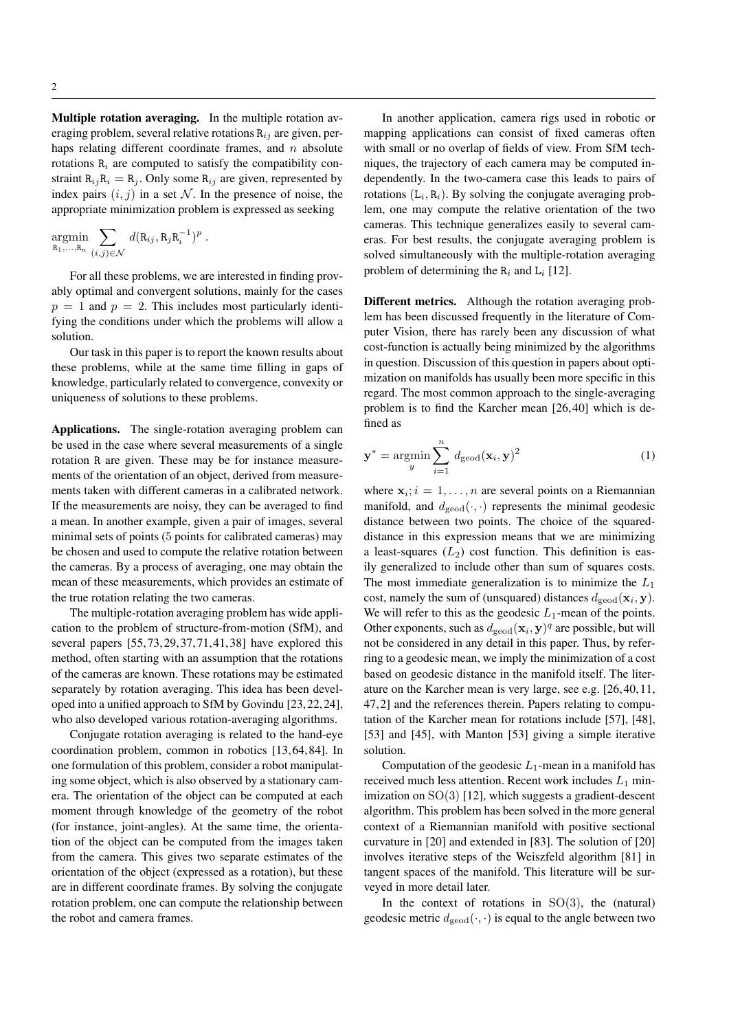**Multiple rotation averaging.** In the multiple rotation averaging problem, several relative rotations $\mathtt{R}_{ij}$ are given, perhaps relating different coordinate frames, and $n$ absolute rotations $\mathtt{R}_i$ are computed to satisfy the compatibility constraint $\mathtt{R}_{ij}\mathtt{R}_i = \mathtt{R}_j$. Only some $\mathtt{R}_{ij}$ are given, represented by index pairs $(i, j)$ in a set $\mathcal{N}$. In the presence of noise, the appropriate minimization problem is expressed as seeking

$$\operatorname*{argmin}_{\mathtt{R}_1,\ldots,\mathtt{R}_n} \sum_{(i,j)\in\mathcal{N}} d(\mathtt{R}_{ij}, \mathtt{R}_j\mathtt{R}_i^{-1})^p \, .$$

For all these problems, we are interested in finding provably optimal and convergent solutions, mainly for the cases $p = 1$ and $p = 2$. This includes most particularly identifying the conditions under which the problems will allow a solution.

Our task in this paper is to report the known results about these problems, while at the same time filling in gaps of knowledge, particularly related to convergence, convexity or uniqueness of solutions to these problems.

**Applications.** The single-rotation averaging problem can be used in the case where several measurements of a single rotation $\mathtt{R}$ are given. These may be for instance measurements of the orientation of an object, derived from measurements taken with different cameras in a calibrated network. If the measurements are noisy, they can be averaged to find a mean. In another example, given a pair of images, several minimal sets of points (5 points for calibrated cameras) may be chosen and used to compute the relative rotation between the cameras. By a process of averaging, one may obtain the mean of these measurements, which provides an estimate of the true rotation relating the two cameras.

The multiple-rotation averaging problem has wide application to the problem of structure-from-motion (SfM), and several papers [55, 73, 29, 37, 71, 41, 38] have explored this method, often starting with an assumption that the rotations of the cameras are known. These rotations may be estimated separately by rotation averaging. This idea has been developed into a unified approach to SfM by Govindu [23, 22, 24], who also developed various rotation-averaging algorithms.

Conjugate rotation averaging is related to the hand-eye coordination problem, common in robotics [13, 64, 84]. In one formulation of this problem, consider a robot manipulating some object, which is also observed by a stationary camera. The orientation of the object can be computed at each moment through knowledge of the geometry of the robot (for instance, joint-angles). At the same time, the orientation of the object can be computed from the images taken from the camera. This gives two separate estimates of the orientation of the object (expressed as a rotation), but these are in different coordinate frames. By solving the conjugate rotation problem, one can compute the relationship between the robot and camera frames.

In another application, camera rigs used in robotic or mapping applications can consist of fixed cameras often with small or no overlap of fields of view. From SfM techniques, the trajectory of each camera may be computed independently. In the two-camera case this leads to pairs of rotations $(\mathtt{L}_i, \mathtt{R}_i)$. By solving the conjugate averaging problem, one may compute the relative orientation of the two cameras. This technique generalizes easily to several cameras. For best results, the conjugate averaging problem is solved simultaneously with the multiple-rotation averaging problem of determining the $\mathtt{R}_i$ and $\mathtt{L}_i$ [12].

**Different metrics.** Although the rotation averaging problem has been discussed frequently in the literature of Computer Vision, there has rarely been any discussion of what cost-function is actually being minimized by the algorithms in question. Discussion of this question in papers about optimization on manifolds has usually been more specific in this regard. The most common approach to the single-averaging problem is to find the Karcher mean [26, 40] which is defined as

$$\mathbf{y}^* = \operatorname*{argmin}_{y} \sum_{i=1}^{n} d_{\mathrm{geod}}(\mathbf{x}_i, \mathbf{y})^2 \tag{1}$$

where $\mathbf{x}_i; i = 1, \ldots, n$ are several points on a Riemannian manifold, and $d_{\mathrm{geod}}(\cdot, \cdot)$ represents the minimal geodesic distance between two points. The choice of the squared-distance in this expression means that we are minimizing a least-squares ($L_2$) cost function. This definition is easily generalized to include other than sum of squares costs. The most immediate generalization is to minimize the $L_1$ cost, namely the sum of (unsquared) distances $d_{\mathrm{geod}}(\mathbf{x}_i, \mathbf{y})$. We will refer to this as the geodesic $L_1$-mean of the points. Other exponents, such as $d_{\mathrm{geod}}(\mathbf{x}_i, \mathbf{y})^q$ are possible, but will not be considered in any detail in this paper. Thus, by referring to a geodesic mean, we imply the minimization of a cost based on geodesic distance in the manifold itself. The literature on the Karcher mean is very large, see e.g. [26, 40, 11, 47, 2] and the references therein. Papers relating to computation of the Karcher mean for rotations include [57], [48], [53] and [45], with Manton [53] giving a simple iterative solution.

Computation of the geodesic $L_1$-mean in a manifold has received much less attention. Recent work includes $L_1$ minimization on $\mathrm{SO}(3)$ [12], which suggests a gradient-descent algorithm. This problem has been solved in the more general context of a Riemannian manifold with positive sectional curvature in [20] and extended in [83]. The solution of [20] involves iterative steps of the Weiszfeld algorithm [81] in tangent spaces of the manifold. This literature will be surveyed in more detail later.

In the context of rotations in $\mathrm{SO}(3)$, the (natural) geodesic metric $d_{\mathrm{geod}}(\cdot, \cdot)$ is equal to the angle between two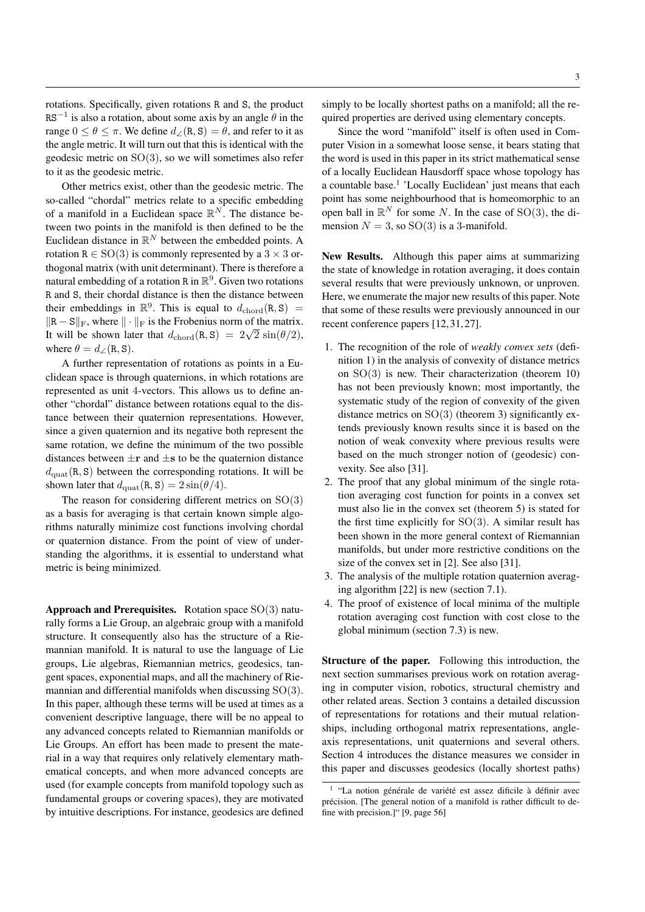rotations. Specifically, given rotations $\mathtt{R}$ and $\mathtt{S}$, the product $\mathtt{RS}^{-1}$ is also a rotation, about some axis by an angle $\theta$ in the range $0 \leq \theta \leq \pi$. We define $d_\angle(\mathtt{R},\mathtt{S}) = \theta$, and refer to it as the angle metric. It will turn out that this is identical with the geodesic metric on $\mathrm{SO}(3)$, so we will sometimes also refer to it as the geodesic metric.

Other metrics exist, other than the geodesic metric. The so-called "chordal" metrics relate to a specific embedding of a manifold in a Euclidean space $\mathbb{R}^N$. The distance between two points in the manifold is then defined to be the Euclidean distance in $\mathbb{R}^N$ between the embedded points. A rotation $\mathtt{R} \in \mathrm{SO}(3)$ is commonly represented by a $3 \times 3$ orthogonal matrix (with unit determinant). There is therefore a natural embedding of a rotation $\mathtt{R}$ in $\mathbb{R}^9$. Given two rotations $\mathtt{R}$ and $\mathtt{S}$, their chordal distance is then the distance between their embeddings in $\mathbb{R}^9$. This is equal to $d_{\mathrm{chord}}(\mathtt{R},\mathtt{S}) = \|\mathtt{R}-\mathtt{S}\|_{\mathrm{F}}$, where $\|\cdot\|_{\mathrm{F}}$ is the Frobenius norm of the matrix. It will be shown later that $d_{\mathrm{chord}}(\mathtt{R},\mathtt{S}) = 2\sqrt{2}\,\sin(\theta/2)$, where $\theta = d_\angle(\mathtt{R},\mathtt{S})$.

A further representation of rotations as points in a Euclidean space is through quaternions, in which rotations are represented as unit 4-vectors. This allows us to define another "chordal" distance between rotations equal to the distance between their quaternion representations. However, since a given quaternion and its negative both represent the same rotation, we define the minimum of the two possible distances between $\pm\mathbf{r}$ and $\pm\mathbf{s}$ to be the quaternion distance $d_{\mathrm{quat}}(\mathtt{R},\mathtt{S})$ between the corresponding rotations. It will be shown later that $d_{\mathrm{quat}}(\mathtt{R},\mathtt{S}) = 2\sin(\theta/4)$.

The reason for considering different metrics on $\mathrm{SO}(3)$ as a basis for averaging is that certain known simple algorithms naturally minimize cost functions involving chordal or quaternion distance. From the point of view of understanding the algorithms, it is essential to understand what metric is being minimized.

**Approach and Prerequisites.** Rotation space $\mathrm{SO}(3)$ naturally forms a Lie Group, an algebraic group with a manifold structure. It consequently also has the structure of a Riemannian manifold. It is natural to use the language of Lie groups, Lie algebras, Riemannian metrics, geodesics, tangent spaces, exponential maps, and all the machinery of Riemannian and differential manifolds when discussing $\mathrm{SO}(3)$. In this paper, although these terms will be used at times as a convenient descriptive language, there will be no appeal to any advanced concepts related to Riemannian manifolds or Lie Groups. An effort has been made to present the material in a way that requires only relatively elementary mathematical concepts, and when more advanced concepts are used (for example concepts from manifold topology such as fundamental groups or covering spaces), they are motivated by intuitive descriptions. For instance, geodesics are defined simply to be locally shortest paths on a manifold; all the required properties are derived using elementary concepts.

Since the word "manifold" itself is often used in Computer Vision in a somewhat loose sense, it bears stating that the word is used in this paper in its strict mathematical sense of a locally Euclidean Hausdorff space whose topology has a countable base.[1] 'Locally Euclidean' just means that each point has some neighbourhood that is homeomorphic to an open ball in $\mathbb{R}^N$ for some $N$. In the case of $\mathrm{SO}(3)$, the dimension $N = 3$, so $\mathrm{SO}(3)$ is a 3-manifold.

**New Results.** Although this paper aims at summarizing the state of knowledge in rotation averaging, it does contain several results that were previously unknown, or unproven. Here, we enumerate the major new results of this paper. Note that some of these results were previously announced in our recent conference papers [12, 31, 27].

1. The recognition of the role of *weakly convex sets* (definition 1) in the analysis of convexity of distance metrics on $\mathrm{SO}(3)$ is new. Their characterization (theorem 10) has not been previously known; most importantly, the systematic study of the region of convexity of the given distance metrics on $\mathrm{SO}(3)$ (theorem 3) significantly extends previously known results since it is based on the notion of weak convexity where previous results were based on the much stronger notion of (geodesic) convexity. See also [31].
2. The proof that any global minimum of the single rotation averaging cost function for points in a convex set must also lie in the convex set (theorem 5) is stated for the first time explicitly for $\mathrm{SO}(3)$. A similar result has been shown in the more general context of Riemannian manifolds, but under more restrictive conditions on the size of the convex set in [2]. See also [31].
3. The analysis of the multiple rotation quaternion averaging algorithm [22] is new (section 7.1).
4. The proof of existence of local minima of the multiple rotation averaging cost function with cost close to the global minimum (section 7.3) is new.

**Structure of the paper.** Following this introduction, the next section summarises previous work on rotation averaging in computer vision, robotics, structural chemistry and other related areas. Section 3 contains a detailed discussion of representations for rotations and their mutual relationships, including orthogonal matrix representations, angle-axis representations, unit quaternions and several others. Section 4 introduces the distance measures we consider in this paper and discusses geodesics (locally shortest paths)

[1] "La notion générale de variété est assez dificile à définir avec précision. [The general notion of a manifold is rather difficult to define with precision.]" [9, page 56]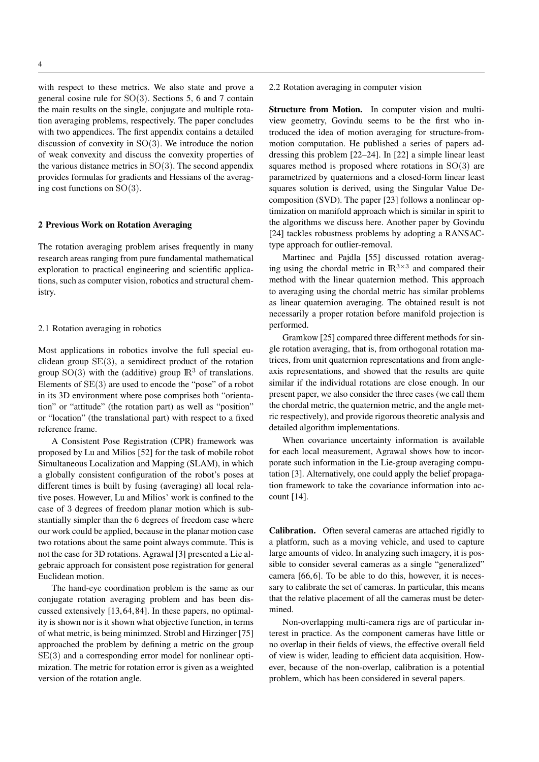with respect to these metrics. We also state and prove a general cosine rule for $\mathrm{SO}(3)$. Sections 5, 6 and 7 contain the main results on the single, conjugate and multiple rotation averaging problems, respectively. The paper concludes with two appendices. The first appendix contains a detailed discussion of convexity in $\mathrm{SO}(3)$. We introduce the notion of weak convexity and discuss the convexity properties of the various distance metrics in $\mathrm{SO}(3)$. The second appendix provides formulas for gradients and Hessians of the averaging cost functions on $\mathrm{SO}(3)$.

## 2 Previous Work on Rotation Averaging

The rotation averaging problem arises frequently in many research areas ranging from pure fundamental mathematical exploration to practical engineering and scientific applications, such as computer vision, robotics and structural chemistry.

### 2.1 Rotation averaging in robotics

Most applications in robotics involve the full special euclidean group $\mathrm{SE}(3)$, a semidirect product of the rotation group $\mathrm{SO}(3)$ with the (additive) group $\mathbb{R}^3$ of translations. Elements of $\mathrm{SE}(3)$ are used to encode the "pose" of a robot in its 3D environment where pose comprises both "orientation" or "attitude" (the rotation part) as well as "position" or "location" (the translational part) with respect to a fixed reference frame.

A Consistent Pose Registration (CPR) framework was proposed by Lu and Milios [52] for the task of mobile robot Simultaneous Localization and Mapping (SLAM), in which a globally consistent configuration of the robot's poses at different times is built by fusing (averaging) all local relative poses. However, Lu and Milios' work is confined to the case of 3 degrees of freedom planar motion which is substantially simpler than the 6 degrees of freedom case where our work could be applied, because in the planar motion case two rotations about the same point always commute. This is not the case for 3D rotations. Agrawal [3] presented a Lie algebraic approach for consistent pose registration for general Euclidean motion.

The hand-eye coordination problem is the same as our conjugate rotation averaging problem and has been discussed extensively [13, 64, 84]. In these papers, no optimality is shown nor is it shown what objective function, in terms of what metric, is being minimzed. Strobl and Hirzinger [75] approached the problem by defining a metric on the group $\mathrm{SE}(3)$ and a corresponding error model for nonlinear optimization. The metric for rotation error is given as a weighted version of the rotation angle.

### 2.2 Rotation averaging in computer vision

**Structure from Motion.** In computer vision and multi-view geometry, Govindu seems to be the first who introduced the idea of motion averaging for structure-from-motion computation. He published a series of papers addressing this problem [22–24]. In [22] a simple linear least squares method is proposed where rotations in $\mathrm{SO}(3)$ are parametrized by quaternions and a closed-form linear least squares solution is derived, using the Singular Value Decomposition (SVD). The paper [23] follows a nonlinear optimization on manifold approach which is similar in spirit to the algorithms we discuss here. Another paper by Govindu [24] tackles robustness problems by adopting a RANSAC-type approach for outlier-removal.

Martinec and Pajdla [55] discussed rotation averaging using the chordal metric in $\mathbb{R}^{3\times 3}$ and compared their method with the linear quaternion method. This approach to averaging using the chordal metric has similar problems as linear quaternion averaging. The obtained result is not necessarily a proper rotation before manifold projection is performed.

Gramkow [25] compared three different methods for single rotation averaging, that is, from orthogonal rotation matrices, from unit quaternion representations and from angle-axis representations, and showed that the results are quite similar if the individual rotations are close enough. In our present paper, we also consider the three cases (we call them the chordal metric, the quaternion metric, and the angle metric respectively), and provide rigorous theoretic analysis and detailed algorithm implementations.

When covariance uncertainty information is available for each local measurement, Agrawal shows how to incorporate such information in the Lie-group averaging computation [3]. Alternatively, one could apply the belief propagation framework to take the covariance information into account [14].

**Calibration.** Often several cameras are attached rigidly to a platform, such as a moving vehicle, and used to capture large amounts of video. In analyzing such imagery, it is possible to consider several cameras as a single "generalized" camera [66, 6]. To be able to do this, however, it is necessary to calibrate the set of cameras. In particular, this means that the relative placement of all the cameras must be determined.

Non-overlapping multi-camera rigs are of particular interest in practice. As the component cameras have little or no overlap in their fields of views, the effective overall field of view is wider, leading to efficient data acquisition. However, because of the non-overlap, calibration is a potential problem, which has been considered in several papers.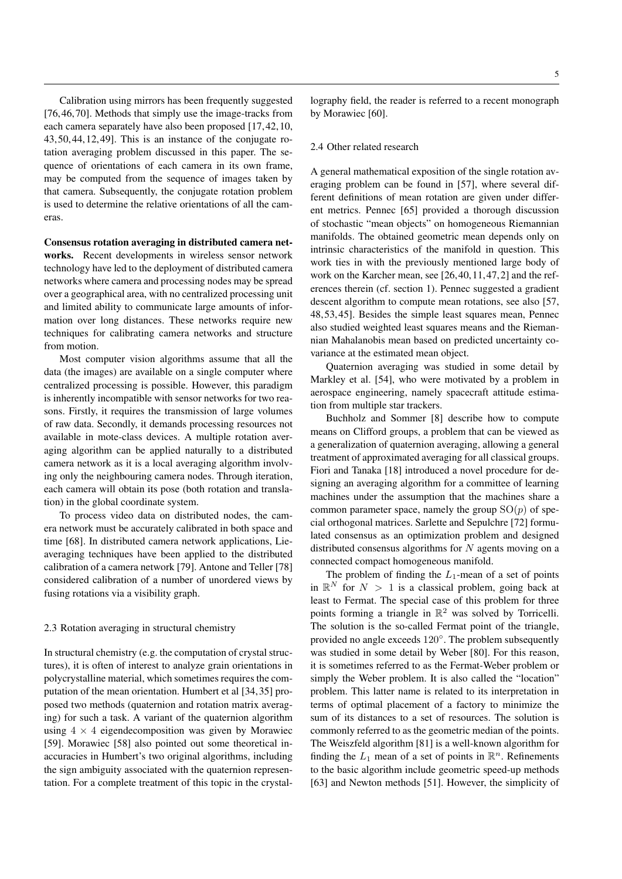Calibration using mirrors has been frequently suggested [76,46,70]. Methods that simply use the image-tracks from each camera separately have also been proposed [17,42,10, 43,50,44,12,49]. This is an instance of the conjugate rotation averaging problem discussed in this paper. The sequence of orientations of each camera in its own frame, may be computed from the sequence of images taken by that camera. Subsequently, the conjugate rotation problem is used to determine the relative orientations of all the cameras.

**Consensus rotation averaging in distributed camera networks.** Recent developments in wireless sensor network technology have led to the deployment of distributed camera networks where camera and processing nodes may be spread over a geographical area, with no centralized processing unit and limited ability to communicate large amounts of information over long distances. These networks require new techniques for calibrating camera networks and structure from motion.

Most computer vision algorithms assume that all the data (the images) are available on a single computer where centralized processing is possible. However, this paradigm is inherently incompatible with sensor networks for two reasons. Firstly, it requires the transmission of large volumes of raw data. Secondly, it demands processing resources not available in mote-class devices. A multiple rotation averaging algorithm can be applied naturally to a distributed camera network as it is a local averaging algorithm involving only the neighbouring camera nodes. Through iteration, each camera will obtain its pose (both rotation and translation) in the global coordinate system.

To process video data on distributed nodes, the camera network must be accurately calibrated in both space and time [68]. In distributed camera network applications, Lie-averaging techniques have been applied to the distributed calibration of a camera network [79]. Antone and Teller [78] considered calibration of a number of unordered views by fusing rotations via a visibility graph.

### 2.3 Rotation averaging in structural chemistry

In structural chemistry (e.g. the computation of crystal structures), it is often of interest to analyze grain orientations in polycrystalline material, which sometimes requires the computation of the mean orientation. Humbert et al [34,35] proposed two methods (quaternion and rotation matrix averaging) for such a task. A variant of the quaternion algorithm using $4 \times 4$ eigendecomposition was given by Morawiec [59]. Morawiec [58] also pointed out some theoretical inaccuracies in Humbert's two original algorithms, including the sign ambiguity associated with the quaternion representation. For a complete treatment of this topic in the crystallography field, the reader is referred to a recent monograph by Morawiec [60].

### 2.4 Other related research

A general mathematical exposition of the single rotation averaging problem can be found in [57], where several different definitions of mean rotation are given under different metrics. Pennec [65] provided a thorough discussion of stochastic "mean objects" on homogeneous Riemannian manifolds. The obtained geometric mean depends only on intrinsic characteristics of the manifold in question. This work ties in with the previously mentioned large body of work on the Karcher mean, see [26,40,11,47,2] and the references therein (cf. section 1). Pennec suggested a gradient descent algorithm to compute mean rotations, see also [57, 48,53,45]. Besides the simple least squares mean, Pennec also studied weighted least squares means and the Riemannian Mahalanobis mean based on predicted uncertainty covariance at the estimated mean object.

Quaternion averaging was studied in some detail by Markley et al. [54], who were motivated by a problem in aerospace engineering, namely spacecraft attitude estimation from multiple star trackers.

Buchholz and Sommer [8] describe how to compute means on Clifford groups, a problem that can be viewed as a generalization of quaternion averaging, allowing a general treatment of approximated averaging for all classical groups. Fiori and Tanaka [18] introduced a novel procedure for designing an averaging algorithm for a committee of learning machines under the assumption that the machines share a common parameter space, namely the group $\mathrm{SO}(p)$ of special orthogonal matrices. Sarlette and Sepulchre [72] formulated consensus as an optimization problem and designed distributed consensus algorithms for $N$ agents moving on a connected compact homogeneous manifold.

The problem of finding the $L_1$-mean of a set of points in $\mathbb{R}^N$ for $N > 1$ is a classical problem, going back at least to Fermat. The special case of this problem for three points forming a triangle in $\mathbb{R}^2$ was solved by Torricelli. The solution is the so-called Fermat point of the triangle, provided no angle exceeds $120^\circ$. The problem subsequently was studied in some detail by Weber [80]. For this reason, it is sometimes referred to as the Fermat-Weber problem or simply the Weber problem. It is also called the "location" problem. This latter name is related to its interpretation in terms of optimal placement of a factory to minimize the sum of its distances to a set of resources. The solution is commonly referred to as the geometric median of the points. The Weiszfeld algorithm [81] is a well-known algorithm for finding the $L_1$ mean of a set of points in $\mathbb{R}^n$. Refinements to the basic algorithm include geometric speed-up methods [63] and Newton methods [51]. However, the simplicity of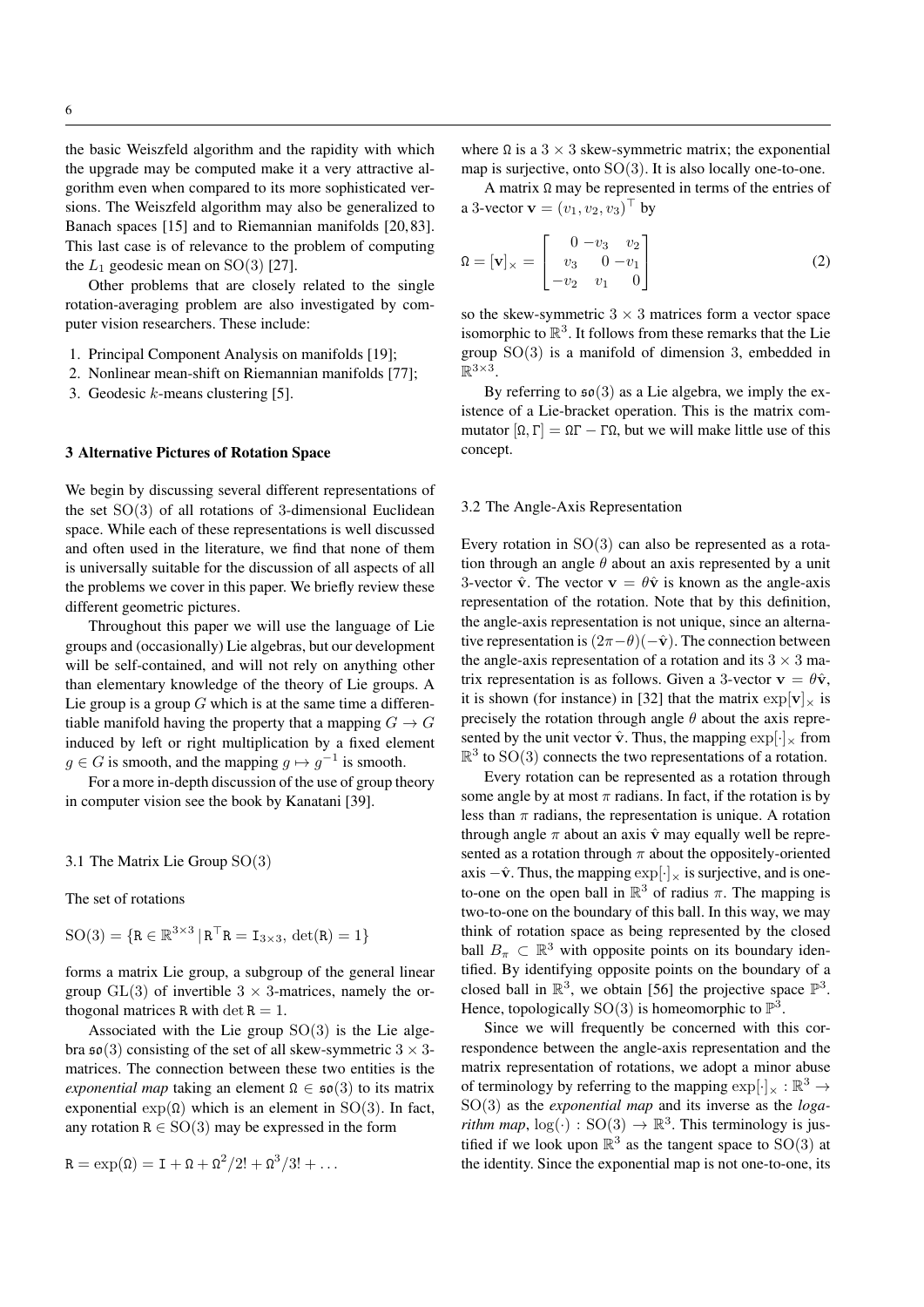the basic Weiszfeld algorithm and the rapidity with which the upgrade may be computed make it a very attractive algorithm even when compared to its more sophisticated versions. The Weiszfeld algorithm may also be generalized to Banach spaces [15] and to Riemannian manifolds [20, 83]. This last case is of relevance to the problem of computing the $L_1$ geodesic mean on $\mathrm{SO}(3)$ [27].

Other problems that are closely related to the single rotation-averaging problem are also investigated by computer vision researchers. These include:

1. Principal Component Analysis on manifolds [19];
2. Nonlinear mean-shift on Riemannian manifolds [77];
3. Geodesic $k$-means clustering [5].

## 3 Alternative Pictures of Rotation Space

We begin by discussing several different representations of the set $\mathrm{SO}(3)$ of all rotations of 3-dimensional Euclidean space. While each of these representations is well discussed and often used in the literature, we find that none of them is universally suitable for the discussion of all aspects of all the problems we cover in this paper. We briefly review these different geometric pictures.

Throughout this paper we will use the language of Lie groups and (occasionally) Lie algebras, but our development will be self-contained, and will not rely on anything other than elementary knowledge of the theory of Lie groups. A Lie group is a group $G$ which is at the same time a differentiable manifold having the property that a mapping $G \to G$ induced by left or right multiplication by a fixed element $g \in G$ is smooth, and the mapping $g \mapsto g^{-1}$ is smooth.

For a more in-depth discussion of the use of group theory in computer vision see the book by Kanatani [39].

### 3.1 The Matrix Lie Group $\mathrm{SO}(3)$

The set of rotations

$$\mathrm{SO}(3) = \{\mathtt{R} \in \mathbb{R}^{3\times 3} \,|\, \mathtt{R}^\top \mathtt{R} = \mathtt{I}_{3\times 3},\ \det(\mathtt{R}) = 1\}$$

forms a matrix Lie group, a subgroup of the general linear group $\mathrm{GL}(3)$ of invertible $3 \times 3$-matrices, namely the orthogonal matrices $\mathtt{R}$ with $\det \mathtt{R} = 1$.

Associated with the Lie group $\mathrm{SO}(3)$ is the Lie algebra $\mathfrak{so}(3)$ consisting of the set of all skew-symmetric $3 \times 3$-matrices. The connection between these two entities is the *exponential map* taking an element $\Omega \in \mathfrak{so}(3)$ to its matrix exponential $\exp(\Omega)$ which is an element in $\mathrm{SO}(3)$. In fact, any rotation $\mathtt{R} \in \mathrm{SO}(3)$ may be expressed in the form

$$\mathtt{R} = \exp(\Omega) = \mathtt{I} + \Omega + \Omega^2/2! + \Omega^3/3! + \ldots$$

where $\Omega$ is a $3 \times 3$ skew-symmetric matrix; the exponential map is surjective, onto $\mathrm{SO}(3)$. It is also locally one-to-one.

A matrix $\Omega$ may be represented in terms of the entries of a 3-vector $\mathbf{v} = (v_1, v_2, v_3)^\top$ by

$$\Omega = [\mathbf{v}]_\times = \begin{bmatrix} 0 & -v_3 & v_2 \\ v_3 & 0 & -v_1 \\ -v_2 & v_1 & 0 \end{bmatrix} \tag{2}$$

so the skew-symmetric $3 \times 3$ matrices form a vector space isomorphic to $\mathbb{R}^3$. It follows from these remarks that the Lie group $\mathrm{SO}(3)$ is a manifold of dimension 3, embedded in $\mathbb{R}^{3\times 3}$.

By referring to $\mathfrak{so}(3)$ as a Lie algebra, we imply the existence of a Lie-bracket operation. This is the matrix commutator $[\Omega, \Gamma] = \Omega\Gamma - \Gamma\Omega$, but we will make little use of this concept.

### 3.2 The Angle-Axis Representation

Every rotation in $\mathrm{SO}(3)$ can also be represented as a rotation through an angle $\theta$ about an axis represented by a unit 3-vector $\hat{\mathbf{v}}$. The vector $\mathbf{v} = \theta\hat{\mathbf{v}}$ is known as the angle-axis representation of the rotation. Note that by this definition, the angle-axis representation is not unique, since an alternative representation is $(2\pi - \theta)(-\hat{\mathbf{v}})$. The connection between the angle-axis representation of a rotation and its $3 \times 3$ matrix representation is as follows. Given a 3-vector $\mathbf{v} = \theta\hat{\mathbf{v}}$, it is shown (for instance) in [32] that the matrix $\exp[\mathbf{v}]_\times$ is precisely the rotation through angle $\theta$ about the axis represented by the unit vector $\hat{\mathbf{v}}$. Thus, the mapping $\exp[\cdot]_\times$ from $\mathbb{R}^3$ to $\mathrm{SO}(3)$ connects the two representations of a rotation.

Every rotation can be represented as a rotation through some angle by at most $\pi$ radians. In fact, if the rotation is by less than $\pi$ radians, the representation is unique. A rotation through angle $\pi$ about an axis $\hat{\mathbf{v}}$ may equally well be represented as a rotation through $\pi$ about the oppositely-oriented axis $-\hat{\mathbf{v}}$. Thus, the mapping $\exp[\cdot]_\times$ is surjective, and is one-to-one on the open ball in $\mathbb{R}^3$ of radius $\pi$. The mapping is two-to-one on the boundary of this ball. In this way, we may think of rotation space as being represented by the closed ball $B_\pi \subset \mathbb{R}^3$ with opposite points on its boundary identified. By identifying opposite points on the boundary of a closed ball in $\mathbb{R}^3$, we obtain [56] the projective space $\mathbb{P}^3$. Hence, topologically $\mathrm{SO}(3)$ is homeomorphic to $\mathbb{P}^3$.

Since we will frequently be concerned with this correspondence between the angle-axis representation and the matrix representation of rotations, we adopt a minor abuse of terminology by referring to the mapping $\exp[\cdot]_\times : \mathbb{R}^3 \to \mathrm{SO}(3)$ as the *exponential map* and its inverse as the *logarithm map*, $\log(\cdot) : \mathrm{SO}(3) \to \mathbb{R}^3$. This terminology is justified if we look upon $\mathbb{R}^3$ as the tangent space to $\mathrm{SO}(3)$ at the identity. Since the exponential map is not one-to-one, its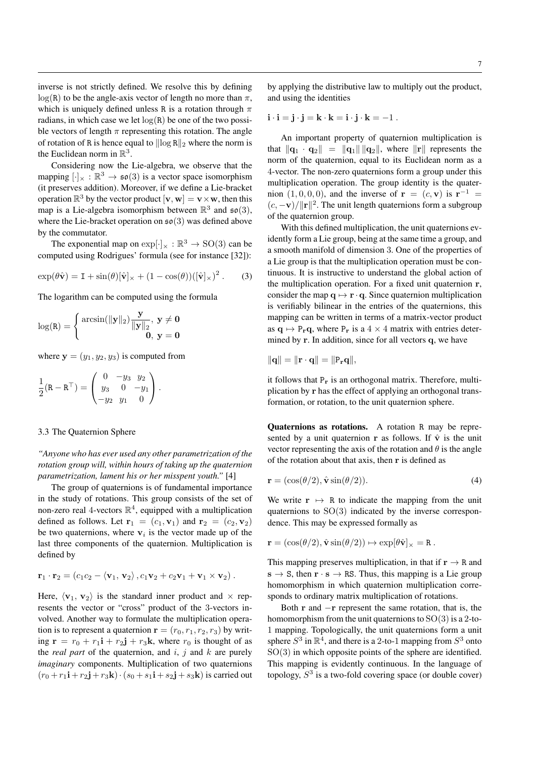inverse is not strictly defined. We resolve this by defining $\log(\mathtt{R})$ to be the angle-axis vector of length no more than $\pi$, which is uniquely defined unless $\mathtt{R}$ is a rotation through $\pi$ radians, in which case we let $\log(\mathtt{R})$ be one of the two possible vectors of length $\pi$ representing this rotation. The angle of rotation of $\mathtt{R}$ is hence equal to $\|\log \mathtt{R}\|_2$ where the norm is the Euclidean norm in $\mathbb{R}^3$.

Considering now the Lie-algebra, we observe that the mapping $[\cdot]_\times : \mathbb{R}^3 \to \mathfrak{so}(3)$ is a vector space isomorphism (it preserves addition). Moreover, if we define a Lie-bracket operation $\mathbb{R}^3$ by the vector product $[\mathbf{v}, \mathbf{w}] = \mathbf{v} \times \mathbf{w}$, then this map is a Lie-algebra isomorphism between $\mathbb{R}^3$ and $\mathfrak{so}(3)$, where the Lie-bracket operation on $\mathfrak{so}(3)$ was defined above by the commutator.

The exponential map on $\exp[\cdot]_\times : \mathbb{R}^3 \to \mathrm{SO}(3)$ can be computed using Rodrigues' formula (see for instance [32]):

$$\exp(\theta\hat{\mathbf{v}}) = \mathtt{I} + \sin(\theta)[\hat{\mathbf{v}}]_\times + (1 - \cos(\theta))([\hat{\mathbf{v}}]_\times)^2 \,. \qquad (3)$$

The logarithm can be computed using the formula

$$\log(\mathtt{R}) = \begin{cases} \arcsin(\|\mathbf{y}\|_2)\dfrac{\mathbf{y}}{\|\mathbf{y}\|_2}, & \mathbf{y} \neq \mathbf{0} \\ \mathbf{0}, & \mathbf{y} = \mathbf{0} \end{cases}$$

where $\mathbf{y} = (y_1, y_2, y_3)$ is computed from

$$\frac{1}{2}(\mathtt{R} - \mathtt{R}^\top) = \begin{pmatrix} 0 & -y_3 & y_2 \\ y_3 & 0 & -y_1 \\ -y_2 & y_1 & 0 \end{pmatrix}.$$

### 3.3 The Quaternion Sphere

*"Anyone who has ever used any other parametrization of the rotation group will, within hours of taking up the quaternion parametrization, lament his or her misspent youth."* [4]

The group of quaternions is of fundamental importance in the study of rotations. This group consists of the set of non-zero real 4-vectors $\mathbb{R}^4$, equipped with a multiplication defined as follows. Let $\mathbf{r}_1 = (c_1, \mathbf{v}_1)$ and $\mathbf{r}_2 = (c_2, \mathbf{v}_2)$ be two quaternions, where $\mathbf{v}_i$ is the vector made up of the last three components of the quaternion. Multiplication is defined by

$$\mathbf{r}_1 \cdot \mathbf{r}_2 = (c_1 c_2 - \langle \mathbf{v}_1, \mathbf{v}_2 \rangle, c_1\mathbf{v}_2 + c_2\mathbf{v}_1 + \mathbf{v}_1 \times \mathbf{v}_2) \,.$$

Here, $\langle \mathbf{v}_1, \mathbf{v}_2 \rangle$ is the standard inner product and $\times$ represents the vector or "cross" product of the 3-vectors involved. Another way to formulate the multiplication operation is to represent a quaternion $\mathbf{r} = (r_0, r_1, r_2, r_3)$ by writing $\mathbf{r} = r_0 + r_1\mathbf{i} + r_2\mathbf{j} + r_3\mathbf{k}$, where $r_0$ is thought of as the *real part* of the quaternion, and $i$, $j$ and $k$ are purely *imaginary* components. Multiplication of two quaternions $(r_0 + r_1\mathbf{i} + r_2\mathbf{j} + r_3\mathbf{k}) \cdot (s_0 + s_1\mathbf{i} + s_2\mathbf{j} + s_3\mathbf{k})$ is carried out by applying the distributive law to multiply out the product, and using the identities

$$\mathbf{i} \cdot \mathbf{i} = \mathbf{j} \cdot \mathbf{j} = \mathbf{k} \cdot \mathbf{k} = \mathbf{i} \cdot \mathbf{j} \cdot \mathbf{k} = -1 \,.$$

An important property of quaternion multiplication is that $\|\mathbf{q}_1 \cdot \mathbf{q}_2\| = \|\mathbf{q}_1\|\,\|\mathbf{q}_2\|$, where $\|\mathbf{r}\|$ represents the norm of the quaternion, equal to its Euclidean norm as a 4-vector. The non-zero quaternions form a group under this multiplication operation. The group identity is the quaternion $(1, 0, 0, 0)$, and the inverse of $\mathbf{r} = (c, \mathbf{v})$ is $\mathbf{r}^{-1} = (c, -\mathbf{v})/\|\mathbf{r}\|^2$. The unit length quaternions form a subgroup of the quaternion group.

With this defined multiplication, the unit quaternions evidently form a Lie group, being at the same time a group, and a smooth manifold of dimension 3. One of the properties of a Lie group is that the multiplication operation must be continuous. It is instructive to understand the global action of the multiplication operation. For a fixed unit quaternion $\mathbf{r}$, consider the map $\mathbf{q} \mapsto \mathbf{r} \cdot \mathbf{q}$. Since quaternion multiplication is verifiably bilinear in the entries of the quaternions, this mapping can be written in terms of a matrix-vector product as $\mathbf{q} \mapsto \mathtt{P}_\mathbf{r}\mathbf{q}$, where $\mathtt{P}_\mathbf{r}$ is a $4 \times 4$ matrix with entries determined by $\mathbf{r}$. In addition, since for all vectors $\mathbf{q}$, we have

$$\|\mathbf{q}\| = \|\mathbf{r} \cdot \mathbf{q}\| = \|\mathtt{P}_\mathbf{r}\mathbf{q}\|,$$

it follows that $\mathtt{P}_\mathbf{r}$ is an orthogonal matrix. Therefore, multiplication by $\mathbf{r}$ has the effect of applying an orthogonal transformation, or rotation, to the unit quaternion sphere.

**Quaternions as rotations.** A rotation $\mathtt{R}$ may be represented by a unit quaternion $\mathbf{r}$ as follows. If $\hat{\mathbf{v}}$ is the unit vector representing the axis of the rotation and $\theta$ is the angle of the rotation about that axis, then $\mathbf{r}$ is defined as

$$\mathbf{r} = (\cos(\theta/2), \hat{\mathbf{v}}\sin(\theta/2)). \qquad (4)$$

We write $\mathbf{r} \mapsto \mathtt{R}$ to indicate the mapping from the unit quaternions to $\mathrm{SO}(3)$ indicated by the inverse correspondence. This may be expressed formally as

$$\mathbf{r} = (\cos(\theta/2), \hat{\mathbf{v}}\sin(\theta/2)) \mapsto \exp[\theta\hat{\mathbf{v}}]_\times = \mathtt{R} \,.$$

This mapping preserves multiplication, in that if $\mathbf{r} \to \mathtt{R}$ and $\mathbf{s} \to \mathtt{S}$, then $\mathbf{r} \cdot \mathbf{s} \to \mathtt{RS}$. Thus, this mapping is a Lie group homomorphism in which quaternion multiplication corresponds to ordinary matrix multiplication of rotations.

Both $\mathbf{r}$ and $-\mathbf{r}$ represent the same rotation, that is, the homomorphism from the unit quaternions to $\mathrm{SO}(3)$ is a 2-to-1 mapping. Topologically, the unit quaternions form a unit sphere $S^3$ in $\mathbb{R}^4$, and there is a 2-to-1 mapping from $S^3$ onto $\mathrm{SO}(3)$ in which opposite points of the sphere are identified. This mapping is evidently continuous. In the language of topology, $S^3$ is a two-fold covering space (or double cover)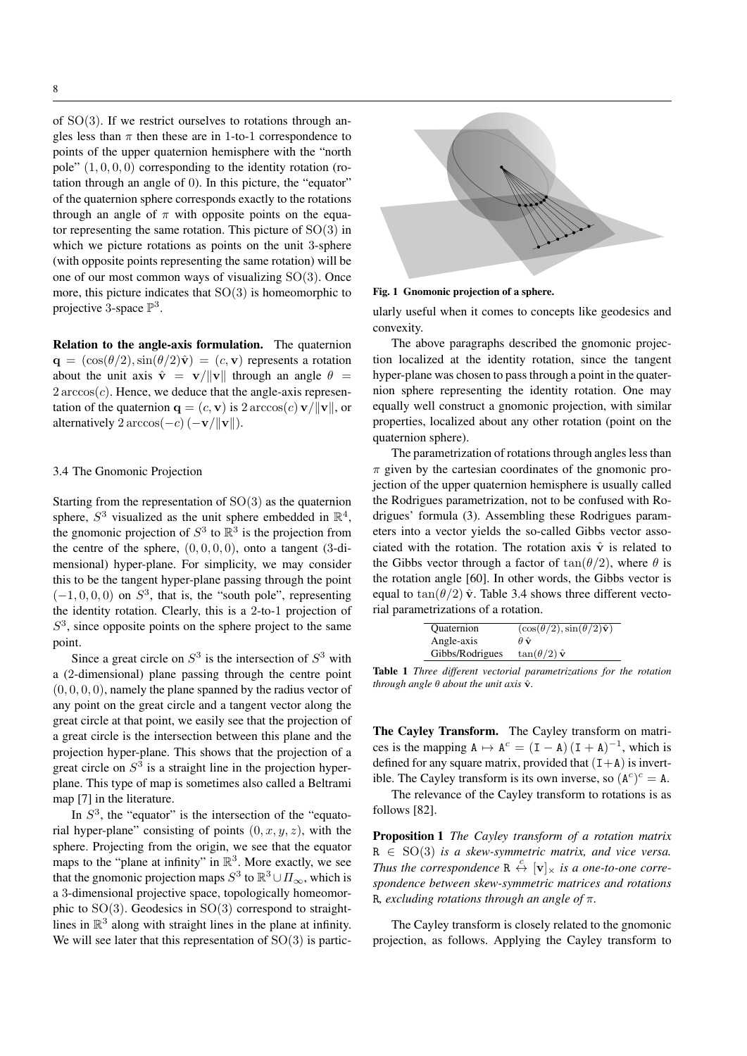of SO(3). If we restrict ourselves to rotations through angles less than $\pi$ then these are in 1-to-1 correspondence to points of the upper quaternion hemisphere with the "north pole" $(1, 0, 0, 0)$ corresponding to the identity rotation (rotation through an angle of 0). In this picture, the "equator" of the quaternion sphere corresponds exactly to the rotations through an angle of $\pi$ with opposite points on the equator representing the same rotation. This picture of $\mathrm{SO}(3)$ in which we picture rotations as points on the unit 3-sphere (with opposite points representing the same rotation) will be one of our most common ways of visualizing $\mathrm{SO}(3)$. Once more, this picture indicates that $\mathrm{SO}(3)$ is homeomorphic to projective 3-space $\mathbb{P}^3$.

**Relation to the angle-axis formulation.** The quaternion $\mathbf{q} = (\cos(\theta/2), \sin(\theta/2)\hat{\mathbf{v}}) = (c, \mathbf{v})$ represents a rotation about the unit axis $\hat{\mathbf{v}} = \mathbf{v}/\|\mathbf{v}\|$ through an angle $\theta = 2\arccos(c)$. Hence, we deduce that the angle-axis representation of the quaternion $\mathbf{q} = (c, \mathbf{v})$ is $2\arccos(c)\,\mathbf{v}/\|\mathbf{v}\|$, or alternatively $2\arccos(-c)\,(-\mathbf{v}/\|\mathbf{v}\|)$.

### 3.4 The Gnomonic Projection

Starting from the representation of $\mathrm{SO}(3)$ as the quaternion sphere, $S^3$ visualized as the unit sphere embedded in $\mathbb{R}^4$, the gnomonic projection of $S^3$ to $\mathbb{R}^3$ is the projection from the centre of the sphere, $(0, 0, 0, 0)$, onto a tangent (3-dimensional) hyper-plane. For simplicity, we may consider this to be the tangent hyper-plane passing through the point $(-1, 0, 0, 0)$ on $S^3$, that is, the "south pole", representing the identity rotation. Clearly, this is a 2-to-1 projection of $S^3$, since opposite points on the sphere project to the same point.

Since a great circle on $S^3$ is the intersection of $S^3$ with a (2-dimensional) plane passing through the centre point $(0, 0, 0, 0)$, namely the plane spanned by the radius vector of any point on the great circle and a tangent vector along the great circle at that point, we easily see that the projection of a great circle is the intersection between this plane and the projection hyper-plane. This shows that the projection of a great circle on $S^3$ is a straight line in the projection hyper-plane. This type of map is sometimes also called a Beltrami map [7] in the literature.

In $S^3$, the "equator" is the intersection of the "equatorial hyper-plane" consisting of points $(0, x, y, z)$, with the sphere. Projecting from the origin, we see that the equator maps to the "plane at infinity" in $\mathbb{R}^3$. More exactly, we see that the gnomonic projection maps $S^3$ to $\mathbb{R}^3 \cup \Pi_\infty$, which is a 3-dimensional projective space, topologically homeomorphic to $\mathrm{SO}(3)$. Geodesics in $\mathrm{SO}(3)$ correspond to straight-lines in $\mathbb{R}^3$ along with straight lines in the plane at infinity. We will see later that this representation of $\mathrm{SO}(3)$ is particularly useful when it comes to concepts like geodesics and convexity.

**Fig. 1 Gnomonic projection of a sphere.**

The above paragraphs described the gnomonic projection localized at the identity rotation, since the tangent hyper-plane was chosen to pass through a point in the quaternion sphere representing the identity rotation. One may equally well construct a gnomonic projection, with similar properties, localized about any other rotation (point on the quaternion sphere).

The parametrization of rotations through angles less than $\pi$ given by the cartesian coordinates of the gnomonic projection of the upper quaternion hemisphere is usually called the Rodrigues parametrization, not to be confused with Rodrigues' formula (3). Assembling these Rodrigues parameters into a vector yields the so-called Gibbs vector associated with the rotation. The rotation axis $\hat{\mathbf{v}}$ is related to the Gibbs vector through a factor of $\tan(\theta/2)$, where $\theta$ is the rotation angle [60]. In other words, the Gibbs vector is equal to $\tan(\theta/2)\,\hat{\mathbf{v}}$. Table 3.4 shows three different vectorial parametrizations of a rotation.

| | |
|---|---|
| Quaternion | $(\cos(\theta/2), \sin(\theta/2)\hat{\mathbf{v}})$ |
| Angle-axis | $\theta\,\hat{\mathbf{v}}$ |
| Gibbs/Rodrigues | $\tan(\theta/2)\,\hat{\mathbf{v}}$ |

**Table 1** *Three different vectorial parametrizations for the rotation through angle $\theta$ about the unit axis $\hat{\mathbf{v}}$.*

**The Cayley Transform.** The Cayley transform on matrices is the mapping $\mathtt{A} \mapsto \mathtt{A}^c = (\mathtt{I} - \mathtt{A})(\mathtt{I} + \mathtt{A})^{-1}$, which is defined for any square matrix, provided that $(\mathtt{I}+\mathtt{A})$ is invertible. The Cayley transform is its own inverse, so $(\mathtt{A}^c)^c = \mathtt{A}$.

The relevance of the Cayley transform to rotations is as follows [82].

**Proposition 1** *The Cayley transform of a rotation matrix $\mathtt{R} \in \mathrm{SO}(3)$ is a skew-symmetric matrix, and vice versa. Thus the correspondence $\mathtt{R} \overset{c}{\leftrightarrow} [\mathbf{v}]_\times$ is a one-to-one correspondence between skew-symmetric matrices and rotations $\mathtt{R}$, excluding rotations through an angle of $\pi$.*

The Cayley transform is closely related to the gnomonic projection, as follows. Applying the Cayley transform to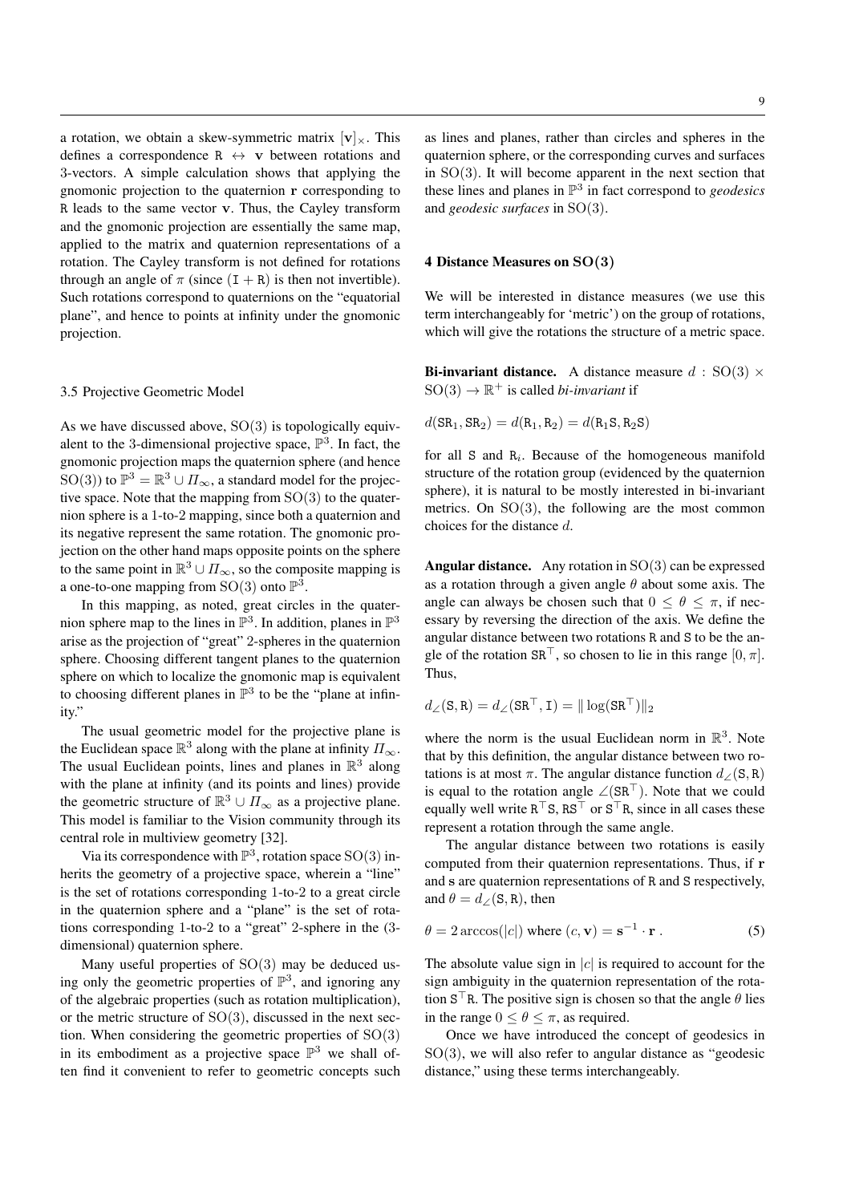a rotation, we obtain a skew-symmetric matrix $[\mathbf{v}]_\times$. This defines a correspondence $\mathtt{R} \leftrightarrow \mathbf{v}$ between rotations and 3-vectors. A simple calculation shows that applying the gnomonic projection to the quaternion $\mathbf{r}$ corresponding to $\mathtt{R}$ leads to the same vector $\mathbf{v}$. Thus, the Cayley transform and the gnomonic projection are essentially the same map, applied to the matrix and quaternion representations of a rotation. The Cayley transform is not defined for rotations through an angle of $\pi$ (since $(\mathtt{I} + \mathtt{R})$ is then not invertible). Such rotations correspond to quaternions on the "equatorial plane", and hence to points at infinity under the gnomonic projection.

### 3.5 Projective Geometric Model

As we have discussed above, $\mathrm{SO}(3)$ is topologically equivalent to the 3-dimensional projective space, $\mathbb{P}^3$. In fact, the gnomonic projection maps the quaternion sphere (and hence $\mathrm{SO}(3)$) to $\mathbb{P}^3 = \mathbb{R}^3 \cup \Pi_\infty$, a standard model for the projective space. Note that the mapping from $\mathrm{SO}(3)$ to the quaternion sphere is a 1-to-2 mapping, since both a quaternion and its negative represent the same rotation. The gnomonic projection on the other hand maps opposite points on the sphere to the same point in $\mathbb{R}^3 \cup \Pi_\infty$, so the composite mapping is a one-to-one mapping from $\mathrm{SO}(3)$ onto $\mathbb{P}^3$.

In this mapping, as noted, great circles in the quaternion sphere map to the lines in $\mathbb{P}^3$. In addition, planes in $\mathbb{P}^3$ arise as the projection of "great" 2-spheres in the quaternion sphere. Choosing different tangent planes to the quaternion sphere on which to localize the gnomonic map is equivalent to choosing different planes in $\mathbb{P}^3$ to be the "plane at infinity."

The usual geometric model for the projective plane is the Euclidean space $\mathbb{R}^3$ along with the plane at infinity $\Pi_\infty$. The usual Euclidean points, lines and planes in $\mathbb{R}^3$ along with the plane at infinity (and its points and lines) provide the geometric structure of $\mathbb{R}^3 \cup \Pi_\infty$ as a projective plane. This model is familiar to the Vision community through its central role in multiview geometry [32].

Via its correspondence with $\mathbb{P}^3$, rotation space $\mathrm{SO}(3)$ inherits the geometry of a projective space, wherein a "line" is the set of rotations corresponding 1-to-2 to a great circle in the quaternion sphere and a "plane" is the set of rotations corresponding 1-to-2 to a "great" 2-sphere in the (3-dimensional) quaternion sphere.

Many useful properties of $\mathrm{SO}(3)$ may be deduced using only the geometric properties of $\mathbb{P}^3$, and ignoring any of the algebraic properties (such as rotation multiplication), or the metric structure of $\mathrm{SO}(3)$, discussed in the next section. When considering the geometric properties of $\mathrm{SO}(3)$ in its embodiment as a projective space $\mathbb{P}^3$ we shall often find it convenient to refer to geometric concepts such as lines and planes, rather than circles and spheres in the quaternion sphere, or the corresponding curves and surfaces in $\mathrm{SO}(3)$. It will become apparent in the next section that these lines and planes in $\mathbb{P}^3$ in fact correspond to *geodesics* and *geodesic surfaces* in $\mathrm{SO}(3)$.

## 4 Distance Measures on $\mathrm{SO}(3)$

We will be interested in distance measures (we use this term interchangeably for 'metric') on the group of rotations, which will give the rotations the structure of a metric space.

**Bi-invariant distance.** A distance measure $d : \mathrm{SO}(3) \times \mathrm{SO}(3) \rightarrow \mathbb{R}^+$ is called *bi-invariant* if

$$d(\mathtt{SR}_1, \mathtt{SR}_2) = d(\mathtt{R}_1, \mathtt{R}_2) = d(\mathtt{R}_1\mathtt{S}, \mathtt{R}_2\mathtt{S})$$

for all $\mathtt{S}$ and $\mathtt{R}_i$. Because of the homogeneous manifold structure of the rotation group (evidenced by the quaternion sphere), it is natural to be mostly interested in bi-invariant metrics. On $\mathrm{SO}(3)$, the following are the most common choices for the distance $d$.

**Angular distance.** Any rotation in $\mathrm{SO}(3)$ can be expressed as a rotation through a given angle $\theta$ about some axis. The angle can always be chosen such that $0 \leq \theta \leq \pi$, if necessary by reversing the direction of the axis. We define the angular distance between two rotations $\mathtt{R}$ and $\mathtt{S}$ to be the angle of the rotation $\mathtt{SR}^\top$, so chosen to lie in this range $[0, \pi]$. Thus,

$$d_\angle(\mathtt{S}, \mathtt{R}) = d_\angle(\mathtt{SR}^\top, \mathtt{I}) = \|\log(\mathtt{SR}^\top)\|_2$$

where the norm is the usual Euclidean norm in $\mathbb{R}^3$. Note that by this definition, the angular distance between two rotations is at most $\pi$. The angular distance function $d_\angle(\mathtt{S}, \mathtt{R})$ is equal to the rotation angle $\angle(\mathtt{SR}^\top)$. Note that we could equally well write $\mathtt{R}^\top\mathtt{S}$, $\mathtt{RS}^\top$ or $\mathtt{S}^\top\mathtt{R}$, since in all cases these represent a rotation through the same angle.

The angular distance between two rotations is easily computed from their quaternion representations. Thus, if $\mathbf{r}$ and $\mathbf{s}$ are quaternion representations of $\mathtt{R}$ and $\mathtt{S}$ respectively, and $\theta = d_\angle(\mathtt{S}, \mathtt{R})$, then

$$\theta = 2\arccos(|c|) \text{ where } (c, \mathbf{v}) = \mathbf{s}^{-1} \cdot \mathbf{r} \; . \tag{5}$$

The absolute value sign in $|c|$ is required to account for the sign ambiguity in the quaternion representation of the rotation $\mathtt{S}^\top\mathtt{R}$. The positive sign is chosen so that the angle $\theta$ lies in the range $0 \leq \theta \leq \pi$, as required.

Once we have introduced the concept of geodesics in $\mathrm{SO}(3)$, we will also refer to angular distance as "geodesic distance," using these terms interchangeably.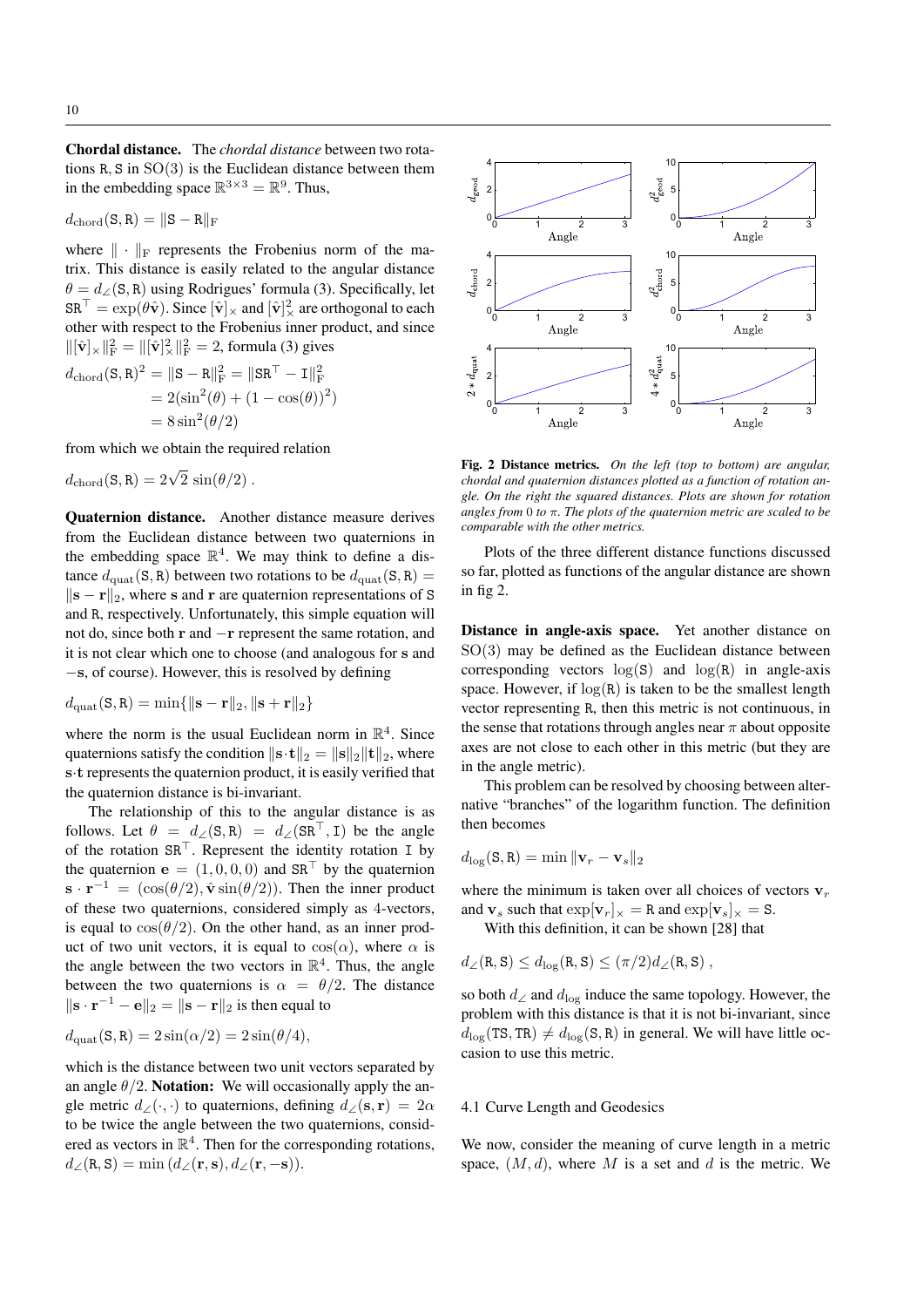**Chordal distance.** The *chordal distance* between two rotations R, S in $\mathrm{SO}(3)$ is the Euclidean distance between them in the embedding space $\mathbb{R}^{3\times 3} = \mathbb{R}^9$. Thus,

$$d_{\mathrm{chord}}(\mathtt{S}, \mathtt{R}) = \|\mathtt{S} - \mathtt{R}\|_{\mathrm{F}}$$

where $\|\cdot\|_{\mathrm{F}}$ represents the Frobenius norm of the matrix. This distance is easily related to the angular distance $\theta = d_\angle(\mathtt{S}, \mathtt{R})$ using Rodrigues' formula (3). Specifically, let $\mathtt{SR}^\top = \exp(\theta\hat{\mathbf{v}})$. Since $[\hat{\mathbf{v}}]_\times$ and $[\hat{\mathbf{v}}]_\times^2$ are orthogonal to each other with respect to the Frobenius inner product, and since $\|[\hat{\mathbf{v}}]_\times\|_{\mathrm{F}}^2 = \|[\hat{\mathbf{v}}]_\times^2\|_{\mathrm{F}}^2 = 2$, formula (3) gives

$$\begin{aligned} d_{\mathrm{chord}}(\mathtt{S}, \mathtt{R})^2 &= \|\mathtt{S} - \mathtt{R}\|_{\mathrm{F}}^2 = \|\mathtt{SR}^\top - \mathtt{I}\|_{\mathrm{F}}^2 \\ &= 2(\sin^2(\theta) + (1 - \cos(\theta))^2) \\ &= 8\sin^2(\theta/2) \end{aligned}$$

from which we obtain the required relation

$$d_{\mathrm{chord}}(\mathtt{S}, \mathtt{R}) = 2\sqrt{2}\,\sin(\theta/2)\,.$$

**Quaternion distance.** Another distance measure derives from the Euclidean distance between two quaternions in the embedding space $\mathbb{R}^4$. We may think to define a distance $d_{\mathrm{quat}}(\mathtt{S}, \mathtt{R})$ between two rotations to be $d_{\mathrm{quat}}(\mathtt{S}, \mathtt{R}) = \|\mathbf{s} - \mathbf{r}\|_2$, where $\mathbf{s}$ and $\mathbf{r}$ are quaternion representations of S and R, respectively. Unfortunately, this simple equation will not do, since both $\mathbf{r}$ and $-\mathbf{r}$ represent the same rotation, and it is not clear which one to choose (and analogous for $\mathbf{s}$ and $-\mathbf{s}$, of course). However, this is resolved by defining

$$d_{\mathrm{quat}}(\mathtt{S}, \mathtt{R}) = \min\{\|\mathbf{s} - \mathbf{r}\|_2, \|\mathbf{s} + \mathbf{r}\|_2\}$$

where the norm is the usual Euclidean norm in $\mathbb{R}^4$. Since quaternions satisfy the condition $\|\mathbf{s}\cdot\mathbf{t}\|_2 = \|\mathbf{s}\|_2\|\mathbf{t}\|_2$, where $\mathbf{s}\cdot\mathbf{t}$ represents the quaternion product, it is easily verified that the quaternion distance is bi-invariant.

The relationship of this to the angular distance is as follows. Let $\theta = d_\angle(\mathtt{S}, \mathtt{R}) = d_\angle(\mathtt{SR}^\top, \mathtt{I})$ be the angle of the rotation $\mathtt{SR}^\top$. Represent the identity rotation I by the quaternion $\mathbf{e} = (1, 0, 0, 0)$ and $\mathtt{SR}^\top$ by the quaternion $\mathbf{s}\cdot\mathbf{r}^{-1} = (\cos(\theta/2), \hat{\mathbf{v}}\sin(\theta/2))$. Then the inner product of these two quaternions, considered simply as 4-vectors, is equal to $\cos(\theta/2)$. On the other hand, as an inner product of two unit vectors, it is equal to $\cos(\alpha)$, where $\alpha$ is the angle between the two vectors in $\mathbb{R}^4$. Thus, the angle between the two quaternions is $\alpha = \theta/2$. The distance $\|\mathbf{s}\cdot\mathbf{r}^{-1} - \mathbf{e}\|_2 = \|\mathbf{s} - \mathbf{r}\|_2$ is then equal to

$$d_{\mathrm{quat}}(\mathtt{S}, \mathtt{R}) = 2\sin(\alpha/2) = 2\sin(\theta/4),$$

which is the distance between two unit vectors separated by an angle $\theta/2$. **Notation:** We will occasionally apply the angle metric $d_\angle(\cdot,\cdot)$ to quaternions, defining $d_\angle(\mathbf{s}, \mathbf{r}) = 2\alpha$ to be twice the angle between the two quaternions, considered as vectors in $\mathbb{R}^4$. Then for the corresponding rotations, $d_\angle(\mathtt{R}, \mathtt{S}) = \min\left(d_\angle(\mathbf{r}, \mathbf{s}), d_\angle(\mathbf{r}, -\mathbf{s})\right)$.

**Fig. 2 Distance metrics.** *On the left (top to bottom) are angular, chordal and quaternion distances plotted as a function of rotation angle. On the right the squared distances. Plots are shown for rotation angles from* 0 *to* $\pi$. *The plots of the quaternion metric are scaled to be comparable with the other metrics.*

Plots of the three different distance functions discussed so far, plotted as functions of the angular distance are shown in fig 2.

**Distance in angle-axis space.** Yet another distance on $\mathrm{SO}(3)$ may be defined as the Euclidean distance between corresponding vectors $\log(\mathtt{S})$ and $\log(\mathtt{R})$ in angle-axis space. However, if $\log(\mathtt{R})$ is taken to be the smallest length vector representing R, then this metric is not continuous, in the sense that rotations through angles near $\pi$ about opposite axes are not close to each other in this metric (but they are in the angle metric).

This problem can be resolved by choosing between alternative "branches" of the logarithm function. The definition then becomes

$$d_{\log}(\mathtt{S}, \mathtt{R}) = \min\|\mathbf{v}_r - \mathbf{v}_s\|_2$$

where the minimum is taken over all choices of vectors $\mathbf{v}_r$ and $\mathbf{v}_s$ such that $\exp[\mathbf{v}_r]_\times = \mathtt{R}$ and $\exp[\mathbf{v}_s]_\times = \mathtt{S}$.

With this definition, it can be shown [28] that

$$d_\angle(\mathtt{R}, \mathtt{S}) \le d_{\log}(\mathtt{R}, \mathtt{S}) \le (\pi/2)d_\angle(\mathtt{R}, \mathtt{S})\,,$$

so both $d_\angle$ and $d_{\log}$ induce the same topology. However, the problem with this distance is that it is not bi-invariant, since $d_{\log}(\mathtt{TS}, \mathtt{TR}) \ne d_{\log}(\mathtt{S}, \mathtt{R})$ in general. We will have little occasion to use this metric.

### 4.1 Curve Length and Geodesics

We now, consider the meaning of curve length in a metric space, $(M, d)$, where $M$ is a set and $d$ is the metric. We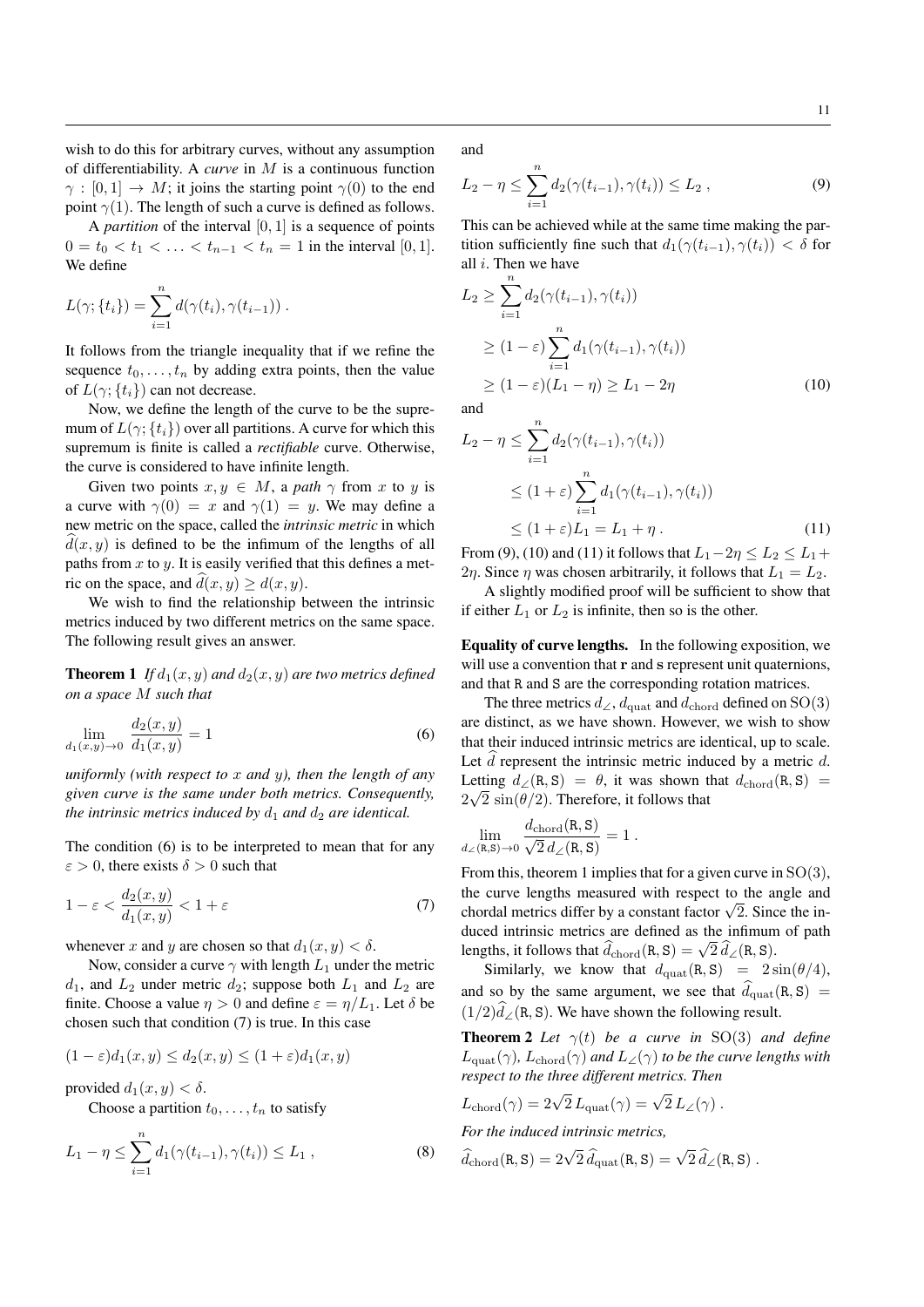wish to do this for arbitrary curves, without any assumption of differentiability. A *curve* in $M$ is a continuous function $\gamma : [0,1] \rightarrow M$; it joins the starting point $\gamma(0)$ to the end point $\gamma(1)$. The length of such a curve is defined as follows.

A *partition* of the interval $[0,1]$ is a sequence of points $0 = t_0 < t_1 < \ldots < t_{n-1} < t_n = 1$ in the interval $[0,1]$. We define

$$L(\gamma; \{t_i\}) = \sum_{i=1}^{n} d(\gamma(t_i), \gamma(t_{i-1})) \; .$$

It follows from the triangle inequality that if we refine the sequence $t_0, \ldots, t_n$ by adding extra points, then the value of $L(\gamma; \{t_i\})$ can not decrease.

Now, we define the length of the curve to be the supremum of $L(\gamma; \{t_i\})$ over all partitions. A curve for which this supremum is finite is called a *rectifiable* curve. Otherwise, the curve is considered to have infinite length.

Given two points $x, y \in M$, a *path* $\gamma$ from $x$ to $y$ is a curve with $\gamma(0) = x$ and $\gamma(1) = y$. We may define a new metric on the space, called the *intrinsic metric* in which $\widehat{d}(x,y)$ is defined to be the infimum of the lengths of all paths from $x$ to $y$. It is easily verified that this defines a metric on the space, and $\widehat{d}(x,y) \geq d(x,y)$.

We wish to find the relationship between the intrinsic metrics induced by two different metrics on the same space. The following result gives an answer.

**Theorem 1** *If $d_1(x,y)$ and $d_2(x,y)$ are two metrics defined on a space $M$ such that*

$$\lim_{d_1(x,y)\rightarrow 0} \frac{d_2(x,y)}{d_1(x,y)} = 1 \tag{6}$$

*uniformly (with respect to $x$ and $y$), then the length of any given curve is the same under both metrics. Consequently, the intrinsic metrics induced by $d_1$ and $d_2$ are identical.*

The condition (6) is to be interpreted to mean that for any $\varepsilon > 0$, there exists $\delta > 0$ such that

$$1 - \varepsilon < \frac{d_2(x,y)}{d_1(x,y)} < 1 + \varepsilon \tag{7}$$

whenever $x$ and $y$ are chosen so that $d_1(x,y) < \delta$.

Now, consider a curve $\gamma$ with length $L_1$ under the metric $d_1$, and $L_2$ under metric $d_2$; suppose both $L_1$ and $L_2$ are finite. Choose a value $\eta > 0$ and define $\varepsilon = \eta / L_1$. Let $\delta$ be chosen such that condition (7) is true. In this case

$$(1-\varepsilon) d_1(x,y) \leq d_2(x,y) \leq (1+\varepsilon) d_1(x,y)$$

provided $d_1(x,y) < \delta$.

Choose a partition $t_0, \ldots, t_n$ to satisfy

$$L_1 - \eta \leq \sum_{i=1}^{n} d_1(\gamma(t_{i-1}), \gamma(t_i)) \leq L_1 \; , \tag{8}$$

and

$$L_2 - \eta \leq \sum_{i=1}^{n} d_2(\gamma(t_{i-1}), \gamma(t_i)) \leq L_2 \; , \tag{9}$$

This can be achieved while at the same time making the partition sufficiently fine such that $d_1(\gamma(t_{i-1}), \gamma(t_i)) < \delta$ for all $i$. Then we have

$$\begin{aligned} L_2 &\geq \sum_{i=1}^{n} d_2(\gamma(t_{i-1}), \gamma(t_i)) \\ &\geq (1-\varepsilon) \sum_{i=1}^{n} d_1(\gamma(t_{i-1}), \gamma(t_i)) \\ &\geq (1-\varepsilon)(L_1 - \eta) \geq L_1 - 2\eta \end{aligned} \tag{10}$$

and

$$\begin{aligned} L_2 - \eta &\leq \sum_{i=1}^{n} d_2(\gamma(t_{i-1}), \gamma(t_i)) \\ &\leq (1+\varepsilon) \sum_{i=1}^{n} d_1(\gamma(t_{i-1}), \gamma(t_i)) \\ &\leq (1+\varepsilon) L_1 = L_1 + \eta \; . \end{aligned} \tag{11}$$

From (9), (10) and (11) it follows that $L_1 - 2\eta \leq L_2 \leq L_1 + 2\eta$. Since $\eta$ was chosen arbitrarily, it follows that $L_1 = L_2$.

A slightly modified proof will be sufficient to show that if either $L_1$ or $L_2$ is infinite, then so is the other.

**Equality of curve lengths.** In the following exposition, we will use a convention that $\mathbf{r}$ and $\mathbf{s}$ represent unit quaternions, and that $\mathtt{R}$ and $\mathtt{S}$ are the corresponding rotation matrices.

The three metrics $d_\angle$, $d_{\text{quat}}$ and $d_{\text{chord}}$ defined on $\mathrm{SO}(3)$ are distinct, as we have shown. However, we wish to show that their induced intrinsic metrics are identical, up to scale. Let $\widehat{d}$ represent the intrinsic metric induced by a metric $d$. Letting $d_\angle(\mathtt{R}, \mathtt{S}) = \theta$, it was shown that $d_{\text{chord}}(\mathtt{R}, \mathtt{S}) = 2\sqrt{2}\, \sin(\theta/2)$. Therefore, it follows that

$$\lim_{d_\angle(\mathtt{R},\mathtt{S})\rightarrow 0} \frac{d_{\text{chord}}(\mathtt{R}, \mathtt{S})}{\sqrt{2}\, d_\angle(\mathtt{R}, \mathtt{S})} = 1 \; .$$

From this, theorem 1 implies that for a given curve in $\mathrm{SO}(3)$, the curve lengths measured with respect to the angle and chordal metrics differ by a constant factor $\sqrt{2}$. Since the induced intrinsic metrics are defined as the infimum of path lengths, it follows that $\widehat{d}_{\text{chord}}(\mathtt{R}, \mathtt{S}) = \sqrt{2}\, \widehat{d}_\angle(\mathtt{R}, \mathtt{S})$.

Similarly, we know that $d_{\text{quat}}(\mathtt{R}, \mathtt{S}) = 2\sin(\theta/4)$, and so by the same argument, we see that $\widehat{d}_{\text{quat}}(\mathtt{R}, \mathtt{S}) = (1/2)\widehat{d}_\angle(\mathtt{R}, \mathtt{S})$. We have shown the following result.

**Theorem 2** *Let $\gamma(t)$ be a curve in $\mathrm{SO}(3)$ and define $L_{\text{quat}}(\gamma)$, $L_{\text{chord}}(\gamma)$ and $L_\angle(\gamma)$ to be the curve lengths with respect to the three different metrics. Then*

$$L_{\text{chord}}(\gamma) = 2\sqrt{2}\, L_{\text{quat}}(\gamma) = \sqrt{2}\, L_\angle(\gamma) \; .$$

*For the induced intrinsic metrics,*

$$\widehat{d}_{\text{chord}}(\mathtt{R}, \mathtt{S}) = 2\sqrt{2}\, \widehat{d}_{\text{quat}}(\mathtt{R}, \mathtt{S}) = \sqrt{2}\, \widehat{d}_\angle(\mathtt{R}, \mathtt{S}) \; .$$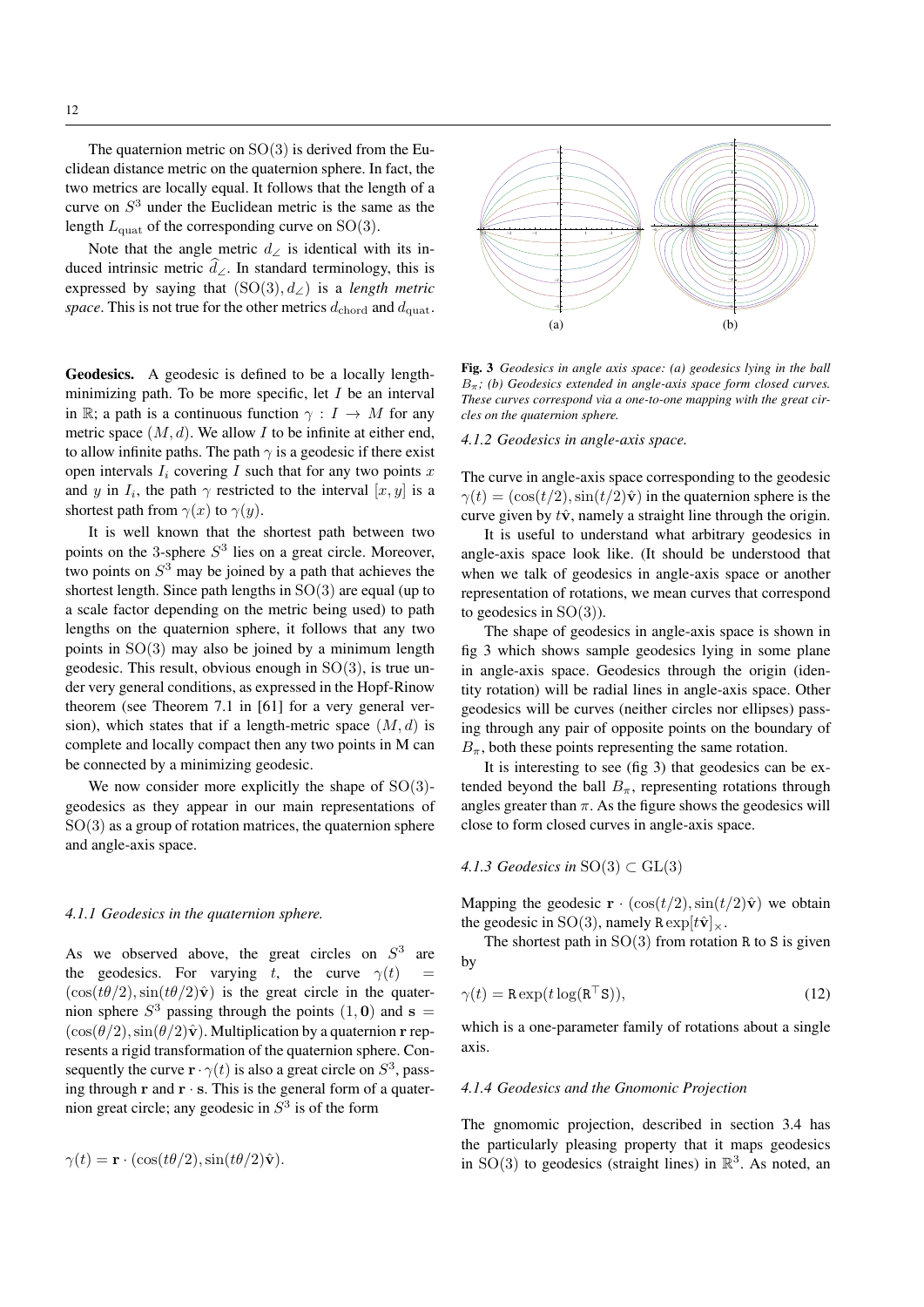The quaternion metric on $\mathrm{SO}(3)$ is derived from the Euclidean distance metric on the quaternion sphere. In fact, the two metrics are locally equal. It follows that the length of a curve on $S^3$ under the Euclidean metric is the same as the length $L_{\mathrm{quat}}$ of the corresponding curve on $\mathrm{SO}(3)$.

Note that the angle metric $d_\angle$ is identical with its induced intrinsic metric $\widehat{d}_\angle$. In standard terminology, this is expressed by saying that $(\mathrm{SO}(3), d_\angle)$ is a *length metric space*. This is not true for the other metrics $d_{\mathrm{chord}}$ and $d_{\mathrm{quat}}$.

**Geodesics.** A geodesic is defined to be a locally length-minimizing path. To be more specific, let $I$ be an interval in $\mathbb{R}$; a path is a continuous function $\gamma : I \to M$ for any metric space $(M, d)$. We allow $I$ to be infinite at either end, to allow infinite paths. The path $\gamma$ is a geodesic if there exist open intervals $I_i$ covering $I$ such that for any two points $x$ and $y$ in $I_i$, the path $\gamma$ restricted to the interval $[x, y]$ is a shortest path from $\gamma(x)$ to $\gamma(y)$.

It is well known that the shortest path between two points on the 3-sphere $S^3$ lies on a great circle. Moreover, two points on $S^3$ may be joined by a path that achieves the shortest length. Since path lengths in $\mathrm{SO}(3)$ are equal (up to a scale factor depending on the metric being used) to path lengths on the quaternion sphere, it follows that any two points in $\mathrm{SO}(3)$ may also be joined by a minimum length geodesic. This result, obvious enough in $\mathrm{SO}(3)$, is true under very general conditions, as expressed in the Hopf-Rinow theorem (see Theorem 7.1 in [61] for a very general version), which states that if a length-metric space $(M, d)$ is complete and locally compact then any two points in M can be connected by a minimizing geodesic.

We now consider more explicitly the shape of $\mathrm{SO}(3)$-geodesics as they appear in our main representations of $\mathrm{SO}(3)$ as a group of rotation matrices, the quaternion sphere and angle-axis space.

### *4.1.1 Geodesics in the quaternion sphere.*

As we observed above, the great circles on $S^3$ are the geodesics. For varying $t$, the curve $\gamma(t) = (\cos(t\theta/2), \sin(t\theta/2)\hat{\mathbf{v}})$ is the great circle in the quaternion sphere $S^3$ passing through the points $(1, \mathbf{0})$ and $\mathbf{s} = (\cos(\theta/2), \sin(\theta/2)\hat{\mathbf{v}})$. Multiplication by a quaternion $\mathbf{r}$ represents a rigid transformation of the quaternion sphere. Consequently the curve $\mathbf{r} \cdot \gamma(t)$ is also a great circle on $S^3$, passing through $\mathbf{r}$ and $\mathbf{r} \cdot \mathbf{s}$. This is the general form of a quaternion great circle; any geodesic in $S^3$ is of the form

$$\gamma(t) = \mathbf{r} \cdot (\cos(t\theta/2), \sin(t\theta/2)\hat{\mathbf{v}}).$$

**Fig. 3** *Geodesics in angle axis space: (a) geodesics lying in the ball $B_\pi$; (b) Geodesics extended in angle-axis space form closed curves. These curves correspond via a one-to-one mapping with the great circles on the quaternion sphere.*

### *4.1.2 Geodesics in angle-axis space.*

The curve in angle-axis space corresponding to the geodesic $\gamma(t) = (\cos(t/2), \sin(t/2)\hat{\mathbf{v}})$ in the quaternion sphere is the curve given by $t\hat{\mathbf{v}}$, namely a straight line through the origin.

It is useful to understand what arbitrary geodesics in angle-axis space look like. (It should be understood that when we talk of geodesics in angle-axis space or another representation of rotations, we mean curves that correspond to geodesics in $\mathrm{SO}(3)$).

The shape of geodesics in angle-axis space is shown in fig 3 which shows sample geodesics lying in some plane in angle-axis space. Geodesics through the origin (identity rotation) will be radial lines in angle-axis space. Other geodesics will be curves (neither circles nor ellipses) passing through any pair of opposite points on the boundary of $B_\pi$, both these points representing the same rotation.

It is interesting to see (fig 3) that geodesics can be extended beyond the ball $B_\pi$, representing rotations through angles greater than $\pi$. As the figure shows the geodesics will close to form closed curves in angle-axis space.

### *4.1.3 Geodesics in* $\mathrm{SO}(3) \subset \mathrm{GL}(3)$

Mapping the geodesic $\mathbf{r} \cdot (\cos(t/2), \sin(t/2)\hat{\mathbf{v}})$ we obtain the geodesic in $\mathrm{SO}(3)$, namely $\mathtt{R}\exp[t\hat{\mathbf{v}}]_\times$.

The shortest path in $\mathrm{SO}(3)$ from rotation $\mathtt{R}$ to $\mathtt{S}$ is given by

$$\gamma(t) = \mathtt{R}\exp(t\log(\mathtt{R}^\top\mathtt{S})), \tag{12}$$

which is a one-parameter family of rotations about a single axis.

### *4.1.4 Geodesics and the Gnomonic Projection*

The gnomonic projection, described in section 3.4 has the particularly pleasing property that it maps geodesics in $\mathrm{SO}(3)$ to geodesics (straight lines) in $\mathbb{R}^3$. As noted, an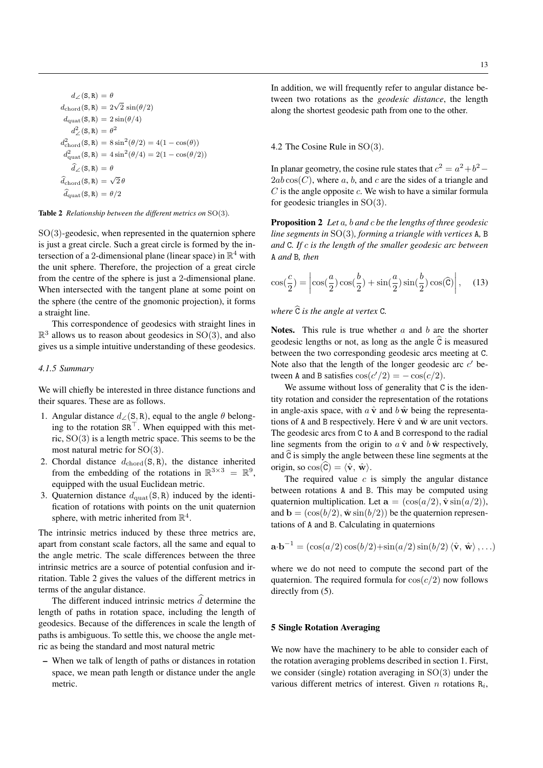$$
\begin{aligned}
d_{\angle}(\mathtt{S},\mathtt{R}) &= \theta \\
d_{\mathrm{chord}}(\mathtt{S},\mathtt{R}) &= 2\sqrt{2}\sin(\theta/2) \\
d_{\mathrm{quat}}(\mathtt{S},\mathtt{R}) &= 2\sin(\theta/4) \\
d_{\angle}^2(\mathtt{S},\mathtt{R}) &= \theta^2 \\
d_{\mathrm{chord}}^2(\mathtt{S},\mathtt{R}) &= 8\sin^2(\theta/2) = 4(1-\cos(\theta)) \\
d_{\mathrm{quat}}^2(\mathtt{S},\mathtt{R}) &= 4\sin^2(\theta/4) = 2(1-\cos(\theta/2)) \\
\widehat{d}_{\angle}(\mathtt{S},\mathtt{R}) &= \theta \\
\widehat{d}_{\mathrm{chord}}(\mathtt{S},\mathtt{R}) &= \sqrt{2}\,\theta \\
\widehat{d}_{\mathrm{quat}}(\mathtt{S},\mathtt{R}) &= \theta/2
\end{aligned}
$$

**Table 2** *Relationship between the different metrics on* $\mathrm{SO}(3)$.

$\mathrm{SO}(3)$-geodesic, when represented in the quaternion sphere is just a great circle. Such a great circle is formed by the intersection of a 2-dimensional plane (linear space) in $\mathbb{R}^4$ with the unit sphere. Therefore, the projection of a great circle from the centre of the sphere is just a 2-dimensional plane. When intersected with the tangent plane at some point on the sphere (the centre of the gnomonic projection), it forms a straight line.

This correspondence of geodesics with straight lines in $\mathbb{R}^3$ allows us to reason about geodesics in $\mathrm{SO}(3)$, and also gives us a simple intuitive understanding of these geodesics.

#### *4.1.5 Summary*

We will chiefly be interested in three distance functions and their squares. These are as follows.

1. Angular distance $d_{\angle}(\mathtt{S},\mathtt{R})$, equal to the angle $\theta$ belonging to the rotation $\mathtt{S}\mathtt{R}^\top$. When equipped with this metric, $\mathrm{SO}(3)$ is a length metric space. This seems to be the most natural metric for $\mathrm{SO}(3)$.
2. Chordal distance $d_{\mathrm{chord}}(\mathtt{S},\mathtt{R})$, the distance inherited from the embedding of the rotations in $\mathbb{R}^{3\times 3} = \mathbb{R}^9$, equipped with the usual Euclidean metric.
3. Quaternion distance $d_{\mathrm{quat}}(\mathtt{S},\mathtt{R})$ induced by the identification of rotations with points on the unit quaternion sphere, with metric inherited from $\mathbb{R}^4$.

The intrinsic metrics induced by these three metrics are, apart from constant scale factors, all the same and equal to the angle metric. The scale differences between the three intrinsic metrics are a source of potential confusion and irritation. Table 2 gives the values of the different metrics in terms of the angular distance.

The different induced intrinsic metrics $\widehat{d}$ determine the length of paths in rotation space, including the length of geodesics. Because of the differences in scale the length of paths is ambiguous. To settle this, we choose the angle metric as being the standard and most natural metric

– When we talk of length of paths or distances in rotation space, we mean path length or distance under the angle metric.

In addition, we will frequently refer to angular distance between two rotations as the *geodesic distance*, the length along the shortest geodesic path from one to the other.

### 4.2 The Cosine Rule in $\mathrm{SO}(3)$.

In planar geometry, the cosine rule states that $c^2 = a^2 + b^2 - 2ab\cos(C)$, where $a$, $b$, and $c$ are the sides of a triangle and $C$ is the angle opposite $c$. We wish to have a similar formula for geodesic triangles in $\mathrm{SO}(3)$.

**Proposition 2** *Let $a$, $b$ and $c$ be the lengths of three geodesic line segments in $\mathrm{SO}(3)$, forming a triangle with vertices* $\mathtt{A}$, $\mathtt{B}$ *and* $\mathtt{C}$. *If $c$ is the length of the smaller geodesic arc between* $\mathtt{A}$ *and* $\mathtt{B}$, *then*

$$
\cos(\frac{c}{2}) = \left|\cos(\frac{a}{2})\cos(\frac{b}{2}) + \sin(\frac{a}{2})\sin(\frac{b}{2})\cos(\widehat{\mathtt{C}})\right|, \quad (13)
$$

*where* $\widehat{\mathtt{C}}$ *is the angle at vertex* $\mathtt{C}$.

**Notes.** This rule is true whether $a$ and $b$ are the shorter geodesic lengths or not, as long as the angle $\widehat{\mathtt{C}}$ is measured between the two corresponding geodesic arcs meeting at $\mathtt{C}$. Note also that the length of the longer geodesic arc $c'$ between $\mathtt{A}$ and $\mathtt{B}$ satisfies $\cos(c'/2) = -\cos(c/2)$.

We assume without loss of generality that $\mathtt{C}$ is the identity rotation and consider the representation of the rotations in angle-axis space, with $a\,\hat{\mathbf{v}}$ and $b\,\hat{\mathbf{w}}$ being the representations of $\mathtt{A}$ and $\mathtt{B}$ respectively. Here $\hat{\mathbf{v}}$ and $\hat{\mathbf{w}}$ are unit vectors. The geodesic arcs from $\mathtt{C}$ to $\mathtt{A}$ and $\mathtt{B}$ correspond to the radial line segments from the origin to $a\,\hat{\mathbf{v}}$ and $b\,\hat{\mathbf{w}}$ respectively, and $\widehat{\mathtt{C}}$ is simply the angle between these line segments at the origin, so $\cos(\widehat{\mathtt{C}}) = \langle\hat{\mathbf{v}},\,\hat{\mathbf{w}}\rangle$.

The required value $c$ is simply the angular distance between rotations $\mathtt{A}$ and $\mathtt{B}$. This may be computed using quaternion multiplication. Let $\mathbf{a} = (\cos(a/2), \hat{\mathbf{v}}\sin(a/2))$, and $\mathbf{b} = (\cos(b/2), \hat{\mathbf{w}}\sin(b/2))$ be the quaternion representations of $\mathtt{A}$ and $\mathtt{B}$. Calculating in quaternions

$$
\mathbf{a}\cdot\mathbf{b}^{-1} = (\cos(a/2)\cos(b/2) + \sin(a/2)\sin(b/2)\,\langle\hat{\mathbf{v}},\,\hat{\mathbf{w}}\rangle\,, \ldots)
$$

where we do not need to compute the second part of the quaternion. The required formula for $\cos(c/2)$ now follows directly from (5).

## 5 Single Rotation Averaging

We now have the machinery to be able to consider each of the rotation averaging problems described in section 1. First, we consider (single) rotation averaging in $\mathrm{SO}(3)$ under the various different metrics of interest. Given $n$ rotations $\mathtt{R}_i$,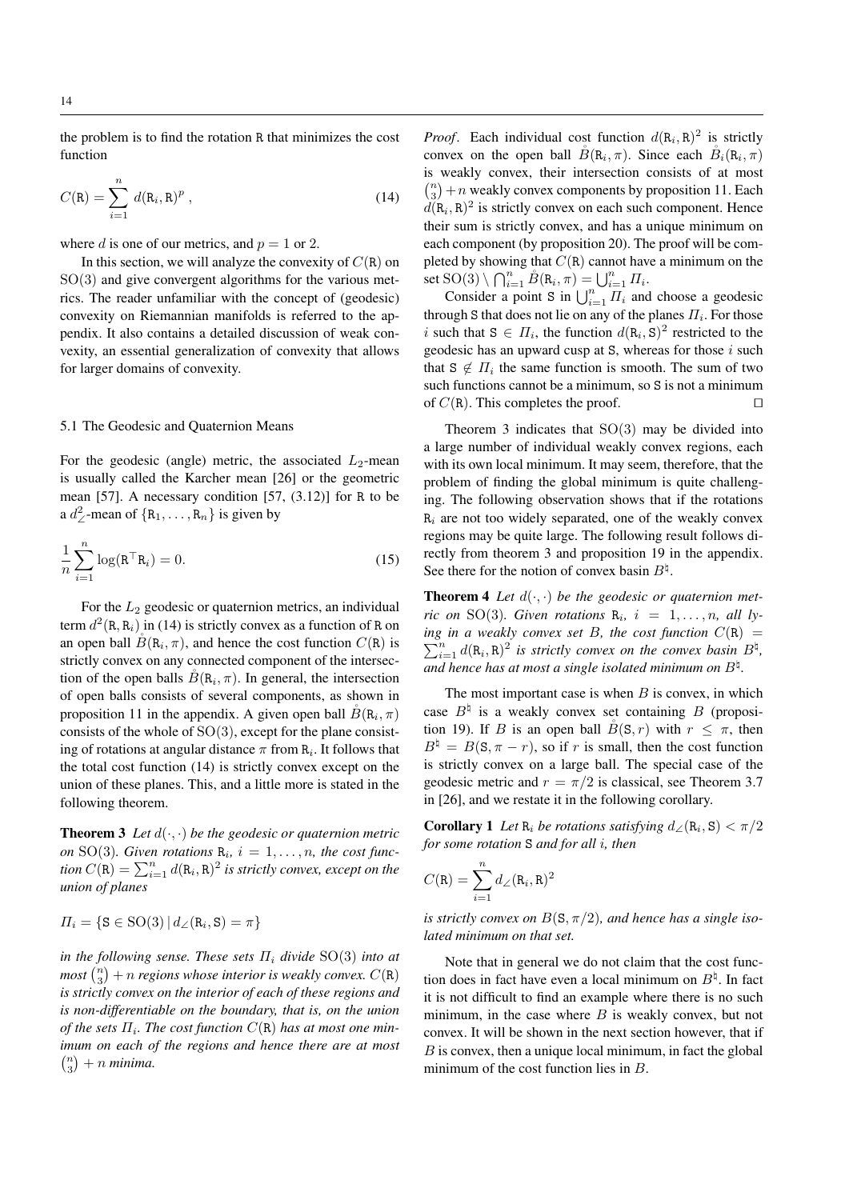the problem is to find the rotation $\mathtt{R}$ that minimizes the cost function

$$C(\mathtt{R}) = \sum_{i=1}^{n} d(\mathtt{R}_i, \mathtt{R})^p , \tag{14}$$

where $d$ is one of our metrics, and $p = 1$ or 2.

In this section, we will analyze the convexity of $C(\mathtt{R})$ on $\mathrm{SO}(3)$ and give convergent algorithms for the various metrics. The reader unfamiliar with the concept of (geodesic) convexity on Riemannian manifolds is referred to the appendix. It also contains a detailed discussion of weak convexity, an essential generalization of convexity that allows for larger domains of convexity.

### 5.1 The Geodesic and Quaternion Means

For the geodesic (angle) metric, the associated $L_2$-mean is usually called the Karcher mean [26] or the geometric mean [57]. A necessary condition [57, (3.12)] for $\mathtt{R}$ to be a $d_\angle^2$-mean of $\{\mathtt{R}_1, \ldots, \mathtt{R}_n\}$ is given by

$$\frac{1}{n}\sum_{i=1}^{n} \log(\mathtt{R}^\top \mathtt{R}_i) = 0. \tag{15}$$

For the $L_2$ geodesic or quaternion metrics, an individual term $d^2(\mathtt{R}, \mathtt{R}_i)$ in (14) is strictly convex as a function of $\mathtt{R}$ on an open ball $\mathring{B}(\mathtt{R}_i, \pi)$, and hence the cost function $C(\mathtt{R})$ is strictly convex on any connected component of the intersection of the open balls $\mathring{B}(\mathtt{R}_i, \pi)$. In general, the intersection of open balls consists of several components, as shown in proposition 11 in the appendix. A given open ball $\mathring{B}(\mathtt{R}_i, \pi)$ consists of the whole of $\mathrm{SO}(3)$, except for the plane consisting of rotations at angular distance $\pi$ from $\mathtt{R}_i$. It follows that the total cost function (14) is strictly convex except on the union of these planes. This, and a little more is stated in the following theorem.

**Theorem 3** *Let $d(\cdot,\cdot)$ be the geodesic or quaternion metric on $\mathrm{SO}(3)$. Given rotations $\mathtt{R}_i$, $i = 1, \ldots, n$, the cost function $C(\mathtt{R}) = \sum_{i=1}^{n} d(\mathtt{R}_i, \mathtt{R})^2$ is strictly convex, except on the union of planes*

$$\mathit{\Pi}_i = \{\mathtt{S} \in \mathrm{SO}(3) \mid d_\angle(\mathtt{R}_i, \mathtt{S}) = \pi\}$$

*in the following sense. These sets $\mathit{\Pi}_i$ divide $\mathrm{SO}(3)$ into at most $\binom{n}{3} + n$ regions whose interior is weakly convex. $C(\mathtt{R})$ is strictly convex on the interior of each of these regions and is non-differentiable on the boundary, that is, on the union of the sets $\mathit{\Pi}_i$. The cost function $C(\mathtt{R})$ has at most one minimum on each of the regions and hence there are at most $\binom{n}{3} + n$ minima.*

*Proof*. Each individual cost function $d(\mathtt{R}_i, \mathtt{R})^2$ is strictly convex on the open ball $\mathring{B}(\mathtt{R}_i, \pi)$. Since each $\mathring{B}_i(\mathtt{R}_i, \pi)$ is weakly convex, their intersection consists of at most $\binom{n}{3} + n$ weakly convex components by proposition 11. Each $d(\mathtt{R}_i, \mathtt{R})^2$ is strictly convex on each such component. Hence their sum is strictly convex, and has a unique minimum on each component (by proposition 20). The proof will be completed by showing that $C(\mathtt{R})$ cannot have a minimum on the set $\mathrm{SO}(3) \setminus \bigcap_{i=1}^{n} \mathring{B}(\mathtt{R}_i, \pi) = \bigcup_{i=1}^{n} \mathit{\Pi}_i$.

Consider a point $\mathtt{S}$ in $\bigcup_{i=1}^{n} \mathit{\Pi}_i$ and choose a geodesic through $\mathtt{S}$ that does not lie on any of the planes $\mathit{\Pi}_i$. For those $i$ such that $\mathtt{S} \in \mathit{\Pi}_i$, the function $d(\mathtt{R}_i, \mathtt{S})^2$ restricted to the geodesic has an upward cusp at $\mathtt{S}$, whereas for those $i$ such that $\mathtt{S} \notin \mathit{\Pi}_i$ the same function is smooth. The sum of two such functions cannot be a minimum, so $\mathtt{S}$ is not a minimum of $C(\mathtt{R})$. This completes the proof. □

Theorem 3 indicates that $\mathrm{SO}(3)$ may be divided into a large number of individual weakly convex regions, each with its own local minimum. It may seem, therefore, that the problem of finding the global minimum is quite challenging. The following observation shows that if the rotations $\mathtt{R}_i$ are not too widely separated, one of the weakly convex regions may be quite large. The following result follows directly from theorem 3 and proposition 19 in the appendix. See there for the notion of convex basin $B^\natural$.

**Theorem 4** *Let $d(\cdot,\cdot)$ be the geodesic or quaternion metric on $\mathrm{SO}(3)$. Given rotations $\mathtt{R}_i$, $i = 1, \ldots, n$, all lying in a weakly convex set $B$, the cost function $C(\mathtt{R}) = \sum_{i=1}^{n} d(\mathtt{R}_i, \mathtt{R})^2$ is strictly convex on the convex basin $B^\natural$, and hence has at most a single isolated minimum on $B^\natural$.*

The most important case is when $B$ is convex, in which case $B^\natural$ is a weakly convex set containing $B$ (proposition 19). If $B$ is an open ball $\mathring{B}(\mathtt{S}, r)$ with $r \leq \pi$, then $B^\natural = B(\mathtt{S}, \pi - r)$, so if $r$ is small, then the cost function is strictly convex on a large ball. The special case of the geodesic metric and $r = \pi/2$ is classical, see Theorem 3.7 in [26], and we restate it in the following corollary.

**Corollary 1** *Let $\mathtt{R}_i$ be rotations satisfying $d_\angle(\mathtt{R}_i, \mathtt{S}) < \pi/2$ for some rotation $\mathtt{S}$ and for all $i$, then*

$$C(\mathtt{R}) = \sum_{i=1}^{n} d_\angle(\mathtt{R}_i, \mathtt{R})^2$$

*is strictly convex on $B(\mathtt{S}, \pi/2)$, and hence has a single isolated minimum on that set.*

Note that in general we do not claim that the cost function does in fact have even a local minimum on $B^\natural$. In fact it is not difficult to find an example where there is no such minimum, in the case where $B$ is weakly convex, but not convex. It will be shown in the next section however, that if $B$ is convex, then a unique local minimum, in fact the global minimum of the cost function lies in $B$.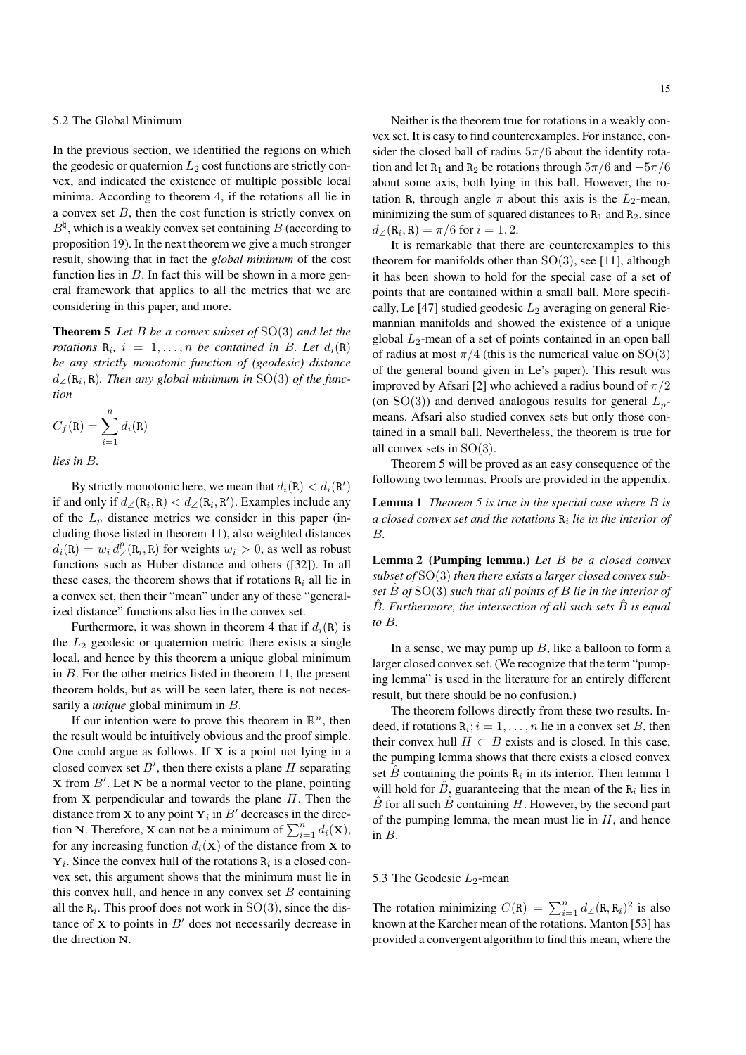### 5.2 The Global Minimum

In the previous section, we identified the regions on which the geodesic or quaternion $L_2$ cost functions are strictly convex, and indicated the existence of multiple possible local minima. According to theorem 4, if the rotations all lie in a convex set $B$, then the cost function is strictly convex on $B^\natural$, which is a weakly convex set containing $B$ (according to proposition 19). In the next theorem we give a much stronger result, showing that in fact the *global minimum* of the cost function lies in $B$. In fact this will be shown in a more general framework that applies to all the metrics that we are considering in this paper, and more.

**Theorem 5** *Let $B$ be a convex subset of $\mathrm{SO}(3)$ and let the rotations $\mathtt{R}_i$, $i = 1, \ldots, n$ be contained in $B$. Let $d_i(\mathtt{R})$ be any strictly monotonic function of (geodesic) distance $d_\angle(\mathtt{R}_i, \mathtt{R})$. Then any global minimum in $\mathrm{SO}(3)$ of the function*

$$C_f(\mathtt{R}) = \sum_{i=1}^{n} d_i(\mathtt{R})$$

*lies in $B$.*

By strictly monotonic here, we mean that $d_i(\mathtt{R}) < d_i(\mathtt{R}')$ if and only if $d_\angle(\mathtt{R}_i, \mathtt{R}) < d_\angle(\mathtt{R}_i, \mathtt{R}')$. Examples include any of the $L_p$ distance metrics we consider in this paper (including those listed in theorem 11), also weighted distances $d_i(\mathtt{R}) = w_i\, d_\angle^p(\mathtt{R}_i, \mathtt{R})$ for weights $w_i > 0$, as well as robust functions such as Huber distance and others ([32]). In all these cases, the theorem shows that if rotations $\mathtt{R}_i$ all lie in a convex set, then their "mean" under any of these "generalized distance" functions also lies in the convex set.

Furthermore, it was shown in theorem 4 that if $d_i(\mathtt{R})$ is the $L_2$ geodesic or quaternion metric there exists a single local, and hence by this theorem a unique global minimum in $B$. For the other metrics listed in theorem 11, the present theorem holds, but as will be seen later, there is not necessarily a *unique* global minimum in $B$.

If our intention were to prove this theorem in $\mathbb{R}^n$, then the result would be intuitively obvious and the proof simple. One could argue as follows. If $\mathbf{X}$ is a point not lying in a closed convex set $B'$, then there exists a plane $\Pi$ separating $\mathbf{X}$ from $B'$. Let $\mathbf{N}$ be a normal vector to the plane, pointing from $\mathbf{X}$ perpendicular and towards the plane $\Pi$. Then the distance from $\mathbf{X}$ to any point $\mathbf{Y}_i$ in $B'$ decreases in the direction $\mathbf{N}$. Therefore, $\mathbf{X}$ can not be a minimum of $\sum_{i=1}^{n} d_i(\mathbf{X})$, for any increasing function $d_i(\mathbf{X})$ of the distance from $\mathbf{X}$ to $\mathbf{Y}_i$. Since the convex hull of the rotations $\mathtt{R}_i$ is a closed convex set, this argument shows that the minimum must lie in this convex hull, and hence in any convex set $B$ containing all the $\mathtt{R}_i$. This proof does not work in $\mathrm{SO}(3)$, since the distance of $\mathbf{X}$ to points in $B'$ does not necessarily decrease in the direction $\mathbf{N}$.

Neither is the theorem true for rotations in a weakly convex set. It is easy to find counterexamples. For instance, consider the closed ball of radius $5\pi/6$ about the identity rotation and let $\mathtt{R}_1$ and $\mathtt{R}_2$ be rotations through $5\pi/6$ and $-5\pi/6$ about some axis, both lying in this ball. However, the rotation $\mathtt{R}$, through angle $\pi$ about this axis is the $L_2$-mean, minimizing the sum of squared distances to $\mathtt{R}_1$ and $\mathtt{R}_2$, since $d_\angle(\mathtt{R}_i, \mathtt{R}) = \pi/6$ for $i = 1, 2$.

It is remarkable that there are counterexamples to this theorem for manifolds other than $\mathrm{SO}(3)$, see [11], although it has been shown to hold for the special case of a set of points that are contained within a small ball. More specifically, Le [47] studied geodesic $L_2$ averaging on general Riemannian manifolds and showed the existence of a unique global $L_2$-mean of a set of points contained in an open ball of radius at most $\pi/4$ (this is the numerical value on $\mathrm{SO}(3)$ of the general bound given in Le's paper). This result was improved by Afsari [2] who achieved a radius bound of $\pi/2$ (on $\mathrm{SO}(3)$) and derived analogous results for general $L_p$-means. Afsari also studied convex sets but only those contained in a small ball. Nevertheless, the theorem is true for all convex sets in $\mathrm{SO}(3)$.

Theorem 5 will be proved as an easy consequence of the following two lemmas. Proofs are provided in the appendix.

**Lemma 1** *Theorem 5 is true in the special case where $B$ is a closed convex set and the rotations $\mathtt{R}_i$ lie in the interior of $B$.*

**Lemma 2 (Pumping lemma.)** *Let $B$ be a closed convex subset of $\mathrm{SO}(3)$ then there exists a larger closed convex subset $\hat{B}$ of $\mathrm{SO}(3)$ such that all points of $B$ lie in the interior of $\hat{B}$. Furthermore, the intersection of all such sets $\hat{B}$ is equal to $B$.*

In a sense, we may pump up $B$, like a balloon to form a larger closed convex set. (We recognize that the term "pumping lemma" is used in the literature for an entirely different result, but there should be no confusion.)

The theorem follows directly from these two results. Indeed, if rotations $\mathtt{R}_i; i = 1, \ldots, n$ lie in a convex set $B$, then their convex hull $H \subset B$ exists and is closed. In this case, the pumping lemma shows that there exists a closed convex set $\hat{B}$ containing the points $\mathtt{R}_i$ in its interior. Then lemma 1 will hold for $\hat{B}$, guaranteeing that the mean of the $\mathtt{R}_i$ lies in $\hat{B}$ for all such $\hat{B}$ containing $H$. However, by the second part of the pumping lemma, the mean must lie in $H$, and hence in $B$.

### 5.3 The Geodesic $L_2$-mean

The rotation minimizing $C(\mathtt{R}) = \sum_{i=1}^{n} d_\angle(\mathtt{R}, \mathtt{R}_i)^2$ is also known at the Karcher mean of the rotations. Manton [53] has provided a convergent algorithm to find this mean, where the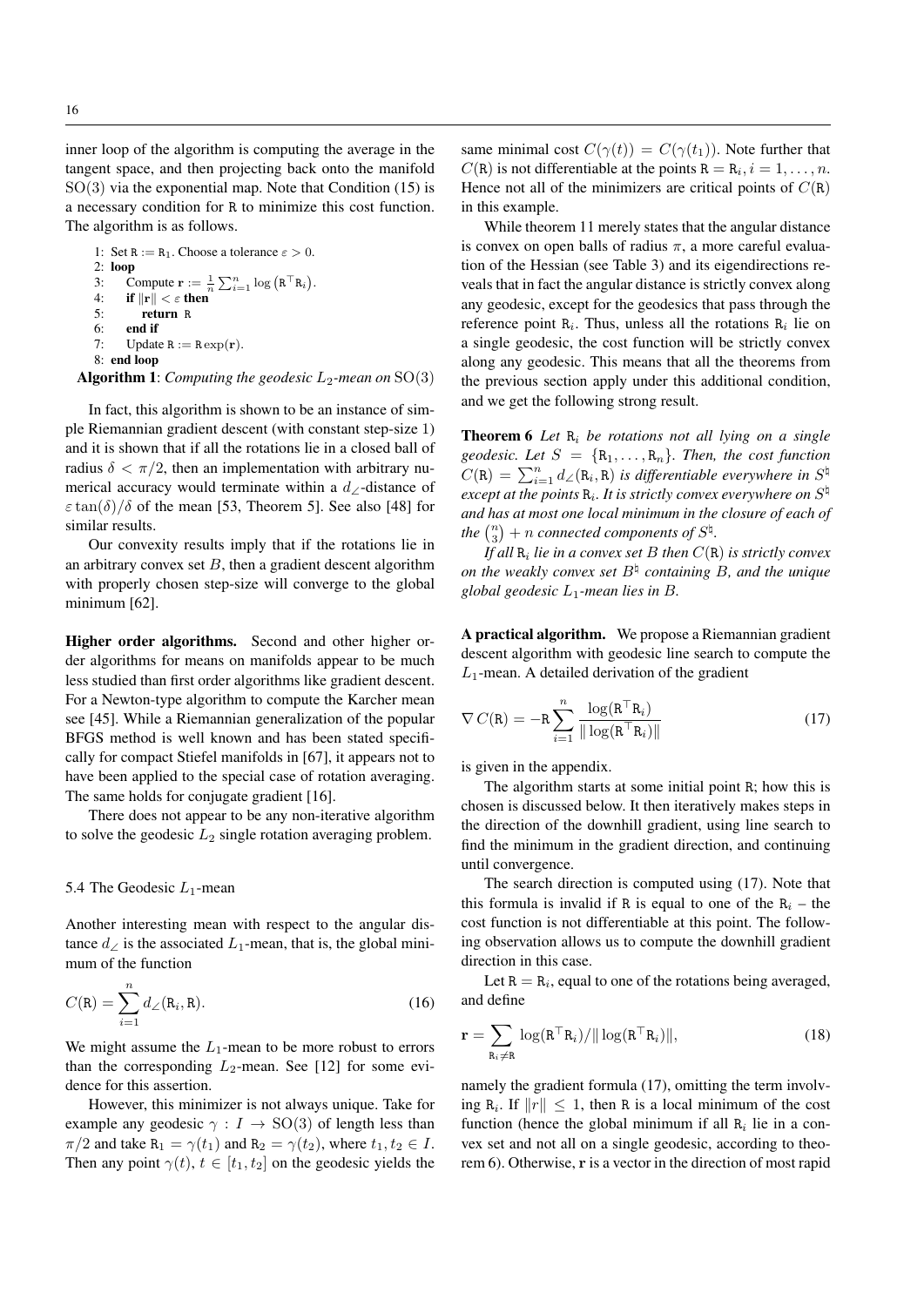inner loop of the algorithm is computing the average in the tangent space, and then projecting back onto the manifold $\mathrm{SO}(3)$ via the exponential map. Note that Condition (15) is a necessary condition for $\mathtt{R}$ to minimize this cost function. The algorithm is as follows.

```
1: Set R := R_1. Choose a tolerance ε > 0.
2: loop
3:    Compute r := (1/n) Σ_{i=1}^n log(R^T R_i).
4:    if ||r|| < ε then
5:       return R
6:    end if
7:    Update R := R exp(r).
8: end loop
```

**Algorithm 1**: *Computing the geodesic $L_2$-mean on* $\mathrm{SO}(3)$

In fact, this algorithm is shown to be an instance of simple Riemannian gradient descent (with constant step-size 1) and it is shown that if all the rotations lie in a closed ball of radius $\delta < \pi/2$, then an implementation with arbitrary numerical accuracy would terminate within a $d_\angle$-distance of $\varepsilon \tan(\delta)/\delta$ of the mean [53, Theorem 5]. See also [48] for similar results.

Our convexity results imply that if the rotations lie in an arbitrary convex set $B$, then a gradient descent algorithm with properly chosen step-size will converge to the global minimum [62].

**Higher order algorithms.** Second and other higher order algorithms for means on manifolds appear to be much less studied than first order algorithms like gradient descent. For a Newton-type algorithm to compute the Karcher mean see [45]. While a Riemannian generalization of the popular BFGS method is well known and has been stated specifically for compact Stiefel manifolds in [67], it appears not to have been applied to the special case of rotation averaging. The same holds for conjugate gradient [16].

There does not appear to be any non-iterative algorithm to solve the geodesic $L_2$ single rotation averaging problem.

### 5.4 The Geodesic $L_1$-mean

Another interesting mean with respect to the angular distance $d_\angle$ is the associated $L_1$-mean, that is, the global minimum of the function

$$C(\mathtt{R}) = \sum_{i=1}^{n} d_\angle(\mathtt{R}_i, \mathtt{R}). \tag{16}$$

We might assume the $L_1$-mean to be more robust to errors than the corresponding $L_2$-mean. See [12] for some evidence for this assertion.

However, this minimizer is not always unique. Take for example any geodesic $\gamma : I \to \mathrm{SO}(3)$ of length less than $\pi/2$ and take $\mathtt{R}_1 = \gamma(t_1)$ and $\mathtt{R}_2 = \gamma(t_2)$, where $t_1, t_2 \in I$. Then any point $\gamma(t)$, $t \in [t_1, t_2]$ on the geodesic yields the same minimal cost $C(\gamma(t)) = C(\gamma(t_1))$. Note further that $C(\mathtt{R})$ is not differentiable at the points $\mathtt{R} = \mathtt{R}_i, i = 1, \ldots, n$. Hence not all of the minimizers are critical points of $C(\mathtt{R})$ in this example.

While theorem 11 merely states that the angular distance is convex on open balls of radius $\pi$, a more careful evaluation of the Hessian (see Table 3) and its eigendirections reveals that in fact the angular distance is strictly convex along any geodesic, except for the geodesics that pass through the reference point $\mathtt{R}_i$. Thus, unless all the rotations $\mathtt{R}_i$ lie on a single geodesic, the cost function will be strictly convex along any geodesic. This means that all the theorems from the previous section apply under this additional condition, and we get the following strong result.

**Theorem 6** *Let $\mathtt{R}_i$ be rotations not all lying on a single geodesic. Let $S = \{\mathtt{R}_1, \ldots, \mathtt{R}_n\}$. Then, the cost function $C(\mathtt{R}) = \sum_{i=1}^{n} d_\angle(\mathtt{R}_i, \mathtt{R})$ is differentiable everywhere in $S^\natural$ except at the points $\mathtt{R}_i$. It is strictly convex everywhere on $S^\natural$ and has at most one local minimum in the closure of each of the $\binom{n}{3} + n$ connected components of $S^\natural$.*

*If all $\mathtt{R}_i$ lie in a convex set $B$ then $C(\mathtt{R})$ is strictly convex on the weakly convex set $B^\natural$ containing $B$, and the unique global geodesic $L_1$-mean lies in $B$.*

**A practical algorithm.** We propose a Riemannian gradient descent algorithm with geodesic line search to compute the $L_1$-mean. A detailed derivation of the gradient

$$\nabla C(\mathtt{R}) = -\mathtt{R} \sum_{i=1}^{n} \frac{\log(\mathtt{R}^\top \mathtt{R}_i)}{\|\log(\mathtt{R}^\top \mathtt{R}_i)\|} \tag{17}$$

is given in the appendix.

The algorithm starts at some initial point $\mathtt{R}$; how this is chosen is discussed below. It then iteratively makes steps in the direction of the downhill gradient, using line search to find the minimum in the gradient direction, and continuing until convergence.

The search direction is computed using (17). Note that this formula is invalid if $\mathtt{R}$ is equal to one of the $\mathtt{R}_i$ – the cost function is not differentiable at this point. The following observation allows us to compute the downhill gradient direction in this case.

Let $\mathtt{R} = \mathtt{R}_i$, equal to one of the rotations being averaged, and define

$$\mathbf{r} = \sum_{\mathtt{R}_i \neq \mathtt{R}} \log(\mathtt{R}^\top \mathtt{R}_i)/\|\log(\mathtt{R}^\top \mathtt{R}_i)\|, \tag{18}$$

namely the gradient formula (17), omitting the term involving $\mathtt{R}_i$. If $\|r\| \leq 1$, then $\mathtt{R}$ is a local minimum of the cost function (hence the global minimum if all $\mathtt{R}_i$ lie in a convex set and not all on a single geodesic, according to theorem 6). Otherwise, $\mathbf{r}$ is a vector in the direction of most rapid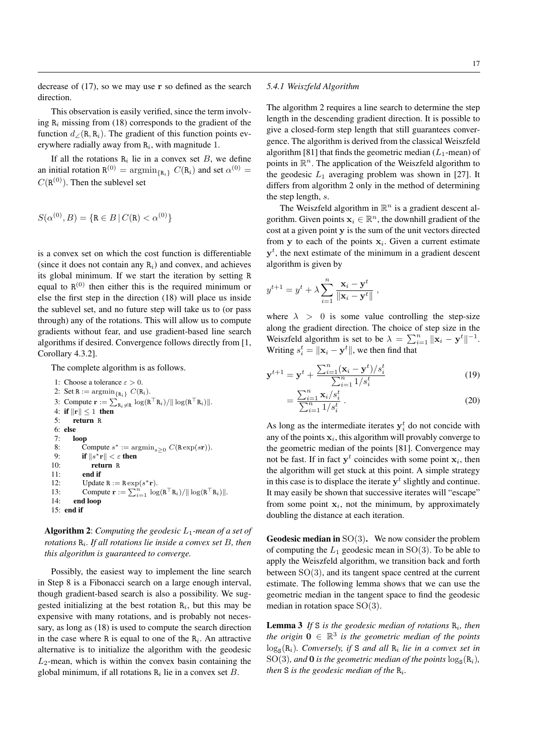decrease of (17), so we may use $\mathbf{r}$ so defined as the search direction.

This observation is easily verified, since the term involving $\mathtt{R}_i$ missing from (18) corresponds to the gradient of the function $d_\angle(\mathtt{R}, \mathtt{R}_i)$. The gradient of this function points everywhere radially away from $\mathtt{R}_i$, with magnitude 1.

If all the rotations $\mathtt{R}_i$ lie in a convex set $B$, we define an initial rotation $\mathtt{R}^{(0)} = \mathrm{argmin}_{\{\mathtt{R}_i\}} C(\mathtt{R}_i)$ and set $\alpha^{(0)} = C(\mathtt{R}^{(0)})$. Then the sublevel set

$$S(\alpha^{(0)}, B) = \{\mathtt{R} \in B \mid C(\mathtt{R}) < \alpha^{(0)}\}$$

is a convex set on which the cost function is differentiable (since it does not contain any $\mathtt{R}_i$) and convex, and achieves its global minimum. If we start the iteration by setting $\mathtt{R}$ equal to $\mathtt{R}^{(0)}$ then either this is the required minimum or else the first step in the direction (18) will place us inside the sublevel set, and no future step will take us to (or pass through) any of the rotations. This will allow us to compute gradients without fear, and use gradient-based line search algorithms if desired. Convergence follows directly from [1, Corollary 4.3.2].

The complete algorithm is as follows.

```
1: Choose a tolerance ε > 0.
2: Set R := argmin_{R_i} C(R_i).
3: Compute r := Σ_{R_i≠R} log(R^⊤ R_i)/‖log(R^⊤ R_i)‖.
4: if ‖r‖ ≤ 1 then
5:     return R
6: else
7:     loop
8:         Compute s* := argmin_{s≥0} C(R exp(sr)).
9:         if ‖s* r‖ < ε then
10:            return R
11:        end if
12:        Update R := R exp(s* r).
13:        Compute r := Σ_{i=1}^n log(R^⊤ R_i)/‖log(R^⊤ R_i)‖.
14:    end loop
15: end if
```

**Algorithm 2**: *Computing the geodesic $L_1$-mean of a set of rotations $\mathtt{R}_i$. If all rotations lie inside a convex set $B$, then this algorithm is guaranteed to converge.*

Possibly, the easiest way to implement the line search in Step 8 is a Fibonacci search on a large enough interval, though gradient-based search is also a possibility. We suggested initializing at the best rotation $\mathtt{R}_i$, but this may be expensive with many rotations, and is probably not necessary, as long as (18) is used to compute the search direction in the case where $\mathtt{R}$ is equal to one of the $\mathtt{R}_i$. An attractive alternative is to initialize the algorithm with the geodesic $L_2$-mean, which is within the convex basin containing the global minimum, if all rotations $\mathtt{R}_i$ lie in a convex set $B$.

#### 5.4.1 Weiszfeld Algorithm

The algorithm 2 requires a line search to determine the step length in the descending gradient direction. It is possible to give a closed-form step length that still guarantees convergence. The algorithm is derived from the classical Weiszfeld algorithm [81] that finds the geometric median ($L_1$-mean) of points in $\mathbb{R}^n$. The application of the Weiszfeld algorithm to the geodesic $L_1$ averaging problem was shown in [27]. It differs from algorithm 2 only in the method of determining the step length, $s$.

The Weiszfeld algorithm in $\mathbb{R}^n$ is a gradient descent algorithm. Given points $\mathbf{x}_i \in \mathbb{R}^n$, the downhill gradient of the cost at a given point $\mathbf{y}$ is the sum of the unit vectors directed from $\mathbf{y}$ to each of the points $\mathbf{x}_i$. Given a current estimate $\mathbf{y}^t$, the next estimate of the minimum in a gradient descent algorithm is given by

$$y^{t+1} = y^t + \lambda \sum_{i=1}^n \frac{\mathbf{x}_i - \mathbf{y}^t}{\|\mathbf{x}_i - \mathbf{y}^t\|} ,$$

where $\lambda > 0$ is some value controlling the step-size along the gradient direction. The choice of step size in the Weiszfeld algorithm is set to be $\lambda = \sum_{i=1}^n \|\mathbf{x}_i - \mathbf{y}^t\|^{-1}$. Writing $s_i^t = \|\mathbf{x}_i - \mathbf{y}^t\|$, we then find that

$$\mathbf{y}^{t+1} = \mathbf{y}^t + \frac{\sum_{i=1}^n (\mathbf{x}_i - \mathbf{y}^t)/s_i^t}{\sum_{i=1}^n 1/s_i^t} \tag{19}$$

$$= \frac{\sum_{i=1}^n \mathbf{x}_i/s_i^t}{\sum_{i=1}^n 1/s_i^t} . \tag{20}$$

As long as the intermediate iterates $\mathbf{y}_i^t$ do not concide with any of the points $\mathbf{x}_i$, this algorithm will provably converge to the geometric median of the points [81]. Convergence may not be fast. If in fact $\mathbf{y}^t$ coincides with some point $\mathbf{x}_i$, then the algorithm will get stuck at this point. A simple strategy in this case is to displace the iterate $\mathbf{y}^t$ slightly and continue. It may easily be shown that successive iterates will "escape" from some point $\mathbf{x}_i$, not the minimum, by approximately doubling the distance at each iteration.

**Geodesic median in $\mathrm{SO}(3)$.** We now consider the problem of computing the $L_1$ geodesic mean in $\mathrm{SO}(3)$. To be able to apply the Weiszfeld algorithm, we transition back and forth between $\mathrm{SO}(3)$, and its tangent space centred at the current estimate. The following lemma shows that we can use the geometric median in the tangent space to find the geodesic median in rotation space $\mathrm{SO}(3)$.

**Lemma 3** *If $\mathtt{S}$ is the geodesic median of rotations $\mathtt{R}_i$, then the origin $\mathbf{0} \in \mathbb{R}^3$ is the geometric median of the points $\log_{\mathtt{S}}(\mathtt{R}_i)$. Conversely, if $\mathtt{S}$ and all $\mathtt{R}_i$ lie in a convex set in $\mathrm{SO}(3)$, and $\mathbf{0}$ is the geometric median of the points $\log_{\mathtt{S}}(\mathtt{R}_i)$, then $\mathtt{S}$ is the geodesic median of the $\mathtt{R}_i$.*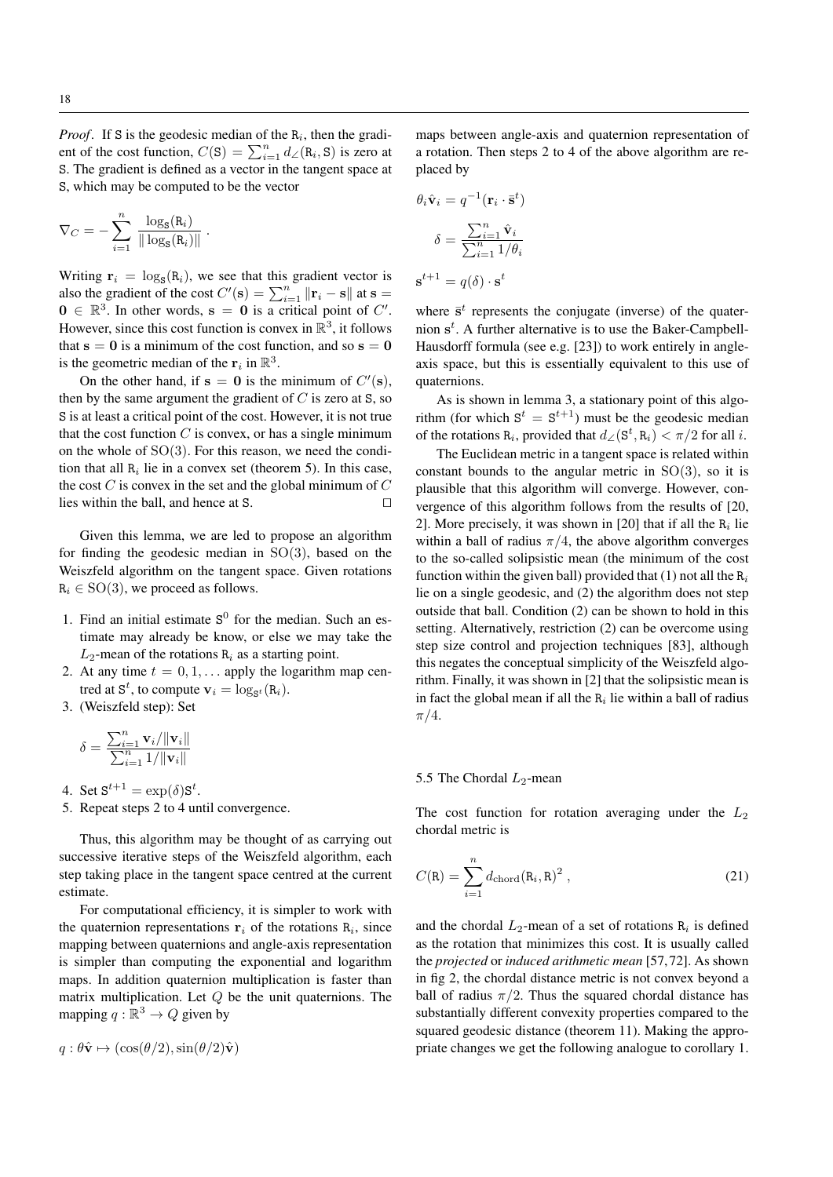*Proof*. If $\mathtt{S}$ is the geodesic median of the $\mathtt{R}_i$, then the gradient of the cost function, $C(\mathtt{S}) = \sum_{i=1}^n d_\angle(\mathtt{R}_i, \mathtt{S})$ is zero at $\mathtt{S}$. The gradient is defined as a vector in the tangent space at $\mathtt{S}$, which may be computed to be the vector

$$\nabla_C = -\sum_{i=1}^n \frac{\log_{\mathtt{S}}(\mathtt{R}_i)}{\|\log_{\mathtt{S}}(\mathtt{R}_i)\|} .$$

Writing $\mathbf{r}_i = \log_{\mathtt{S}}(\mathtt{R}_i)$, we see that this gradient vector is also the gradient of the cost $C'(\mathbf{s}) = \sum_{i=1}^n \|\mathbf{r}_i - \mathbf{s}\|$ at $\mathbf{s} = \mathbf{0} \in \mathbb{R}^3$. In other words, $\mathbf{s} = \mathbf{0}$ is a critical point of $C'$. However, since this cost function is convex in $\mathbb{R}^3$, it follows that $\mathbf{s} = \mathbf{0}$ is a minimum of the cost function, and so $\mathbf{s} = \mathbf{0}$ is the geometric median of the $\mathbf{r}_i$ in $\mathbb{R}^3$.

On the other hand, if $\mathbf{s} = \mathbf{0}$ is the minimum of $C'(\mathbf{s})$, then by the same argument the gradient of $C$ is zero at $\mathtt{S}$, so $\mathtt{S}$ is at least a critical point of the cost. However, it is not true that the cost function $C$ is convex, or has a single minimum on the whole of $\mathrm{SO}(3)$. For this reason, we need the condition that all $\mathtt{R}_i$ lie in a convex set (theorem 5). In this case, the cost $C$ is convex in the set and the global minimum of $C$ lies within the ball, and hence at $\mathtt{S}$. □

Given this lemma, we are led to propose an algorithm for finding the geodesic median in $\mathrm{SO}(3)$, based on the Weiszfeld algorithm on the tangent space. Given rotations $\mathtt{R}_i \in \mathrm{SO}(3)$, we proceed as follows.

1. Find an initial estimate $\mathtt{S}^0$ for the median. Such an estimate may already be know, or else we may take the $L_2$-mean of the rotations $\mathtt{R}_i$ as a starting point.
2. At any time $t = 0, 1, \ldots$ apply the logarithm map centred at $\mathtt{S}^t$, to compute $\mathbf{v}_i = \log_{\mathtt{S}^t}(\mathtt{R}_i)$.
3. (Weiszfeld step): Set

$$\delta = \frac{\sum_{i=1}^n \mathbf{v}_i / \|\mathbf{v}_i\|}{\sum_{i=1}^n 1/\|\mathbf{v}_i\|}$$

4. Set $\mathtt{S}^{t+1} = \exp(\delta)\mathtt{S}^t$.
5. Repeat steps 2 to 4 until convergence.

Thus, this algorithm may be thought of as carrying out successive iterative steps of the Weiszfeld algorithm, each step taking place in the tangent space centred at the current estimate.

For computational efficiency, it is simpler to work with the quaternion representations $\mathbf{r}_i$ of the rotations $\mathtt{R}_i$, since mapping between quaternions and angle-axis representation is simpler than computing the exponential and logarithm maps. In addition quaternion multiplication is faster than matrix multiplication. Let $Q$ be the unit quaternions. The mapping $q : \mathbb{R}^3 \rightarrow Q$ given by

$$q : \theta\hat{\mathbf{v}} \mapsto (\cos(\theta/2), \sin(\theta/2)\hat{\mathbf{v}})$$

maps between angle-axis and quaternion representation of a rotation. Then steps 2 to 4 of the above algorithm are replaced by

$$\theta_i \hat{\mathbf{v}}_i = q^{-1}(\mathbf{r}_i \cdot \bar{\mathbf{s}}^t)$$

$$\delta = \frac{\sum_{i=1}^n \hat{\mathbf{v}}_i}{\sum_{i=1}^n 1/\theta_i}$$

$$\mathbf{s}^{t+1} = q(\delta) \cdot \mathbf{s}^t$$

where $\bar{\mathbf{s}}^t$ represents the conjugate (inverse) of the quaternion $\mathbf{s}^t$. A further alternative is to use the Baker-Campbell-Hausdorff formula (see e.g. [23]) to work entirely in angle-axis space, but this is essentially equivalent to this use of quaternions.

As is shown in lemma 3, a stationary point of this algorithm (for which $\mathtt{S}^t = \mathtt{S}^{t+1}$) must be the geodesic median of the rotations $\mathtt{R}_i$, provided that $d_\angle(\mathtt{S}^t, \mathtt{R}_i) < \pi/2$ for all $i$.

The Euclidean metric in a tangent space is related within constant bounds to the angular metric in $\mathrm{SO}(3)$, so it is plausible that this algorithm will converge. However, convergence of this algorithm follows from the results of [20, 2]. More precisely, it was shown in [20] that if all the $\mathtt{R}_i$ lie within a ball of radius $\pi/4$, the above algorithm converges to the so-called solipsistic mean (the minimum of the cost function within the given ball) provided that (1) not all the $\mathtt{R}_i$ lie on a single geodesic, and (2) the algorithm does not step outside that ball. Condition (2) can be shown to hold in this setting. Alternatively, restriction (2) can be overcome using step size control and projection techniques [83], although this negates the conceptual simplicity of the Weiszfeld algorithm. Finally, it was shown in [2] that the solipsistic mean is in fact the global mean if all the $\mathtt{R}_i$ lie within a ball of radius $\pi/4$.

## 5.5 The Chordal $L_2$-mean

The cost function for rotation averaging under the $L_2$ chordal metric is

$$C(\mathtt{R}) = \sum_{i=1}^n d_{\mathrm{chord}}(\mathtt{R}_i, \mathtt{R})^2 , \tag{21}$$

and the chordal $L_2$-mean of a set of rotations $\mathtt{R}_i$ is defined as the rotation that minimizes this cost. It is usually called the *projected* or *induced arithmetic mean* [57, 72]. As shown in fig 2, the chordal distance metric is not convex beyond a ball of radius $\pi/2$. Thus the squared chordal distance has substantially different convexity properties compared to the squared geodesic distance (theorem 11). Making the appropriate changes we get the following analogue to corollary 1.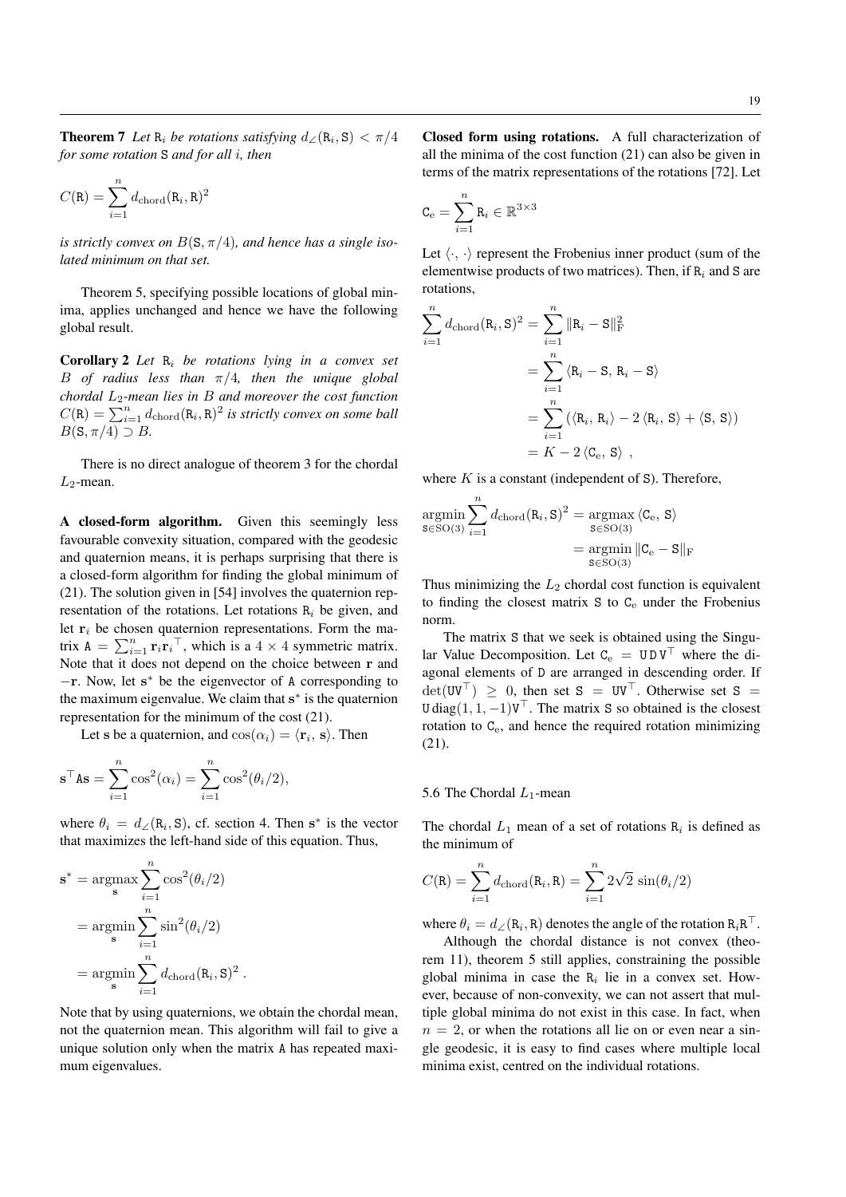**Theorem 7** *Let* $\mathtt{R}_i$ *be rotations satisfying* $d_\angle(\mathtt{R}_i, \mathtt{S}) < \pi/4$ *for some rotation* $\mathtt{S}$ *and for all* $i$*, then*

$$C(\mathtt{R}) = \sum_{i=1}^{n} d_{\mathrm{chord}}(\mathtt{R}_i, \mathtt{R})^2$$

*is strictly convex on* $B(\mathtt{S}, \pi/4)$*, and hence has a single isolated minimum on that set.*

Theorem 5, specifying possible locations of global minima, applies unchanged and hence we have the following global result.

**Corollary 2** *Let* $\mathtt{R}_i$ *be rotations lying in a convex set* $B$ *of radius less than* $\pi/4$*, then the unique global chordal* $L_2$*-mean lies in* $B$ *and moreover the cost function* $C(\mathtt{R}) = \sum_{i=1}^{n} d_{\mathrm{chord}}(\mathtt{R}_i, \mathtt{R})^2$ *is strictly convex on some ball* $B(\mathtt{S}, \pi/4) \supset B$*.*

There is no direct analogue of theorem 3 for the chordal $L_2$-mean.

**A closed-form algorithm.** Given this seemingly less favourable convexity situation, compared with the geodesic and quaternion means, it is perhaps surprising that there is a closed-form algorithm for finding the global minimum of (21). The solution given in [54] involves the quaternion representation of the rotations. Let rotations $\mathtt{R}_i$ be given, and let $\mathbf{r}_i$ be chosen quaternion representations. Form the matrix $\mathtt{A} = \sum_{i=1}^{n} \mathbf{r}_i \mathbf{r}_i^\top$, which is a $4 \times 4$ symmetric matrix. Note that it does not depend on the choice between $\mathbf{r}$ and $-\mathbf{r}$. Now, let $\mathbf{s}^*$ be the eigenvector of $\mathtt{A}$ corresponding to the maximum eigenvalue. We claim that $\mathbf{s}^*$ is the quaternion representation for the minimum of the cost (21).

Let $\mathbf{s}$ be a quaternion, and $\cos(\alpha_i) = \langle \mathbf{r}_i, \mathbf{s} \rangle$. Then

$$\mathbf{s}^\top \mathtt{A} \mathbf{s} = \sum_{i=1}^{n} \cos^2(\alpha_i) = \sum_{i=1}^{n} \cos^2(\theta_i/2),$$

where $\theta_i = d_\angle(\mathtt{R}_i, \mathtt{S})$, cf. section 4. Then $\mathbf{s}^*$ is the vector that maximizes the left-hand side of this equation. Thus,

$$\begin{aligned}
\mathbf{s}^* &= \operatorname*{argmax}_{\mathbf{s}} \sum_{i=1}^{n} \cos^2(\theta_i/2) \\
&= \operatorname*{argmin}_{\mathbf{s}} \sum_{i=1}^{n} \sin^2(\theta_i/2) \\
&= \operatorname*{argmin}_{\mathbf{s}} \sum_{i=1}^{n} d_{\mathrm{chord}}(\mathtt{R}_i, \mathtt{S})^2 .
\end{aligned}$$

Note that by using quaternions, we obtain the chordal mean, not the quaternion mean. This algorithm will fail to give a unique solution only when the matrix $\mathtt{A}$ has repeated maximum eigenvalues.

**Closed form using rotations.** A full characterization of all the minima of the cost function (21) can also be given in terms of the matrix representations of the rotations [72]. Let

$$\mathtt{C}_{\mathrm{e}} = \sum_{i=1}^{n} \mathtt{R}_i \in \mathbb{R}^{3\times 3}$$

Let $\langle \cdot, \cdot \rangle$ represent the Frobenius inner product (sum of the elementwise products of two matrices). Then, if $\mathtt{R}_i$ and $\mathtt{S}$ are rotations,

$$\begin{aligned}
\sum_{i=1}^{n} d_{\mathrm{chord}}(\mathtt{R}_i, \mathtt{S})^2 &= \sum_{i=1}^{n} \|\mathtt{R}_i - \mathtt{S}\|_{\mathrm{F}}^2 \\
&= \sum_{i=1}^{n} \langle \mathtt{R}_i - \mathtt{S},\, \mathtt{R}_i - \mathtt{S} \rangle \\
&= \sum_{i=1}^{n} \left( \langle \mathtt{R}_i,\, \mathtt{R}_i \rangle - 2 \langle \mathtt{R}_i,\, \mathtt{S} \rangle + \langle \mathtt{S},\, \mathtt{S} \rangle \right) \\
&= K - 2 \langle \mathtt{C}_{\mathrm{e}},\, \mathtt{S} \rangle \ ,
\end{aligned}$$

where $K$ is a constant (independent of $\mathtt{S}$). Therefore,

$$\begin{aligned}
\operatorname*{argmin}_{\mathtt{S}\in\mathrm{SO}(3)} \sum_{i=1}^{n} d_{\mathrm{chord}}(\mathtt{R}_i, \mathtt{S})^2 &= \operatorname*{argmax}_{\mathtt{S}\in\mathrm{SO}(3)} \langle \mathtt{C}_{\mathrm{e}},\, \mathtt{S} \rangle \\
&= \operatorname*{argmin}_{\mathtt{S}\in\mathrm{SO}(3)} \|\mathtt{C}_{\mathrm{e}} - \mathtt{S}\|_{\mathrm{F}}
\end{aligned}$$

Thus minimizing the $L_2$ chordal cost function is equivalent to finding the closest matrix $\mathtt{S}$ to $\mathtt{C}_{\mathrm{e}}$ under the Frobenius norm.

The matrix $\mathtt{S}$ that we seek is obtained using the Singular Value Decomposition. Let $\mathtt{C}_{\mathrm{e}} = \mathtt{U}\,\mathtt{D}\,\mathtt{V}^\top$ where the diagonal elements of $\mathtt{D}$ are arranged in descending order. If $\det(\mathtt{U}\mathtt{V}^\top) \geq 0$, then set $\mathtt{S} = \mathtt{U}\mathtt{V}^\top$. Otherwise set $\mathtt{S} = \mathtt{U}\,\mathrm{diag}(1, 1, -1)\mathtt{V}^\top$. The matrix $\mathtt{S}$ so obtained is the closest rotation to $\mathtt{C}_{\mathrm{e}}$, and hence the required rotation minimizing (21).

### 5.6 The Chordal $L_1$-mean

The chordal $L_1$ mean of a set of rotations $\mathtt{R}_i$ is defined as the minimum of

$$C(\mathtt{R}) = \sum_{i=1}^{n} d_{\mathrm{chord}}(\mathtt{R}_i, \mathtt{R}) = \sum_{i=1}^{n} 2\sqrt{2}\, \sin(\theta_i/2)$$

where $\theta_i = d_\angle(\mathtt{R}_i, \mathtt{R})$ denotes the angle of the rotation $\mathtt{R}_i\mathtt{R}^\top$.

Although the chordal distance is not convex (theorem 11), theorem 5 still applies, constraining the possible global minima in case the $\mathtt{R}_i$ lie in a convex set. However, because of non-convexity, we can not assert that multiple global minima do not exist in this case. In fact, when $n = 2$, or when the rotations all lie on or even near a single geodesic, it is easy to find cases where multiple local minima exist, centred on the individual rotations.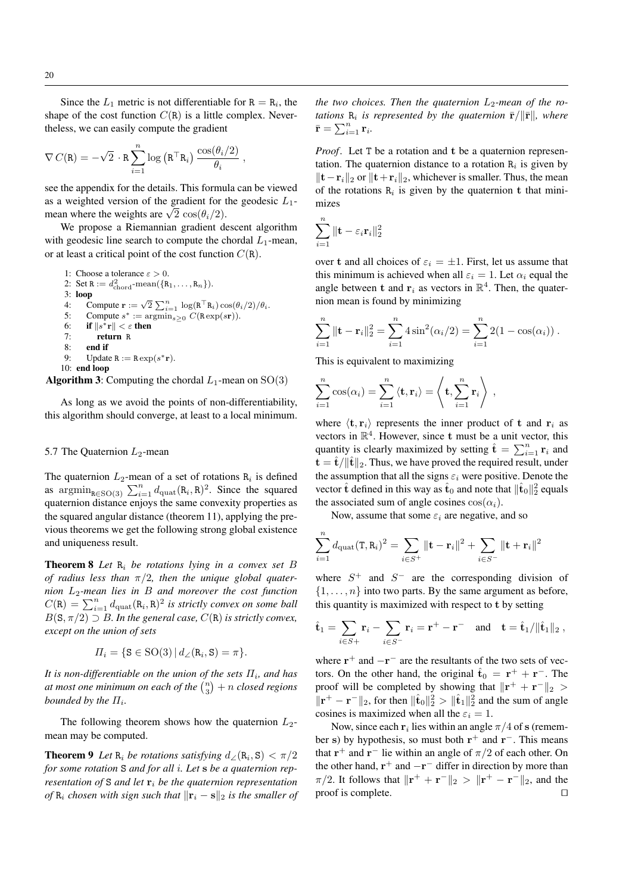Since the $L_1$ metric is not differentiable for $\mathtt{R} = \mathtt{R}_i$, the shape of the cost function $C(\mathtt{R})$ is a little complex. Nevertheless, we can easily compute the gradient

$$\nabla C(\mathtt{R}) = -\sqrt{2} \cdot \mathtt{R} \sum_{i=1}^{n} \log\left(\mathtt{R}^\top \mathtt{R}_i\right) \frac{\cos(\theta_i/2)}{\theta_i} ,$$

see the appendix for the details. This formula can be viewed as a weighted version of the gradient for the geodesic $L_1$-mean where the weights are $\sqrt{2}\,\cos(\theta_i/2)$.

We propose a Riemannian gradient descent algorithm with geodesic line search to compute the chordal $L_1$-mean, or at least a critical point of the cost function $C(\mathtt{R})$.

```
1: Choose a tolerance ε > 0.
2: Set R := d²_chord-mean({R_1, ..., R_n}).
3: loop
4:    Compute r := √2 Σ_{i=1}^n log(R^T R_i) cos(θ_i/2)/θ_i.
5:    Compute s* := argmin_{s≥0} C(R exp(s r)).
6:    if ||s* r|| < ε then
7:       return R
8:    end if
9:    Update R := R exp(s* r).
10: end loop
```

**Algorithm 3**: Computing the chordal $L_1$-mean on $\mathrm{SO}(3)$

As long as we avoid the points of non-differentiability, this algorithm should converge, at least to a local minimum.

### 5.7 The Quaternion $L_2$-mean

The quaternion $L_2$-mean of a set of rotations $\mathtt{R}_i$ is defined as $\mathrm{argmin}_{\mathtt{R}\in\mathrm{SO}(3)} \sum_{i=1}^n d_{\mathrm{quat}}(\mathtt{R}_i, \mathtt{R})^2$. Since the squared quaternion distance enjoys the same convexity properties as the squared angular distance (theorem 11), applying the previous theorems we get the following strong global existence and uniqueness result.

**Theorem 8** *Let $\mathtt{R}_i$ be rotations lying in a convex set $B$ of radius less than $\pi/2$, then the unique global quaternion $L_2$-mean lies in $B$ and moreover the cost function $C(\mathtt{R}) = \sum_{i=1}^n d_{\mathrm{quat}}(\mathtt{R}_i, \mathtt{R})^2$ is strictly convex on some ball $B(\mathtt{S}, \pi/2) \supset B$. In the general case, $C(\mathtt{R})$ is strictly convex, except on the union of sets*

$$\Pi_i = \{\mathtt{S} \in \mathrm{SO}(3) \,|\, d_\angle(\mathtt{R}_i, \mathtt{S}) = \pi\}.$$

*It is non-differentiable on the union of the sets $\Pi_i$, and has at most one minimum on each of the $\binom{n}{3} + n$ closed regions bounded by the $\Pi_i$.*

The following theorem shows how the quaternion $L_2$-mean may be computed.

**Theorem 9** *Let $\mathtt{R}_i$ be rotations satisfying $d_\angle(\mathtt{R}_i, \mathtt{S}) < \pi/2$ for some rotation $\mathtt{S}$ and for all $i$. Let $\mathbf{s}$ be a quaternion representation of $\mathtt{S}$ and let $\mathbf{r}_i$ be the quaternion representation of $\mathtt{R}_i$ chosen with sign such that $\|\mathbf{r}_i - \mathbf{s}\|_2$ is the smaller of the two choices. Then the quaternion $L_2$-mean of the rotations $\mathtt{R}_i$ is represented by the quaternion $\bar{\mathbf{r}}/\|\bar{\mathbf{r}}\|$, where $\bar{\mathbf{r}} = \sum_{i=1}^n \mathbf{r}_i$.*

*Proof*. Let $\mathtt{T}$ be a rotation and $\mathbf{t}$ be a quaternion representation. The quaternion distance to a rotation $\mathtt{R}_i$ is given by $\|\mathbf{t} - \mathbf{r}_i\|_2$ or $\|\mathbf{t} + \mathbf{r}_i\|_2$, whichever is smaller. Thus, the mean of the rotations $\mathtt{R}_i$ is given by the quaternion $\mathbf{t}$ that minimizes

$$\sum_{i=1}^n \|\mathbf{t} - \varepsilon_i \mathbf{r}_i\|_2^2$$

over $\mathbf{t}$ and all choices of $\varepsilon_i = \pm 1$. First, let us assume that this minimum is achieved when all $\varepsilon_i = 1$. Let $\alpha_i$ equal the angle between $\mathbf{t}$ and $\mathbf{r}_i$ as vectors in $\mathbb{R}^4$. Then, the quaternion mean is found by minimizing

$$\sum_{i=1}^n \|\mathbf{t} - \mathbf{r}_i\|_2^2 = \sum_{i=1}^n 4\sin^2(\alpha_i/2) = \sum_{i=1}^n 2(1 - \cos(\alpha_i)) .$$

This is equivalent to maximizing

$$\sum_{i=1}^n \cos(\alpha_i) = \sum_{i=1}^n \langle \mathbf{t}, \mathbf{r}_i \rangle = \left\langle \mathbf{t}, \sum_{i=1}^n \mathbf{r}_i \right\rangle ,$$

where $\langle \mathbf{t}, \mathbf{r}_i \rangle$ represents the inner product of $\mathbf{t}$ and $\mathbf{r}_i$ as vectors in $\mathbb{R}^4$. However, since $\mathbf{t}$ must be a unit vector, this quantity is clearly maximized by setting $\hat{\mathbf{t}} = \sum_{i=1}^n \mathbf{r}_i$ and $\mathbf{t} = \hat{\mathbf{t}}/\|\hat{\mathbf{t}}\|_2$. Thus, we have proved the required result, under the assumption that all the signs $\varepsilon_i$ were positive. Denote the vector $\hat{\mathbf{t}}$ defined in this way as $\hat{\mathbf{t}}_0$ and note that $\|\hat{\mathbf{t}}_0\|_2^2$ equals the associated sum of angle cosines $\cos(\alpha_i)$.

Now, assume that some $\varepsilon_i$ are negative, and so

$$\sum_{i=1}^n d_{\mathrm{quat}}(\mathtt{T}, \mathtt{R}_i)^2 = \sum_{i\in S^+} \|\mathbf{t} - \mathbf{r}_i\|^2 + \sum_{i \in S^-} \|\mathbf{t} + \mathbf{r}_i\|^2$$

where $S^+$ and $S^-$ are the corresponding division of $\{1, \ldots, n\}$ into two parts. By the same argument as before, this quantity is maximized with respect to $\mathbf{t}$ by setting

$$\hat{\mathbf{t}}_1 = \sum_{i\in S+} \mathbf{r}_i - \sum_{i\in S^-} \mathbf{r}_i = \mathbf{r}^+ - \mathbf{r}^- \quad \text{and} \quad \mathbf{t} = \hat{\mathbf{t}}_1/\|\hat{\mathbf{t}}_1\|_2 ,$$

where $\mathbf{r}^+$ and $-\mathbf{r}^-$ are the resultants of the two sets of vectors. On the other hand, the original $\hat{\mathbf{t}}_0 = \mathbf{r}^+ + \mathbf{r}^-$. The proof will be completed by showing that $\|\mathbf{r}^+ + \mathbf{r}^-\|_2 > \|\mathbf{r}^+ - \mathbf{r}^-\|_2$, for then $\|\hat{\mathbf{t}}_0\|_2^2 > \|\hat{\mathbf{t}}_1\|_2^2$ and the sum of angle cosines is maximized when all the $\varepsilon_i = 1$.

Now, since each $\mathbf{r}_i$ lies within an angle $\pi/4$ of $\mathbf{s}$ (remember $\mathbf{s}$) by hypothesis, so must both $\mathbf{r}^+$ and $\mathbf{r}^-$. This means that $\mathbf{r}^+$ and $\mathbf{r}^-$ lie within an angle of $\pi/2$ of each other. On the other hand, $\mathbf{r}^+$ and $-\mathbf{r}^-$ differ in direction by more than $\pi/2$. It follows that $\|\mathbf{r}^+ + \mathbf{r}^-\|_2 > \|\mathbf{r}^+ - \mathbf{r}^-\|_2$, and the proof is complete. □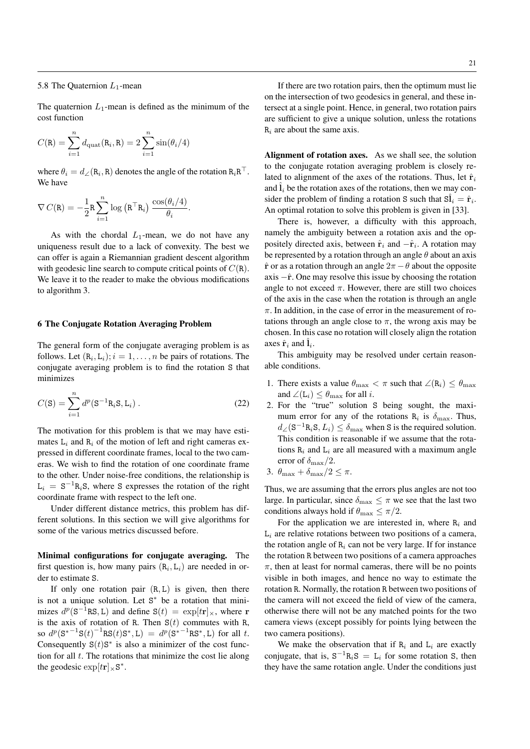### 5.8 The Quaternion $L_1$-mean

The quaternion $L_1$-mean is defined as the minimum of the cost function

$$C(\mathtt{R}) = \sum_{i=1}^{n} d_{\text{quat}}(\mathtt{R}_i, \mathtt{R}) = 2\sum_{i=1}^{n} \sin(\theta_i/4)$$

where $\theta_i = d_\angle(\mathtt{R}_i, \mathtt{R})$ denotes the angle of the rotation $\mathtt{R}_i\mathtt{R}^\top$. We have

$$\nabla C(\mathtt{R}) = -\frac{1}{2}\mathtt{R}\sum_{i=1}^{n} \log\left(\mathtt{R}^\top \mathtt{R}_i\right) \frac{\cos(\theta_i/4)}{\theta_i}.$$

As with the chordal $L_1$-mean, we do not have any uniqueness result due to a lack of convexity. The best we can offer is again a Riemannian gradient descent algorithm with geodesic line search to compute critical points of $C(\mathtt{R})$. We leave it to the reader to make the obvious modifications to algorithm 3.

## 6 The Conjugate Rotation Averaging Problem

The general form of the conjugate averaging problem is as follows. Let $(\mathtt{R}_i, \mathtt{L}_i); i = 1, \ldots, n$ be pairs of rotations. The conjugate averaging problem is to find the rotation $\mathtt{S}$ that minimizes

$$C(\mathtt{S}) = \sum_{i=1}^{n} d^p(\mathtt{S}^{-1}\mathtt{R}_i\mathtt{S}, \mathtt{L}_i) \,. \tag{22}$$

The motivation for this problem is that we may have estimates $\mathtt{L}_i$ and $\mathtt{R}_i$ of the motion of left and right cameras expressed in different coordinate frames, local to the two cameras. We wish to find the rotation of one coordinate frame to the other. Under noise-free conditions, the relationship is $\mathtt{L}_i = \mathtt{S}^{-1}\mathtt{R}_i\mathtt{S}$, where $\mathtt{S}$ expresses the rotation of the right coordinate frame with respect to the left one.

Under different distance metrics, this problem has different solutions. In this section we will give algorithms for some of the various metrics discussed before.

**Minimal configurations for conjugate averaging.** The first question is, how many pairs $(\mathtt{R}_i, \mathtt{L}_i)$ are needed in order to estimate $\mathtt{S}$.

If only one rotation pair $(\mathtt{R}, \mathtt{L})$ is given, then there is not a unique solution. Let $\mathtt{S}^*$ be a rotation that minimizes $d^p(\mathtt{S}^{-1}\mathtt{R}\mathtt{S}, \mathtt{L})$ and define $\mathtt{S}(t) = \exp[t\mathbf{r}]_\times$, where $\mathbf{r}$ is the axis of rotation of $\mathtt{R}$. Then $\mathtt{S}(t)$ commutes with $\mathtt{R}$, so $d^p({\mathtt{S}^*}^{-1}\mathtt{S}(t)^{-1}\mathtt{R}\mathtt{S}(t)\mathtt{S}^*, \mathtt{L}) = d^p({\mathtt{S}^*}^{-1}\mathtt{R}\mathtt{S}^*, \mathtt{L})$ for all $t$. Consequently $\mathtt{S}(t)\mathtt{S}^*$ is also a minimizer of the cost function for all $t$. The rotations that minimize the cost lie along the geodesic $\exp[t\mathbf{r}]_\times\mathtt{S}^*$.

If there are two rotation pairs, then the optimum must lie on the intersection of two geodesics in general, and these intersect at a single point. Hence, in general, two rotation pairs are sufficient to give a unique solution, unless the rotations $\mathtt{R}_i$ are about the same axis.

**Alignment of rotation axes.** As we shall see, the solution to the conjugate rotation averaging problem is closely related to alignment of the axes of the rotations. Thus, let $\hat{\mathbf{r}}_i$ and $\hat{\mathbf{l}}_i$ be the rotation axes of the rotations, then we may consider the problem of finding a rotation $\mathtt{S}$ such that $\mathtt{S}\hat{\mathbf{l}}_i = \hat{\mathbf{r}}_i$. An optimal rotation to solve this problem is given in [33].

There is, however, a difficulty with this approach, namely the ambiguity between a rotation axis and the oppositely directed axis, between $\hat{\mathbf{r}}_i$ and $-\hat{\mathbf{r}}_i$. A rotation may be represented by a rotation through an angle $\theta$ about an axis $\hat{\mathbf{r}}$ or as a rotation through an angle $2\pi - \theta$ about the opposite axis $-\hat{\mathbf{r}}$. One may resolve this issue by choosing the rotation angle to not exceed $\pi$. However, there are still two choices of the axis in the case when the rotation is through an angle $\pi$. In addition, in the case of error in the measurement of rotations through an angle close to $\pi$, the wrong axis may be chosen. In this case no rotation will closely align the rotation axes $\hat{\mathbf{r}}_i$ and $\hat{\mathbf{l}}_i$.

This ambiguity may be resolved under certain reasonable conditions.

1. There exists a value $\theta_{\max} < \pi$ such that $\angle(\mathtt{R}_i) \leq \theta_{\max}$ and $\angle(\mathtt{L}_i) \leq \theta_{\max}$ for all $i$.
2. For the "true" solution $\mathtt{S}$ being sought, the maximum error for any of the rotations $\mathtt{R}_i$ is $\delta_{\max}$. Thus, $d_\angle(\mathtt{S}^{-1}\mathtt{R}_i\mathtt{S}, L_i) \leq \delta_{\max}$ when $\mathtt{S}$ is the required solution. This condition is reasonable if we assume that the rotations $\mathtt{R}_i$ and $\mathtt{L}_i$ are all measured with a maximum angle error of $\delta_{\max}/2$.
3. $\theta_{\max} + \delta_{\max}/2 \leq \pi$.

Thus, we are assuming that the errors plus angles are not too large. In particular, since $\delta_{\max} \leq \pi$ we see that the last two conditions always hold if $\theta_{\max} \leq \pi/2$.

For the application we are interested in, where $\mathtt{R}_i$ and $\mathtt{L}_i$ are relative rotations between two positions of a camera, the rotation angle of $\mathtt{R}_i$ can not be very large. If for instance the rotation $\mathtt{R}$ between two positions of a camera approaches $\pi$, then at least for normal cameras, there will be no points visible in both images, and hence no way to estimate the rotation $\mathtt{R}$. Normally, the rotation $\mathtt{R}$ between two positions of the camera will not exceed the field of view of the camera, otherwise there will not be any matched points for the two camera views (except possibly for points lying between the two camera positions).

We make the observation that if $\mathtt{R}_i$ and $\mathtt{L}_i$ are exactly conjugate, that is, $\mathtt{S}^{-1}\mathtt{R}_i\mathtt{S} = \mathtt{L}_i$ for some rotation $\mathtt{S}$, then they have the same rotation angle. Under the conditions just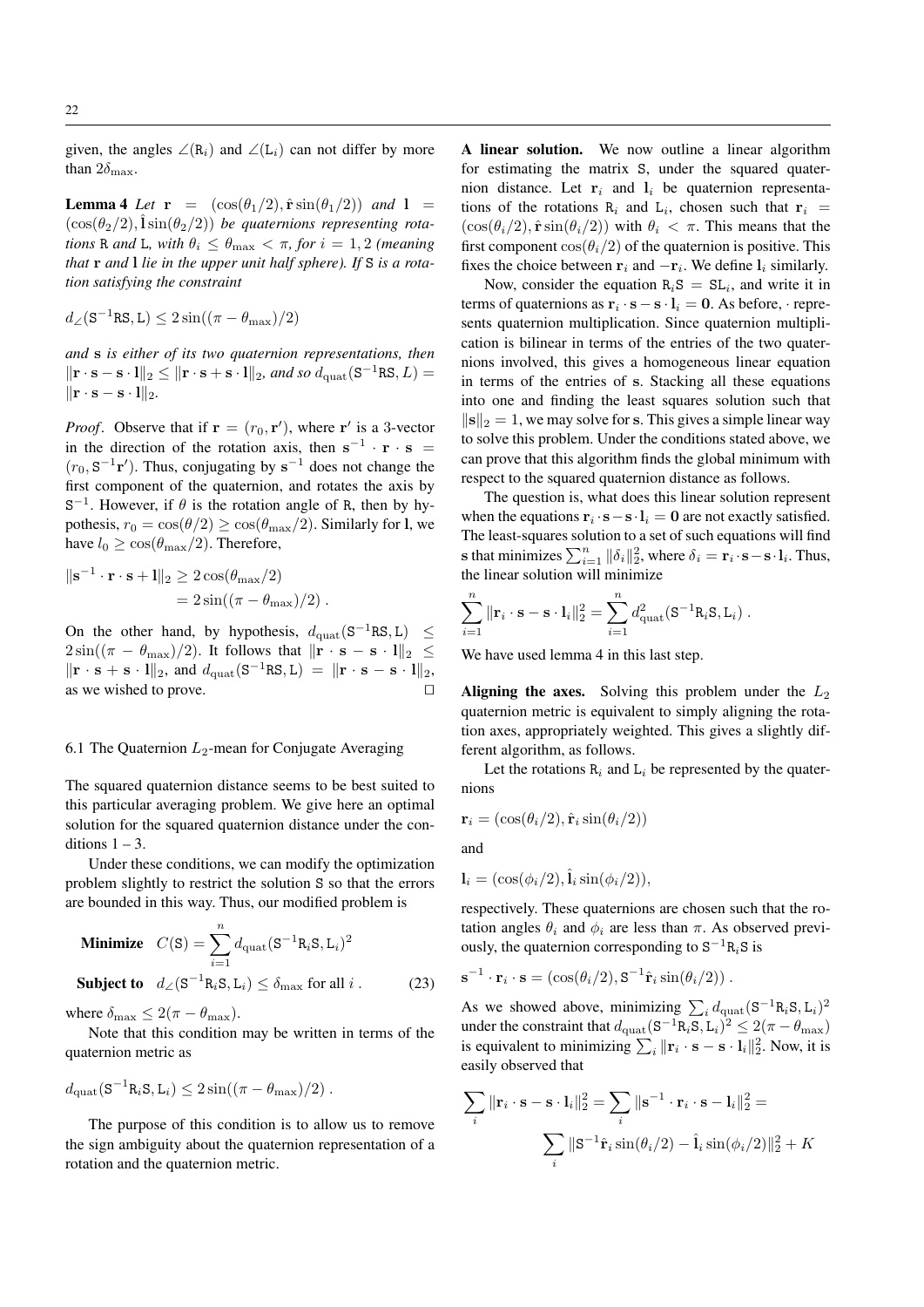given, the angles $\angle(\mathtt{R}_i)$ and $\angle(\mathtt{L}_i)$ can not differ by more than $2\delta_{\max}$.

**Lemma 4** *Let* $\mathbf{r} = (\cos(\theta_1/2), \hat{\mathbf{r}}\sin(\theta_1/2))$ *and* $\mathbf{l} = (\cos(\theta_2/2), \hat{\mathbf{l}}\sin(\theta_2/2))$ *be quaternions representing rotations* R *and* L*, with* $\theta_i \leq \theta_{\max} < \pi$*, for* $i = 1, 2$ *(meaning that* $\mathbf{r}$ *and* $\mathbf{l}$ *lie in the upper unit half sphere). If* S *is a rotation satisfying the constraint*

$$d_\angle(\mathtt{S}^{-1}\mathtt{R}\mathtt{S}, \mathtt{L}) \leq 2\sin((\pi - \theta_{\max})/2)$$

*and* $\mathbf{s}$ *is either of its two quaternion representations, then* $\|\mathbf{r}\cdot\mathbf{s} - \mathbf{s}\cdot\mathbf{l}\|_2 \leq \|\mathbf{r}\cdot\mathbf{s} + \mathbf{s}\cdot\mathbf{l}\|_2$*, and so* $d_{\text{quat}}(\mathtt{S}^{-1}\mathtt{R}\mathtt{S}, L) = \|\mathbf{r}\cdot\mathbf{s} - \mathbf{s}\cdot\mathbf{l}\|_2$.

*Proof*. Observe that if $\mathbf{r} = (r_0, \mathbf{r}')$, where $\mathbf{r}'$ is a 3-vector in the direction of the rotation axis, then $\mathbf{s}^{-1}\cdot\mathbf{r}\cdot\mathbf{s} = (r_0, \mathtt{S}^{-1}\mathbf{r}')$. Thus, conjugating by $\mathbf{s}^{-1}$ does not change the first component of the quaternion, and rotates the axis by $\mathtt{S}^{-1}$. However, if $\theta$ is the rotation angle of R, then by hypothesis, $r_0 = \cos(\theta/2) \geq \cos(\theta_{\max}/2)$. Similarly for $\mathbf{l}$, we have $l_0 \geq \cos(\theta_{\max}/2)$. Therefore,

$$\begin{aligned}\|\mathbf{s}^{-1}\cdot\mathbf{r}\cdot\mathbf{s} + \mathbf{l}\|_2 &\geq 2\cos(\theta_{\max}/2)\\ &= 2\sin((\pi - \theta_{\max})/2)\ .\end{aligned}$$

On the other hand, by hypothesis, $d_{\text{quat}}(\mathtt{S}^{-1}\mathtt{R}\mathtt{S}, \mathtt{L}) \leq 2\sin((\pi - \theta_{\max})/2)$. It follows that $\|\mathbf{r}\cdot\mathbf{s} - \mathbf{s}\cdot\mathbf{l}\|_2 \leq \|\mathbf{r}\cdot\mathbf{s} + \mathbf{s}\cdot\mathbf{l}\|_2$, and $d_{\text{quat}}(\mathtt{S}^{-1}\mathtt{R}\mathtt{S}, \mathtt{L}) = \|\mathbf{r}\cdot\mathbf{s} - \mathbf{s}\cdot\mathbf{l}\|_2$, as we wished to prove. □

### 6.1 The Quaternion $L_2$-mean for Conjugate Averaging

The squared quaternion distance seems to be best suited to this particular averaging problem. We give here an optimal solution for the squared quaternion distance under the conditions 1 – 3.

Under these conditions, we can modify the optimization problem slightly to restrict the solution S so that the errors are bounded in this way. Thus, our modified problem is

$$\begin{aligned}&\textbf{Minimize} \quad C(\mathtt{S}) = \sum_{i=1}^n d_{\text{quat}}(\mathtt{S}^{-1}\mathtt{R}_i\mathtt{S}, \mathtt{L}_i)^2\\ &\textbf{Subject to} \quad d_\angle(\mathtt{S}^{-1}\mathtt{R}_i\mathtt{S}, \mathtt{L}_i) \leq \delta_{\max} \text{ for all } i\ . \qquad (23)\end{aligned}$$

where $\delta_{\max} \leq 2(\pi - \theta_{\max})$.

Note that this condition may be written in terms of the quaternion metric as

$$d_{\text{quat}}(\mathtt{S}^{-1}\mathtt{R}_i\mathtt{S}, \mathtt{L}_i) \leq 2\sin((\pi - \theta_{\max})/2)\ .$$

The purpose of this condition is to allow us to remove the sign ambiguity about the quaternion representation of a rotation and the quaternion metric.

**A linear solution.** We now outline a linear algorithm for estimating the matrix S, under the squared quaternion distance. Let $\mathbf{r}_i$ and $\mathbf{l}_i$ be quaternion representations of the rotations $\mathtt{R}_i$ and $\mathtt{L}_i$, chosen such that $\mathbf{r}_i = (\cos(\theta_i/2), \hat{\mathbf{r}}\sin(\theta_i/2))$ with $\theta_i < \pi$. This means that the first component $\cos(\theta_i/2)$ of the quaternion is positive. This fixes the choice between $\mathbf{r}_i$ and $-\mathbf{r}_i$. We define $\mathbf{l}_i$ similarly.

Now, consider the equation $\mathtt{R}_i\mathtt{S} = \mathtt{S}\mathtt{L}_i$, and write it in terms of quaternions as $\mathbf{r}_i\cdot\mathbf{s} - \mathbf{s}\cdot\mathbf{l}_i = \mathbf{0}$. As before, $\cdot$ represents quaternion multiplication. Since quaternion multiplication is bilinear in terms of the entries of the two quaternions involved, this gives a homogeneous linear equation in terms of the entries of $\mathbf{s}$. Stacking all these equations into one and finding the least squares solution such that $\|\mathbf{s}\|_2 = 1$, we may solve for s. This gives a simple linear way to solve this problem. Under the conditions stated above, we can prove that this algorithm finds the global minimum with respect to the squared quaternion distance as follows.

The question is, what does this linear solution represent when the equations $\mathbf{r}_i\cdot\mathbf{s} - \mathbf{s}\cdot\mathbf{l}_i = \mathbf{0}$ are not exactly satisfied. The least-squares solution to a set of such equations will find s that minimizes $\sum_{i=1}^n \|\delta_i\|_2^2$, where $\delta_i = \mathbf{r}_i\cdot\mathbf{s} - \mathbf{s}\cdot\mathbf{l}_i$. Thus, the linear solution will minimize

$$\sum_{i=1}^n \|\mathbf{r}_i\cdot\mathbf{s} - \mathbf{s}\cdot\mathbf{l}_i\|_2^2 = \sum_{i=1}^n d_{\text{quat}}^2(\mathtt{S}^{-1}\mathtt{R}_i\mathtt{S}, \mathtt{L}_i)\ .$$

We have used lemma 4 in this last step.

**Aligning the axes.** Solving this problem under the $L_2$ quaternion metric is equivalent to simply aligning the rotation axes, appropriately weighted. This gives a slightly different algorithm, as follows.

Let the rotations $\mathtt{R}_i$ and $\mathtt{L}_i$ be represented by the quaternions

$$\mathbf{r}_i = (\cos(\theta_i/2), \hat{\mathbf{r}}_i\sin(\theta_i/2))$$

and

$$\mathbf{l}_i = (\cos(\phi_i/2), \hat{\mathbf{l}}_i\sin(\phi_i/2)),$$

respectively. These quaternions are chosen such that the rotation angles $\theta_i$ and $\phi_i$ are less than $\pi$. As observed previously, the quaternion corresponding to $\mathtt{S}^{-1}\mathtt{R}_i\mathtt{S}$ is

$$\mathbf{s}^{-1}\cdot\mathbf{r}_i\cdot\mathbf{s} = (\cos(\theta_i/2), \mathtt{S}^{-1}\hat{\mathbf{r}}_i\sin(\theta_i/2))\ .$$

As we showed above, minimizing $\sum_i d_{\text{quat}}(\mathtt{S}^{-1}\mathtt{R}_i\mathtt{S}, \mathtt{L}_i)^2$ under the constraint that $d_{\text{quat}}(\mathtt{S}^{-1}\mathtt{R}_i\mathtt{S}, \mathtt{L}_i)^2 \leq 2(\pi - \theta_{\max})$ is equivalent to minimizing $\sum_i \|\mathbf{r}_i\cdot\mathbf{s} - \mathbf{s}\cdot\mathbf{l}_i\|_2^2$. Now, it is easily observed that

$$\begin{aligned}\sum_i \|\mathbf{r}_i\cdot\mathbf{s} - \mathbf{s}\cdot\mathbf{l}_i\|_2^2 = \sum_i \|\mathbf{s}^{-1}\cdot\mathbf{r}_i\cdot\mathbf{s} - \mathbf{l}_i\|_2^2 =\\ \sum_i \|\mathtt{S}^{-1}\hat{\mathbf{r}}_i\sin(\theta_i/2) - \hat{\mathbf{l}}_i\sin(\phi_i/2)\|_2^2 + K\end{aligned}$$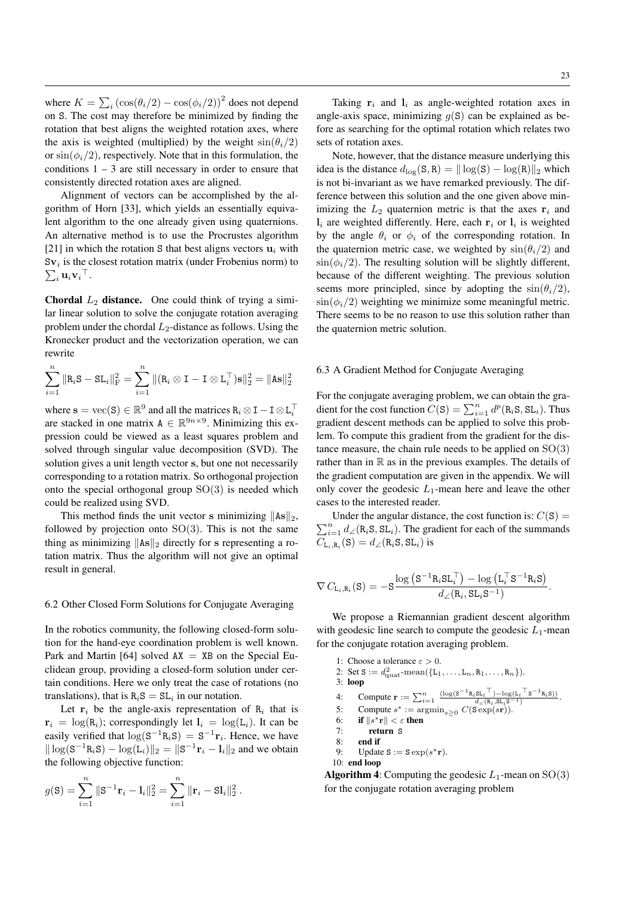where $K = \sum_i (\cos(\theta_i/2) - \cos(\phi_i/2))^2$ does not depend on $\mathtt{S}$. The cost may therefore be minimized by finding the rotation that best aligns the weighted rotation axes, where the axis is weighted (multiplied) by the weight $\sin(\theta_i/2)$ or $\sin(\phi_i/2)$, respectively. Note that in this formulation, the conditions 1 – 3 are still necessary in order to ensure that consistently directed rotation axes are aligned.

Alignment of vectors can be accomplished by the algorithm of Horn [33], which yields an essentially equivalent algorithm to the one already given using quaternions. An alternative method is to use the Procrustes algorithm [21] in which the rotation $\mathtt{S}$ that best aligns vectors $\mathbf{u}_i$ with $\mathtt{S}\mathbf{v}_i$ is the closest rotation matrix (under Frobenius norm) to $\sum_i \mathbf{u}_i \mathbf{v}_i{}^\top$.

**Chordal $L_2$ distance.** One could think of trying a similar linear solution to solve the conjugate rotation averaging problem under the chordal $L_2$-distance as follows. Using the Kronecker product and the vectorization operation, we can rewrite

$$\sum_{i=1}^{n} \|\mathtt{R}_i\mathtt{S} - \mathtt{S}\mathtt{L}_i\|_{\mathrm{F}}^2 = \sum_{i=1}^{n} \|(\mathtt{R}_i \otimes \mathtt{I} - \mathtt{I} \otimes \mathtt{L}_i^\top)\mathbf{s}\|_2^2 = \|\mathtt{A}\mathbf{s}\|_2^2$$

where $\mathbf{s} = \mathrm{vec}(\mathtt{S}) \in \mathbb{R}^9$ and all the matrices $\mathtt{R}_i \otimes \mathtt{I} - \mathtt{I} \otimes \mathtt{L}_i^\top$ are stacked in one matrix $\mathtt{A} \in \mathbb{R}^{9n\times 9}$. Minimizing this expression could be viewed as a least squares problem and solved through singular value decomposition (SVD). The solution gives a unit length vector $\mathbf{s}$, but one not necessarily corresponding to a rotation matrix. So orthogonal projection onto the special orthogonal group $\mathrm{SO}(3)$ is needed which could be realized using SVD.

This method finds the unit vector $\mathbf{s}$ minimizing $\|\mathtt{A}\mathbf{s}\|_2$, followed by projection onto $\mathrm{SO}(3)$. This is not the same thing as minimizing $\|\mathtt{A}\mathbf{s}\|_2$ directly for $\mathbf{s}$ representing a rotation matrix. Thus the algorithm will not give an optimal result in general.

### 6.2 Other Closed Form Solutions for Conjugate Averaging

In the robotics community, the following closed-form solution for the hand-eye coordination problem is well known. Park and Martin [64] solved $\mathtt{AX} = \mathtt{XB}$ on the Special Euclidean group, providing a closed-form solution under certain conditions. Here we only treat the case of rotations (no translations), that is $\mathtt{R}_i\mathtt{S} = \mathtt{S}\mathtt{L}_i$ in our notation.

Let $\mathbf{r}_i$ be the angle-axis representation of $\mathtt{R}_i$ that is $\mathbf{r}_i = \log(\mathtt{R}_i)$; correspondingly let $\mathbf{l}_i = \log(\mathtt{L}_i)$. It can be easily verified that $\log(\mathtt{S}^{-1}\mathtt{R}_i\mathtt{S}) = \mathtt{S}^{-1}\mathbf{r}_i$. Hence, we have $\|\log(\mathtt{S}^{-1}\mathtt{R}_i\mathtt{S}) - \log(\mathtt{L}_i)\|_2 = \|\mathtt{S}^{-1}\mathbf{r}_i - \mathbf{l}_i\|_2$ and we obtain the following objective function:

$$g(\mathtt{S}) = \sum_{i=1}^{n} \|\mathtt{S}^{-1}\mathbf{r}_i - \mathbf{l}_i\|_2^2 = \sum_{i=1}^{n} \|\mathbf{r}_i - \mathtt{S}\mathbf{l}_i\|_2^2 \,.$$

Taking $\mathbf{r}_i$ and $\mathbf{l}_i$ as angle-weighted rotation axes in angle-axis space, minimizing $g(\mathtt{S})$ can be explained as before as searching for the optimal rotation which relates two sets of rotation axes.

Note, however, that the distance measure underlying this idea is the distance $d_{\log}(\mathtt{S}, \mathtt{R}) = \|\log(\mathtt{S}) - \log(\mathtt{R})\|_2$ which is not bi-invariant as we have remarked previously. The difference between this solution and the one given above minimizing the $L_2$ quaternion metric is that the axes $\mathbf{r}_i$ and $\mathbf{l}_i$ are weighted differently. Here, each $\mathbf{r}_i$ or $\mathbf{l}_i$ is weighted by the angle $\theta_i$ or $\phi_i$ of the corresponding rotation. In the quaternion metric case, we weighted by $\sin(\theta_i/2)$ and $\sin(\phi_i/2)$. The resulting solution will be slightly different, because of the different weighting. The previous solution seems more principled, since by adopting the $\sin(\theta_i/2)$, $\sin(\phi_i/2)$ weighting we minimize some meaningful metric. There seems to be no reason to use this solution rather than the quaternion metric solution.

### 6.3 A Gradient Method for Conjugate Averaging

For the conjugate averaging problem, we can obtain the gradient for the cost function $C(\mathtt{S}) = \sum_{i=1}^{n} d^p(\mathtt{R}_i\mathtt{S}, \mathtt{S}\mathtt{L}_i)$. Thus gradient descent methods can be applied to solve this problem. To compute this gradient from the gradient for the distance measure, the chain rule needs to be applied on $\mathrm{SO}(3)$ rather than in $\mathbb{R}$ as in the previous examples. The details of the gradient computation are given in the appendix. We will only cover the geodesic $L_1$-mean here and leave the other cases to the interested reader.

Under the angular distance, the cost function is: $C(\mathtt{S}) = \sum_{i=1}^{n} d_\angle(\mathtt{R}_i\mathtt{S}, \mathtt{S}\mathtt{L}_i)$. The gradient for each of the summands $C_{\mathtt{L}_i,\mathtt{R}_i}(\mathtt{S}) = d_\angle(\mathtt{R}_i\mathtt{S}, \mathtt{S}\mathtt{L}_i)$ is

$$\nabla C_{\mathtt{L}_i,\mathtt{R}_i}(\mathtt{S}) = -\mathtt{S}\frac{\log\left(\mathtt{S}^{-1}\mathtt{R}_i\mathtt{S}\mathtt{L}_i^\top\right) - \log\left(\mathtt{L}_i^\top\mathtt{S}^{-1}\mathtt{R}_i\mathtt{S}\right)}{d_\angle(\mathtt{R}_i, \mathtt{S}\mathtt{L}_i\mathtt{S}^{-1})}.$$

We propose a Riemannian gradient descent algorithm with geodesic line search to compute the geodesic $L_1$-mean for the conjugate rotation averaging problem.

1: Choose a tolerance $\varepsilon > 0$.
2: Set $\mathtt{S} := d_{\mathrm{quat}}^2\text{-mean}(\{\mathtt{L}_1, \ldots, \mathtt{L}_n, \mathtt{R}_1, \ldots, \mathtt{R}_n\})$.
3: **loop**
4: &nbsp;&nbsp;&nbsp;&nbsp;Compute $\mathbf{r} := \sum_{i=1}^{n} \frac{(\log(\mathtt{S}^{-1}\mathtt{R}_i\mathtt{S}\mathtt{L}_i{}^\top) - \log(\mathtt{L}_i{}^\top\mathtt{S}^{-1}\mathtt{R}_i\mathtt{S}))}{d_\angle(\mathtt{R}_i, \mathtt{S}\mathtt{L}_i\mathtt{S}^{-1})}$.
5: &nbsp;&nbsp;&nbsp;&nbsp;Compute $s^* := \operatorname{argmin}_{s\geq 0}\, C(\mathtt{S}\exp(s\mathbf{r}))$.
6: &nbsp;&nbsp;&nbsp;&nbsp;**if** $\|s^*\mathbf{r}\| < \varepsilon$ **then**
7: &nbsp;&nbsp;&nbsp;&nbsp;&nbsp;&nbsp;&nbsp;&nbsp;**return** $\mathtt{S}$
8: &nbsp;&nbsp;&nbsp;&nbsp;**end if**
9: &nbsp;&nbsp;&nbsp;&nbsp;Update $\mathtt{S} := \mathtt{S}\exp(s^*\mathbf{r})$.
10: **end loop**

**Algorithm 4**: Computing the geodesic $L_1$-mean on $\mathrm{SO}(3)$ for the conjugate rotation averaging problem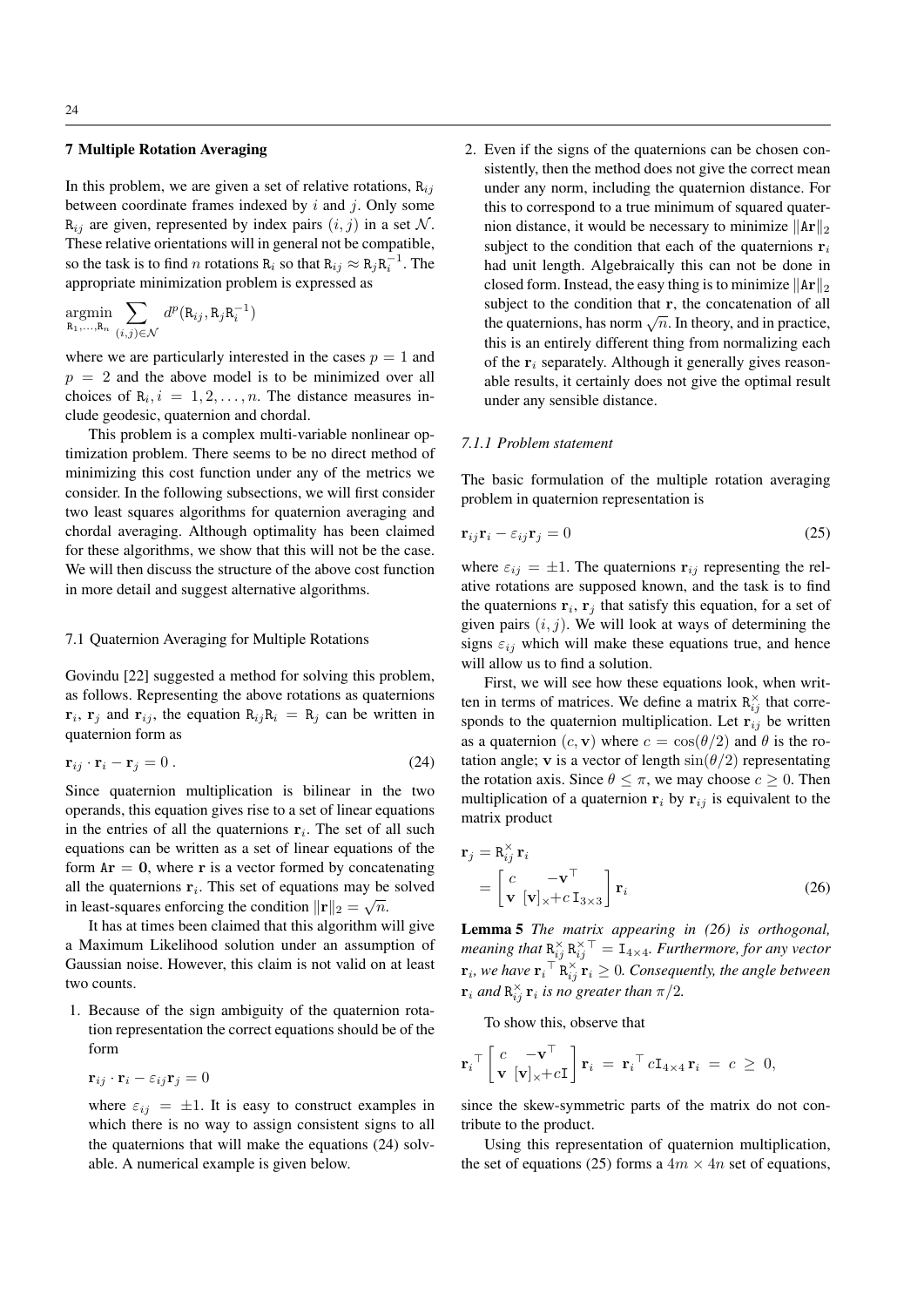## 7 Multiple Rotation Averaging

In this problem, we are given a set of relative rotations, $\mathtt{R}_{ij}$ between coordinate frames indexed by $i$ and $j$. Only some $\mathtt{R}_{ij}$ are given, represented by index pairs $(i, j)$ in a set $\mathcal{N}$. These relative orientations will in general not be compatible, so the task is to find $n$ rotations $\mathtt{R}_i$ so that $\mathtt{R}_{ij} \approx \mathtt{R}_j \mathtt{R}_i^{-1}$. The appropriate minimization problem is expressed as

$$\operatorname*{argmin}_{\mathtt{R}_1,\ldots,\mathtt{R}_n} \sum_{(i,j)\in\mathcal{N}} d^p(\mathtt{R}_{ij}, \mathtt{R}_j \mathtt{R}_i^{-1})$$

where we are particularly interested in the cases $p = 1$ and $p = 2$ and the above model is to be minimized over all choices of $\mathtt{R}_i, i = 1, 2, \ldots, n$. The distance measures include geodesic, quaternion and chordal.

This problem is a complex multi-variable nonlinear optimization problem. There seems to be no direct method of minimizing this cost function under any of the metrics we consider. In the following subsections, we will first consider two least squares algorithms for quaternion averaging and chordal averaging. Although optimality has been claimed for these algorithms, we show that this will not be the case. We will then discuss the structure of the above cost function in more detail and suggest alternative algorithms.

### 7.1 Quaternion Averaging for Multiple Rotations

Govindu [22] suggested a method for solving this problem, as follows. Representing the above rotations as quaternions $\mathbf{r}_i$, $\mathbf{r}_j$ and $\mathbf{r}_{ij}$, the equation $\mathtt{R}_{ij}\mathtt{R}_i = \mathtt{R}_j$ can be written in quaternion form as

$$\mathbf{r}_{ij} \cdot \mathbf{r}_i - \mathbf{r}_j = 0\,. \tag{24}$$

Since quaternion multiplication is bilinear in the two operands, this equation gives rise to a set of linear equations in the entries of all the quaternions $\mathbf{r}_i$. The set of all such equations can be written as a set of linear equations of the form $\mathtt{A}\mathbf{r} = \mathbf{0}$, where $\mathbf{r}$ is a vector formed by concatenating all the quaternions $\mathbf{r}_i$. This set of equations may be solved in least-squares enforcing the condition $\|\mathbf{r}\|_2 = \sqrt{n}$.

It has at times been claimed that this algorithm will give a Maximum Likelihood solution under an assumption of Gaussian noise. However, this claim is not valid on at least two counts.

1. Because of the sign ambiguity of the quaternion rotation representation the correct equations should be of the form

   $$\mathbf{r}_{ij} \cdot \mathbf{r}_i - \varepsilon_{ij}\mathbf{r}_j = 0$$

   where $\varepsilon_{ij} = \pm 1$. It is easy to construct examples in which there is no way to assign consistent signs to all the quaternions that will make the equations (24) solvable. A numerical example is given below.

2. Even if the signs of the quaternions can be chosen consistently, then the method does not give the correct mean under any norm, including the quaternion distance. For this to correspond to a true minimum of squared quaternion distance, it would be necessary to minimize $\|\mathtt{A}\mathbf{r}\|_2$ subject to the condition that each of the quaternions $\mathbf{r}_i$ had unit length. Algebraically this can not be done in closed form. Instead, the easy thing is to minimize $\|\mathtt{A}\mathbf{r}\|_2$ subject to the condition that $\mathbf{r}$, the concatenation of all the quaternions, has norm $\sqrt{n}$. In theory, and in practice, this is an entirely different thing from normalizing each of the $\mathbf{r}_i$ separately. Although it generally gives reasonable results, it certainly does not give the optimal result under any sensible distance.

#### *7.1.1 Problem statement*

The basic formulation of the multiple rotation averaging problem in quaternion representation is

$$\mathbf{r}_{ij}\mathbf{r}_i - \varepsilon_{ij}\mathbf{r}_j = 0 \tag{25}$$

where $\varepsilon_{ij} = \pm 1$. The quaternions $\mathbf{r}_{ij}$ representing the relative rotations are supposed known, and the task is to find the quaternions $\mathbf{r}_i$, $\mathbf{r}_j$ that satisfy this equation, for a set of given pairs $(i, j)$. We will look at ways of determining the signs $\varepsilon_{ij}$ which will make these equations true, and hence will allow us to find a solution.

First, we will see how these equations look, when written in terms of matrices. We define a matrix $\mathtt{R}_{ij}^{\times}$ that corresponds to the quaternion multiplication. Let $\mathbf{r}_{ij}$ be written as a quaternion $(c, \mathbf{v})$ where $c = \cos(\theta/2)$ and $\theta$ is the rotation angle; $\mathbf{v}$ is a vector of length $\sin(\theta/2)$ representing the rotation axis. Since $\theta \leq \pi$, we may choose $c \geq 0$. Then multiplication of a quaternion $\mathbf{r}_i$ by $\mathbf{r}_{ij}$ is equivalent to the matrix product

$$\begin{aligned}\mathbf{r}_j &= \mathtt{R}_{ij}^{\times}\,\mathbf{r}_i \\ &= \begin{bmatrix} c & -\mathbf{v}^\top \\ \mathbf{v} & [\mathbf{v}]_\times + c\,\mathtt{I}_{3\times 3}\end{bmatrix}\mathbf{r}_i\end{aligned} \tag{26}$$

**Lemma 5** *The matrix appearing in (26) is orthogonal, meaning that $\mathtt{R}_{ij}^{\times}\mathtt{R}_{ij}^{\times\top} = \mathtt{I}_{4\times 4}$. Furthermore, for any vector $\mathbf{r}_i$, we have $\mathbf{r}_i^\top\,\mathtt{R}_{ij}^{\times}\,\mathbf{r}_i \geq 0$. Consequently, the angle between $\mathbf{r}_i$ and $\mathtt{R}_{ij}^{\times}\,\mathbf{r}_i$ is no greater than $\pi/2$.*

To show this, observe that

$$\mathbf{r}_i^\top \begin{bmatrix} c & -\mathbf{v}^\top \\ \mathbf{v} & [\mathbf{v}]_\times + c\mathtt{I}\end{bmatrix}\mathbf{r}_i \;=\; \mathbf{r}_i^\top\, c\mathtt{I}_{4\times 4}\,\mathbf{r}_i \;=\; c \;\geq\; 0,$$

since the skew-symmetric parts of the matrix do not contribute to the product.

Using this representation of quaternion multiplication, the set of equations (25) forms a $4m \times 4n$ set of equations,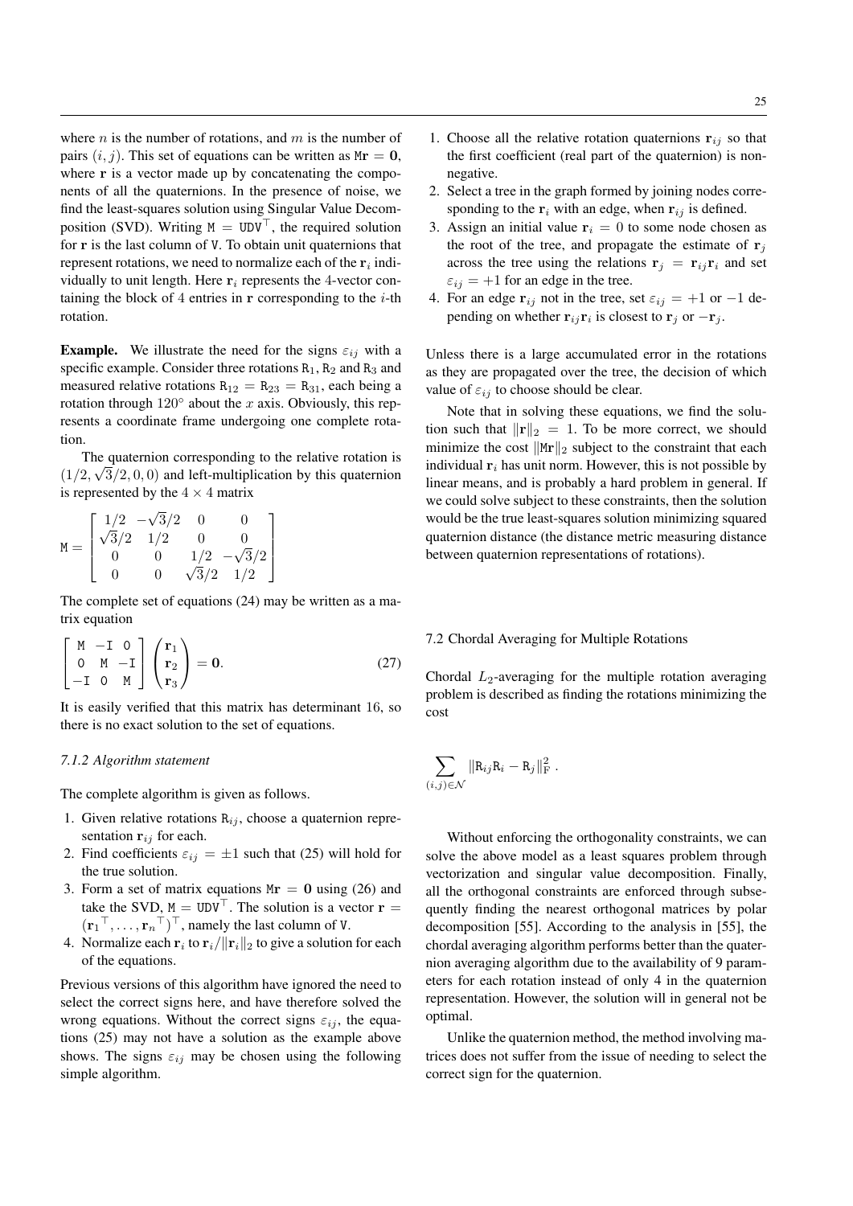where $n$ is the number of rotations, and $m$ is the number of pairs $(i, j)$. This set of equations can be written as $\mathtt{M}\mathbf{r} = \mathbf{0}$, where $\mathbf{r}$ is a vector made up by concatenating the components of all the quaternions. In the presence of noise, we find the least-squares solution using Singular Value Decomposition (SVD). Writing $\mathtt{M} = \mathtt{UDV}^\top$, the required solution for $\mathbf{r}$ is the last column of $\mathtt{V}$. To obtain unit quaternions that represent rotations, we need to normalize each of the $\mathbf{r}_i$ individually to unit length. Here $\mathbf{r}_i$ represents the 4-vector containing the block of 4 entries in $\mathbf{r}$ corresponding to the $i$-th rotation.

**Example.** We illustrate the need for the signs $\varepsilon_{ij}$ with a specific example. Consider three rotations $\mathtt{R}_1$, $\mathtt{R}_2$ and $\mathtt{R}_3$ and measured relative rotations $\mathtt{R}_{12} = \mathtt{R}_{23} = \mathtt{R}_{31}$, each being a rotation through $120^\circ$ about the $x$ axis. Obviously, this represents a coordinate frame undergoing one complete rotation.

The quaternion corresponding to the relative rotation is $(1/2, \sqrt{3}/2, 0, 0)$ and left-multiplication by this quaternion is represented by the $4 \times 4$ matrix

$$\mathtt{M} = \begin{bmatrix} 1/2 & -\sqrt{3}/2 & 0 & 0 \\ \sqrt{3}/2 & 1/2 & 0 & 0 \\ 0 & 0 & 1/2 & -\sqrt{3}/2 \\ 0 & 0 & \sqrt{3}/2 & 1/2 \end{bmatrix}$$

The complete set of equations (24) may be written as a matrix equation

$$\begin{bmatrix} \mathtt{M} & -\mathtt{I} & \mathtt{0} \\ \mathtt{0} & \mathtt{M} & -\mathtt{I} \\ -\mathtt{I} & \mathtt{0} & \mathtt{M} \end{bmatrix} \begin{pmatrix} \mathbf{r}_1 \\ \mathbf{r}_2 \\ \mathbf{r}_3 \end{pmatrix} = \mathbf{0}. \tag{27}$$

It is easily verified that this matrix has determinant 16, so there is no exact solution to the set of equations.

### *7.1.2 Algorithm statement*

The complete algorithm is given as follows.

1. Given relative rotations $\mathtt{R}_{ij}$, choose a quaternion representation $\mathbf{r}_{ij}$ for each.
2. Find coefficients $\varepsilon_{ij} = \pm 1$ such that (25) will hold for the true solution.
3. Form a set of matrix equations $\mathtt{M}\mathbf{r} = \mathbf{0}$ using (26) and take the SVD, $\mathtt{M} = \mathtt{UDV}^\top$. The solution is a vector $\mathbf{r} = (\mathbf{r}_1{}^\top, \ldots, \mathbf{r}_n{}^\top)^\top$, namely the last column of $\mathtt{V}$.
4. Normalize each $\mathbf{r}_i$ to $\mathbf{r}_i/\|\mathbf{r}_i\|_2$ to give a solution for each of the equations.

Previous versions of this algorithm have ignored the need to select the correct signs here, and have therefore solved the wrong equations. Without the correct signs $\varepsilon_{ij}$, the equations (25) may not have a solution as the example above shows. The signs $\varepsilon_{ij}$ may be chosen using the following simple algorithm.

1. Choose all the relative rotation quaternions $\mathbf{r}_{ij}$ so that the first coefficient (real part of the quaternion) is non-negative.
2. Select a tree in the graph formed by joining nodes corresponding to the $\mathbf{r}_i$ with an edge, when $\mathbf{r}_{ij}$ is defined.
3. Assign an initial value $\mathbf{r}_i = 0$ to some node chosen as the root of the tree, and propagate the estimate of $\mathbf{r}_j$ across the tree using the relations $\mathbf{r}_j = \mathbf{r}_{ij}\mathbf{r}_i$ and set $\varepsilon_{ij} = +1$ for an edge in the tree.
4. For an edge $\mathbf{r}_{ij}$ not in the tree, set $\varepsilon_{ij} = +1$ or $-1$ depending on whether $\mathbf{r}_{ij}\mathbf{r}_i$ is closest to $\mathbf{r}_j$ or $-\mathbf{r}_j$.

Unless there is a large accumulated error in the rotations as they are propagated over the tree, the decision of which value of $\varepsilon_{ij}$ to choose should be clear.

Note that in solving these equations, we find the solution such that $\|\mathbf{r}\|_2 = 1$. To be more correct, we should minimize the cost $\|\mathtt{M}\mathbf{r}\|_2$ subject to the constraint that each individual $\mathbf{r}_i$ has unit norm. However, this is not possible by linear means, and is probably a hard problem in general. If we could solve subject to these constraints, then the solution would be the true least-squares solution minimizing squared quaternion distance (the distance metric measuring distance between quaternion representations of rotations).

### 7.2 Chordal Averaging for Multiple Rotations

Chordal $L_2$-averaging for the multiple rotation averaging problem is described as finding the rotations minimizing the cost

$$\sum_{(i,j)\in\mathcal{N}} \|\mathtt{R}_{ij}\mathtt{R}_i - \mathtt{R}_j\|_{\mathrm{F}}^2 \, .$$

Without enforcing the orthogonality constraints, we can solve the above model as a least squares problem through vectorization and singular value decomposition. Finally, all the orthogonal constraints are enforced through subsequently finding the nearest orthogonal matrices by polar decomposition [55]. According to the analysis in [55], the chordal averaging algorithm performs better than the quaternion averaging algorithm due to the availability of 9 parameters for each rotation instead of only 4 in the quaternion representation. However, the solution will in general not be optimal.

Unlike the quaternion method, the method involving matrices does not suffer from the issue of needing to select the correct sign for the quaternion.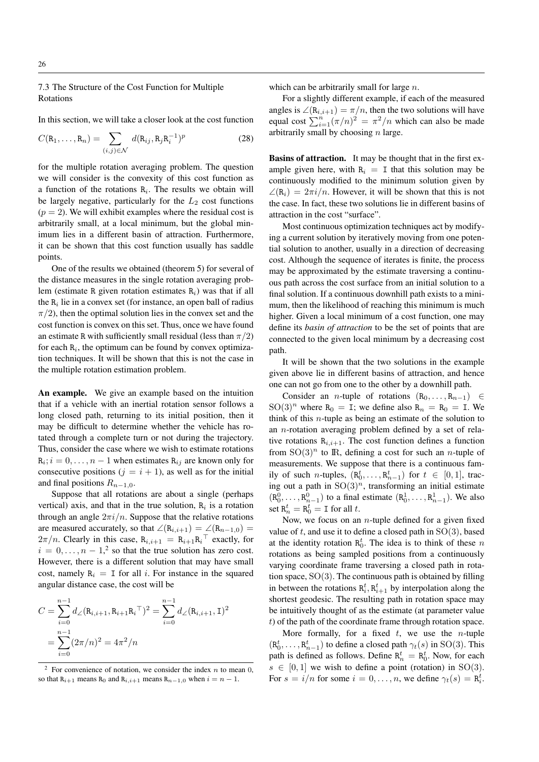### 7.3 The Structure of the Cost Function for Multiple Rotations

In this section, we will take a closer look at the cost function

$$C(\mathtt{R}_1, \ldots, \mathtt{R}_n) = \sum_{(i,j)\in\mathcal{N}} d(\mathtt{R}_{ij}, \mathtt{R}_j \mathtt{R}_i^{-1})^p \tag{28}$$

for the multiple rotation averaging problem. The question we will consider is the convexity of this cost function as a function of the rotations $\mathtt{R}_i$. The results we obtain will be largely negative, particularly for the $L_2$ cost functions ($p = 2$). We will exhibit examples where the residual cost is arbitrarily small, at a local minimum, but the global minimum lies in a different basin of attraction. Furthermore, it can be shown that this cost function usually has saddle points.

One of the results we obtained (theorem 5) for several of the distance measures in the single rotation averaging problem (estimate $\mathtt{R}$ given rotation estimates $\mathtt{R}_i$) was that if all the $\mathtt{R}_i$ lie in a convex set (for instance, an open ball of radius $\pi/2$), then the optimal solution lies in the convex set and the cost function is convex on this set. Thus, once we have found an estimate $\mathtt{R}$ with sufficiently small residual (less than $\pi/2$) for each $\mathtt{R}_i$, the optimum can be found by convex optimization techniques. It will be shown that this is not the case in the multiple rotation estimation problem.

**An example.** We give an example based on the intuition that if a vehicle with an inertial rotation sensor follows a long closed path, returning to its initial position, then it may be difficult to determine whether the vehicle has rotated through a complete turn or not during the trajectory. Thus, consider the case where we wish to estimate rotations $\mathtt{R}_i; i = 0, \ldots, n-1$ when estimates $\mathtt{R}_{ij}$ are known only for consecutive positions ($j = i+1$), as well as for the initial and final positions $R_{n-1,0}$.

Suppose that all rotations are about a single (perhaps vertical) axis, and that in the true solution, $\mathtt{R}_i$ is a rotation through an angle $2\pi i/n$. Suppose that the relative rotations are measured accurately, so that $\angle(\mathtt{R}_{i,i+1}) = \angle(\mathtt{R}_{n-1,0}) = 2\pi/n$. Clearly in this case, $\mathtt{R}_{i,i+1} = \mathtt{R}_{i+1}\mathtt{R}_i{}^\top$ exactly, for $i = 0, \ldots, n-1$,[2] so that the true solution has zero cost. However, there is a different solution that may have small cost, namely $\mathtt{R}_i = \mathtt{I}$ for all $i$. For instance in the squared angular distance case, the cost will be

$$\begin{aligned}
C &= \sum_{i=0}^{n-1} d_\angle(\mathtt{R}_{i,i+1}, \mathtt{R}_{i+1}\mathtt{R}_i{}^\top)^2 = \sum_{i=0}^{n-1} d_\angle(\mathtt{R}_{i,i+1}, \mathtt{I})^2 \\
&= \sum_{i=0}^{n-1} (2\pi/n)^2 = 4\pi^2/n
\end{aligned}$$

which can be arbitrarily small for large $n$.

For a slightly different example, if each of the measured angles is $\angle(\mathtt{R}_{i,i+1}) = \pi/n$, then the two solutions will have equal cost $\sum_{i=1}^{n} (\pi/n)^2 = \pi^2/n$ which can also be made arbitrarily small by choosing $n$ large.

**Basins of attraction.** It may be thought that in the first example given here, with $\mathtt{R}_i = \mathtt{I}$ that this solution may be continuously modified to the minimum solution given by $\angle(\mathtt{R}_i) = 2\pi i/n$. However, it will be shown that this is not the case. In fact, these two solutions lie in different basins of attraction in the cost "surface".

Most continuous optimization techniques act by modifying a current solution by iteratively moving from one potential solution to another, usually in a direction of decreasing cost. Although the sequence of iterates is finite, the process may be approximated by the estimate traversing a continuous path across the cost surface from an initial solution to a final solution. If a continuous downhill path exists to a minimum, then the likelihood of reaching this minimum is much higher. Given a local minimum of a cost function, one may define its *basin of attraction* to be the set of points that are connected to the given local minimum by a decreasing cost path.

It will be shown that the two solutions in the example given above lie in different basins of attraction, and hence one can not go from one to the other by a downhill path.

Consider an $n$-tuple of rotations $(\mathtt{R}_0, \ldots, \mathtt{R}_{n-1}) \in \mathrm{SO}(3)^n$ where $\mathtt{R}_0 = \mathtt{I}$; we define also $\mathtt{R}_n = \mathtt{R}_0 = \mathtt{I}$. We think of this $n$-tuple as being an estimate of the solution to an $n$-rotation averaging problem defined by a set of relative rotations $\mathtt{R}_{i,i+1}$. The cost function defines a function from $\mathrm{SO}(3)^n$ to $\mathbb{R}$, defining a cost for such an $n$-tuple of measurements. We suppose that there is a continuous family of such $n$-tuples, $(\mathtt{R}_0^t, \ldots, \mathtt{R}_{n-1}^t)$ for $t \in [0,1]$, tracing out a path in $\mathrm{SO}(3)^n$, transforming an initial estimate $(\mathtt{R}_0^0, \ldots, \mathtt{R}_{n-1}^0)$ to a final estimate $(\mathtt{R}_0^1, \ldots, \mathtt{R}_{n-1}^1)$. We also set $\mathtt{R}_n^t = \mathtt{R}_0^t = \mathtt{I}$ for all $t$.

Now, we focus on an $n$-tuple defined for a given fixed value of $t$, and use it to define a closed path in $\mathrm{SO}(3)$, based at the identity rotation $\mathtt{R}_0^t$. The idea is to think of these $n$ rotations as being sampled positions from a continuously varying coordinate frame traversing a closed path in rotation space, $\mathrm{SO}(3)$. The continuous path is obtained by filling in between the rotations $\mathtt{R}_i^t, \mathtt{R}_{i+1}^t$ by interpolation along the shortest geodesic. The resulting path in rotation space may be intuitively thought of as the estimate (at parameter value $t$) of the path of the coordinate frame through rotation space.

More formally, for a fixed $t$, we use the $n$-tuple $(\mathtt{R}_0^t, \ldots, \mathtt{R}_{n-1}^t)$ to define a closed path $\gamma_t(s)$ in $\mathrm{SO}(3)$. This path is defined as follows. Define $\mathtt{R}_n^t = \mathtt{R}_0^t$. Now, for each $s \in [0,1]$ we wish to define a point (rotation) in $\mathrm{SO}(3)$. For $s = i/n$ for some $i = 0, \ldots, n$, we define $\gamma_t(s) = \mathtt{R}_i^t$.

[2] For convenience of notation, we consider the index $n$ to mean 0, so that $\mathtt{R}_{i+1}$ means $\mathtt{R}_0$ and $\mathtt{R}_{i,i+1}$ means $\mathtt{R}_{n-1,0}$ when $i = n-1$.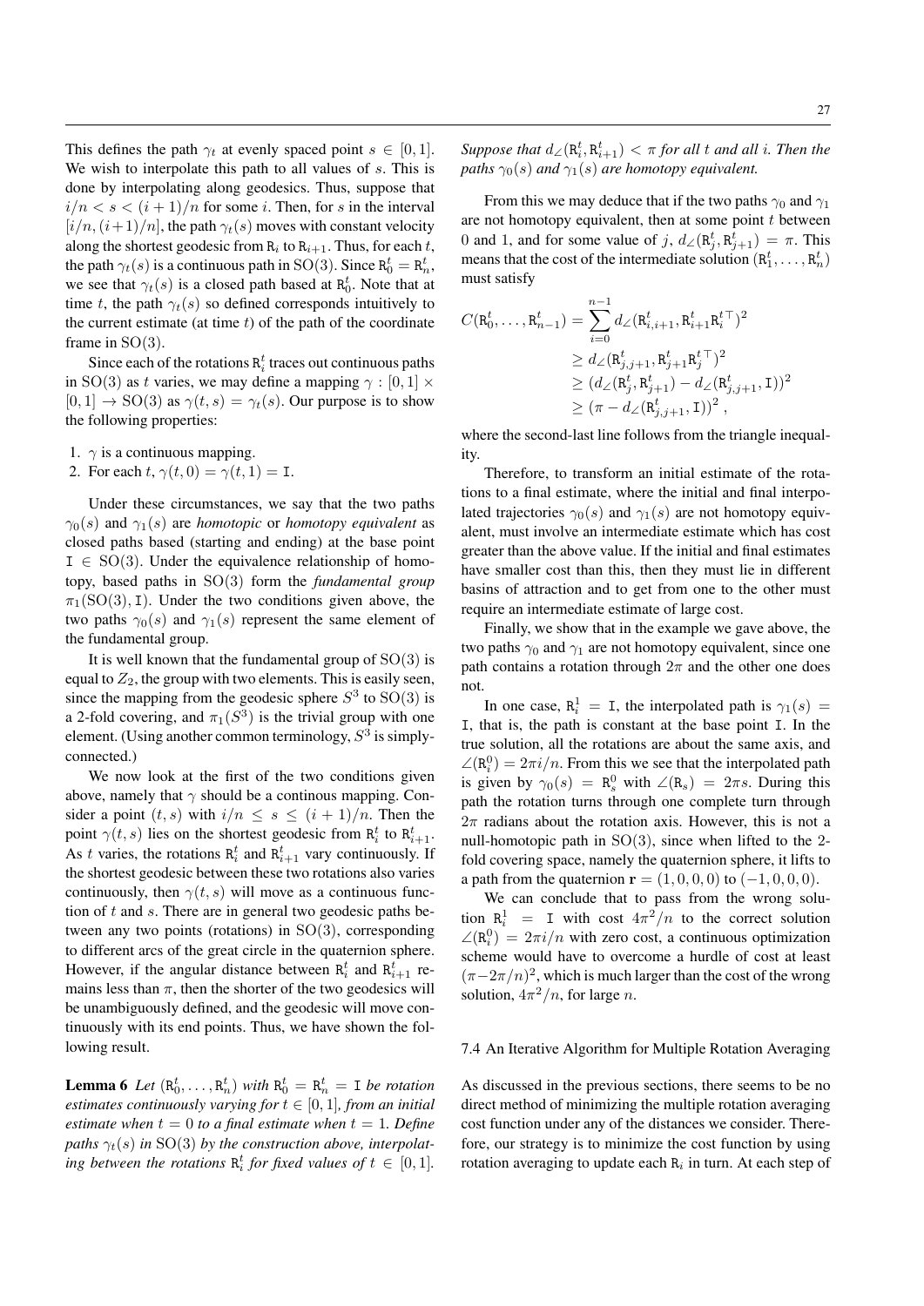This defines the path $\gamma_t$ at evenly spaced point $s \in [0, 1]$. We wish to interpolate this path to all values of $s$. This is done by interpolating along geodesics. Thus, suppose that $i/n < s < (i+1)/n$ for some $i$. Then, for $s$ in the interval $[i/n, (i+1)/n]$, the path $\gamma_t(s)$ moves with constant velocity along the shortest geodesic from $\mathtt{R}_i$ to $\mathtt{R}_{i+1}$. Thus, for each $t$, the path $\gamma_t(s)$ is a continuous path in $\mathrm{SO}(3)$. Since $\mathtt{R}_0^t = \mathtt{R}_n^t$, we see that $\gamma_t(s)$ is a closed path based at $\mathtt{R}_0^t$. Note that at time $t$, the path $\gamma_t(s)$ so defined corresponds intuitively to the current estimate (at time $t$) of the path of the coordinate frame in $\mathrm{SO}(3)$.

Since each of the rotations $\mathtt{R}_i^t$ traces out continuous paths in $\mathrm{SO}(3)$ as $t$ varies, we may define a mapping $\gamma : [0, 1] \times [0, 1] \rightarrow \mathrm{SO}(3)$ as $\gamma(t, s) = \gamma_t(s)$. Our purpose is to show the following properties:

1. $\gamma$ is a continuous mapping.
2. For each $t$, $\gamma(t, 0) = \gamma(t, 1) = \mathtt{I}$.

Under these circumstances, we say that the two paths $\gamma_0(s)$ and $\gamma_1(s)$ are *homotopic* or *homotopy equivalent* as closed paths based (starting and ending) at the base point $\mathtt{I} \in \mathrm{SO}(3)$. Under the equivalence relationship of homotopy, based paths in $\mathrm{SO}(3)$ form the *fundamental group* $\pi_1(\mathrm{SO}(3), \mathtt{I})$. Under the two conditions given above, the two paths $\gamma_0(s)$ and $\gamma_1(s)$ represent the same element of the fundamental group.

It is well known that the fundamental group of $\mathrm{SO}(3)$ is equal to $Z_2$, the group with two elements. This is easily seen, since the mapping from the geodesic sphere $S^3$ to $\mathrm{SO}(3)$ is a 2-fold covering, and $\pi_1(S^3)$ is the trivial group with one element. (Using another common terminology, $S^3$ is simply-connected.)

We now look at the first of the two conditions given above, namely that $\gamma$ should be a continous mapping. Consider a point $(t, s)$ with $i/n \leq s \leq (i+1)/n$. Then the point $\gamma(t, s)$ lies on the shortest geodesic from $\mathtt{R}_i^t$ to $\mathtt{R}_{i+1}^t$. As $t$ varies, the rotations $\mathtt{R}_i^t$ and $\mathtt{R}_{i+1}^t$ vary continuously. If the shortest geodesic between these two rotations also varies continuously, then $\gamma(t, s)$ will move as a continuous function of $t$ and $s$. There are in general two geodesic paths between any two points (rotations) in $\mathrm{SO}(3)$, corresponding to different arcs of the great circle in the quaternion sphere. However, if the angular distance between $\mathtt{R}_i^t$ and $\mathtt{R}_{i+1}^t$ remains less than $\pi$, then the shorter of the two geodesics will be unambiguously defined, and the geodesic will move continuously with its end points. Thus, we have shown the following result.

**Lemma 6** *Let $(\mathtt{R}_0^t, \ldots, \mathtt{R}_n^t)$ with $\mathtt{R}_0^t = \mathtt{R}_n^t = \mathtt{I}$ be rotation estimates continuously varying for $t \in [0, 1]$, from an initial estimate when $t = 0$ to a final estimate when $t = 1$. Define paths $\gamma_t(s)$ in $\mathrm{SO}(3)$ by the construction above, interpolating between the rotations $\mathtt{R}_i^t$ for fixed values of $t \in [0, 1]$. Suppose that $d_\angle(\mathtt{R}_i^t, \mathtt{R}_{i+1}^t) < \pi$ for all $t$ and all $i$. Then the paths $\gamma_0(s)$ and $\gamma_1(s)$ are homotopy equivalent.*

From this we may deduce that if the two paths $\gamma_0$ and $\gamma_1$ are not homotopy equivalent, then at some point $t$ between 0 and 1, and for some value of $j$, $d_\angle(\mathtt{R}_j^t, \mathtt{R}_{j+1}^t) = \pi$. This means that the cost of the intermediate solution $(\mathtt{R}_1^t, \ldots, \mathtt{R}_n^t)$ must satisfy

$$
\begin{aligned}
C(\mathtt{R}_0^t, \ldots, \mathtt{R}_{n-1}^t) &= \sum_{i=0}^{n-1} d_\angle(\mathtt{R}_{i,i+1}^t, \mathtt{R}_{i+1}^t {\mathtt{R}_i^t}^\top)^2 \\
&\geq d_\angle(\mathtt{R}_{j,j+1}^t, \mathtt{R}_{j+1}^t {\mathtt{R}_j^t}^\top)^2 \\
&\geq (d_\angle(\mathtt{R}_j^t, \mathtt{R}_{j+1}^t) - d_\angle(\mathtt{R}_{j,j+1}^t, \mathtt{I}))^2 \\
&\geq \left(\pi - d_\angle(\mathtt{R}_{j,j+1}^t, \mathtt{I})\right)^2 ,
\end{aligned}
$$

where the second-last line follows from the triangle inequality.

Therefore, to transform an initial estimate of the rotations to a final estimate, where the initial and final interpolated trajectories $\gamma_0(s)$ and $\gamma_1(s)$ are not homotopy equivalent, must involve an intermediate estimate which has cost greater than the above value. If the initial and final estimates have smaller cost than this, then they must lie in different basins of attraction and to get from one to the other must require an intermediate estimate of large cost.

Finally, we show that in the example we gave above, the two paths $\gamma_0$ and $\gamma_1$ are not homotopy equivalent, since one path contains a rotation through $2\pi$ and the other one does not.

In one case, $\mathtt{R}_i^1 = \mathtt{I}$, the interpolated path is $\gamma_1(s) = \mathtt{I}$, that is, the path is constant at the base point $\mathtt{I}$. In the true solution, all the rotations are about the same axis, and $\angle(\mathtt{R}_i^0) = 2\pi i/n$. From this we see that the interpolated path is given by $\gamma_0(s) = \mathtt{R}_s^0$ with $\angle(\mathtt{R}_s) = 2\pi s$. During this path the rotation turns through one complete turn through $2\pi$ radians about the rotation axis. However, this is not a null-homotopic path in $\mathrm{SO}(3)$, since when lifted to the 2-fold covering space, namely the quaternion sphere, it lifts to a path from the quaternion $\mathbf{r} = (1, 0, 0, 0)$ to $(-1, 0, 0, 0)$.

We can conclude that to pass from the wrong solution $\mathtt{R}_i^1 = \mathtt{I}$ with cost $4\pi^2/n$ to the correct solution $\angle(\mathtt{R}_i^0) = 2\pi i/n$ with zero cost, a continuous optimization scheme would have to overcome a hurdle of cost at least $(\pi - 2\pi/n)^2$, which is much larger than the cost of the wrong solution, $4\pi^2/n$, for large $n$.

### 7.4 An Iterative Algorithm for Multiple Rotation Averaging

As discussed in the previous sections, there seems to be no direct method of minimizing the multiple rotation averaging cost function under any of the distances we consider. Therefore, our strategy is to minimize the cost function by using rotation averaging to update each $\mathtt{R}_i$ in turn. At each step of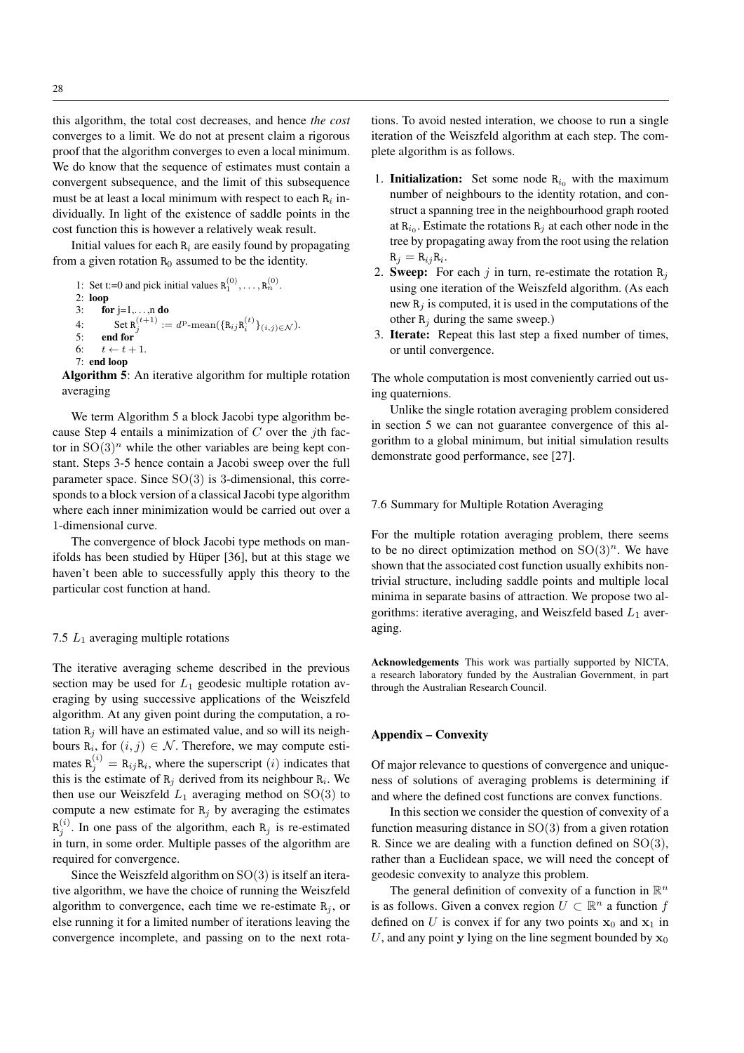this algorithm, the total cost decreases, and hence *the cost* converges to a limit. We do not at present claim a rigorous proof that the algorithm converges to even a local minimum. We do know that the sequence of estimates must contain a convergent subsequence, and the limit of this subsequence must be at least a local minimum with respect to each $\mathtt{R}_i$ individually. In light of the existence of saddle points in the cost function this is however a relatively weak result.

Initial values for each $\mathtt{R}_i$ are easily found by propagating from a given rotation $\mathtt{R}_0$ assumed to be the identity.

```
1: Set t:=0 and pick initial values R_1^(0), ..., R_n^(0).
2: loop
3:   for j=1,...,n do
4:     Set R_j^(t+1) := d^p-mean({R_ij R_i^(t)}_(i,j)∈N).
5:   end for
6:   t ← t + 1.
7: end loop
```

**Algorithm 5**: An iterative algorithm for multiple rotation averaging

We term Algorithm 5 a block Jacobi type algorithm because Step 4 entails a minimization of $C$ over the $j$th factor in $\mathrm{SO}(3)^n$ while the other variables are being kept constant. Steps 3-5 hence contain a Jacobi sweep over the full parameter space. Since $\mathrm{SO}(3)$ is 3-dimensional, this corresponds to a block version of a classical Jacobi type algorithm where each inner minimization would be carried out over a 1-dimensional curve.

The convergence of block Jacobi type methods on manifolds has been studied by Hüper [36], but at this stage we haven't been able to successfully apply this theory to the particular cost function at hand.

## 7.5 $L_1$ averaging multiple rotations

The iterative averaging scheme described in the previous section may be used for $L_1$ geodesic multiple rotation averaging by using successive applications of the Weiszfeld algorithm. At any given point during the computation, a rotation $\mathtt{R}_j$ will have an estimated value, and so will its neighbours $\mathtt{R}_i$, for $(i, j) \in \mathcal{N}$. Therefore, we may compute estimates $\mathtt{R}_j^{(i)} = \mathtt{R}_{ij}\mathtt{R}_i$, where the superscript $(i)$ indicates that this is the estimate of $\mathtt{R}_j$ derived from its neighbour $\mathtt{R}_i$. We then use our Weiszfeld $L_1$ averaging method on $\mathrm{SO}(3)$ to compute a new estimate for $\mathtt{R}_j$ by averaging the estimates $\mathtt{R}_j^{(i)}$. In one pass of the algorithm, each $\mathtt{R}_j$ is re-estimated in turn, in some order. Multiple passes of the algorithm are required for convergence.

Since the Weiszfeld algorithm on $\mathrm{SO}(3)$ is itself an iterative algorithm, we have the choice of running the Weiszfeld algorithm to convergence, each time we re-estimate $\mathtt{R}_j$, or else running it for a limited number of iterations leaving the convergence incomplete, and passing on to the next rotations. To avoid nested interation, we choose to run a single iteration of the Weiszfeld algorithm at each step. The complete algorithm is as follows.

1. **Initialization:** Set some node $\mathtt{R}_{i_0}$ with the maximum number of neighbours to the identity rotation, and construct a spanning tree in the neighbourhood graph rooted at $\mathtt{R}_{i_0}$. Estimate the rotations $\mathtt{R}_j$ at each other node in the tree by propagating away from the root using the relation $\mathtt{R}_j = \mathtt{R}_{ij}\mathtt{R}_i$.
2. **Sweep:** For each $j$ in turn, re-estimate the rotation $\mathtt{R}_j$ using one iteration of the Weiszfeld algorithm. (As each new $\mathtt{R}_j$ is computed, it is used in the computations of the other $\mathtt{R}_j$ during the same sweep.)
3. **Iterate:** Repeat this last step a fixed number of times, or until convergence.

The whole computation is most conveniently carried out using quaternions.

Unlike the single rotation averaging problem considered in section 5 we can not guarantee convergence of this algorithm to a global minimum, but initial simulation results demonstrate good performance, see [27].

## 7.6 Summary for Multiple Rotation Averaging

For the multiple rotation averaging problem, there seems to be no direct optimization method on $\mathrm{SO}(3)^n$. We have shown that the associated cost function usually exhibits nontrivial structure, including saddle points and multiple local minima in separate basins of attraction. We propose two algorithms: iterative averaging, and Weiszfeld based $L_1$ averaging.

**Acknowledgements** This work was partially supported by NICTA, a research laboratory funded by the Australian Government, in part through the Australian Research Council.

## Appendix – Convexity

Of major relevance to questions of convergence and uniqueness of solutions of averaging problems is determining if and where the defined cost functions are convex functions.

In this section we consider the question of convexity of a function measuring distance in $\mathrm{SO}(3)$ from a given rotation $\mathtt{R}$. Since we are dealing with a function defined on $\mathrm{SO}(3)$, rather than a Euclidean space, we will need the concept of geodesic convexity to analyze this problem.

The general definition of convexity of a function in $\mathbb{R}^n$ is as follows. Given a convex region $U \subset \mathbb{R}^n$ a function $f$ defined on $U$ is convex if for any two points $\mathbf{x}_0$ and $\mathbf{x}_1$ in $U$, and any point $\mathbf{y}$ lying on the line segment bounded by $\mathbf{x}_0$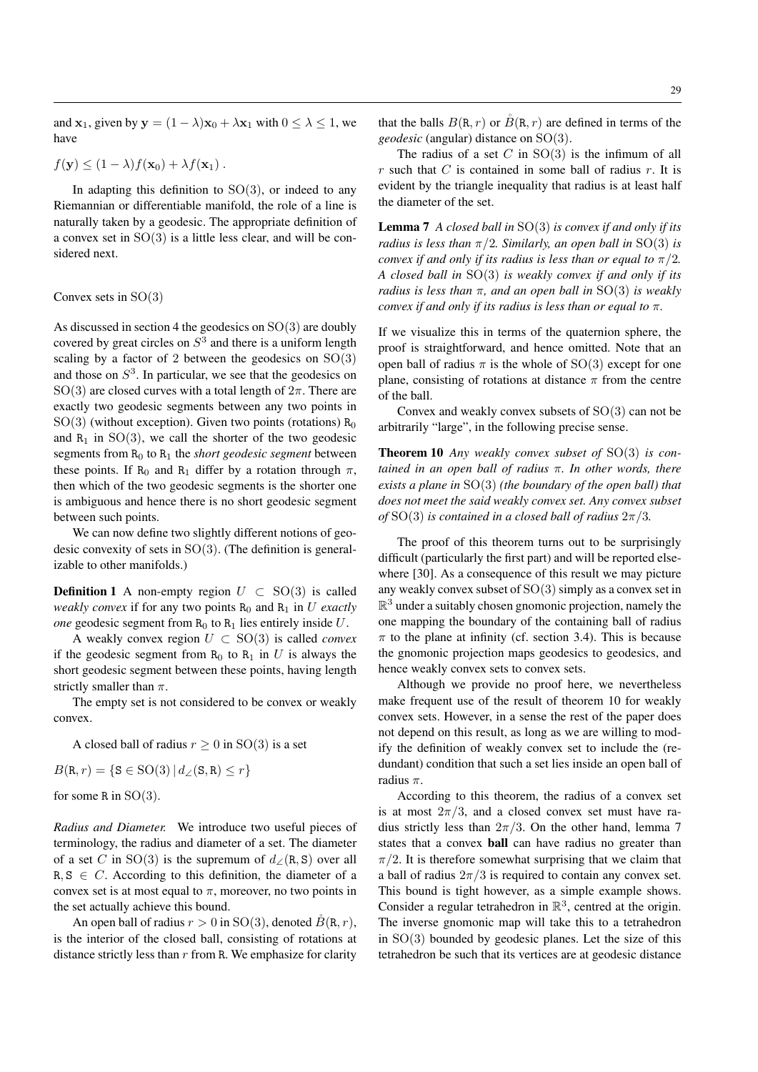and $\mathbf{x}_1$, given by $\mathbf{y} = (1-\lambda)\mathbf{x}_0 + \lambda\mathbf{x}_1$ with $0 \le \lambda \le 1$, we have

$$f(\mathbf{y}) \le (1-\lambda)f(\mathbf{x}_0) + \lambda f(\mathbf{x}_1) .$$

In adapting this definition to $\mathrm{SO}(3)$, or indeed to any Riemannian or differentiable manifold, the role of a line is naturally taken by a geodesic. The appropriate definition of a convex set in $\mathrm{SO}(3)$ is a little less clear, and will be considered next.

Convex sets in $\mathrm{SO}(3)$

As discussed in section 4 the geodesics on $\mathrm{SO}(3)$ are doubly covered by great circles on $S^3$ and there is a uniform length scaling by a factor of 2 between the geodesics on $\mathrm{SO}(3)$ and those on $S^3$. In particular, we see that the geodesics on $\mathrm{SO}(3)$ are closed curves with a total length of $2\pi$. There are exactly two geodesic segments between any two points in $\mathrm{SO}(3)$ (without exception). Given two points (rotations) $\mathtt{R}_0$ and $\mathtt{R}_1$ in $\mathrm{SO}(3)$, we call the shorter of the two geodesic segments from $\mathtt{R}_0$ to $\mathtt{R}_1$ the *short geodesic segment* between these points. If $\mathtt{R}_0$ and $\mathtt{R}_1$ differ by a rotation through $\pi$, then which of the two geodesic segments is the shorter one is ambiguous and hence there is no short geodesic segment between such points.

We can now define two slightly different notions of geodesic convexity of sets in $\mathrm{SO}(3)$. (The definition is generalizable to other manifolds.)

**Definition 1** A non-empty region $U \subset \mathrm{SO}(3)$ is called *weakly convex* if for any two points $\mathtt{R}_0$ and $\mathtt{R}_1$ in $U$ *exactly one* geodesic segment from $\mathtt{R}_0$ to $\mathtt{R}_1$ lies entirely inside $U$.

A weakly convex region $U \subset \mathrm{SO}(3)$ is called *convex* if the geodesic segment from $\mathtt{R}_0$ to $\mathtt{R}_1$ in $U$ is always the short geodesic segment between these points, having length strictly smaller than $\pi$.

The empty set is not considered to be convex or weakly convex.

A closed ball of radius $r \ge 0$ in $\mathrm{SO}(3)$ is a set

$$B(\mathtt{R}, r) = \{\mathtt{S} \in \mathrm{SO}(3) \,|\, d_\angle(\mathtt{S}, \mathtt{R}) \le r\}$$

for some $\mathtt{R}$ in $\mathrm{SO}(3)$.

*Radius and Diameter.* We introduce two useful pieces of terminology, the radius and diameter of a set. The diameter of a set $C$ in $\mathrm{SO}(3)$ is the supremum of $d_\angle(\mathtt{R}, \mathtt{S})$ over all $\mathtt{R}, \mathtt{S} \in C$. According to this definition, the diameter of a convex set is at most equal to $\pi$, moreover, no two points in the set actually achieve this bound.

An open ball of radius $r > 0$ in $\mathrm{SO}(3)$, denoted $\mathring{B}(\mathtt{R}, r)$, is the interior of the closed ball, consisting of rotations at distance strictly less than $r$ from $\mathtt{R}$. We emphasize for clarity that the balls $B(\mathtt{R}, r)$ or $\mathring{B}(\mathtt{R}, r)$ are defined in terms of the *geodesic* (angular) distance on $\mathrm{SO}(3)$.

The radius of a set $C$ in $\mathrm{SO}(3)$ is the infimum of all $r$ such that $C$ is contained in some ball of radius $r$. It is evident by the triangle inequality that radius is at least half the diameter of the set.

**Lemma 7** *A closed ball in $\mathrm{SO}(3)$ is convex if and only if its radius is less than $\pi/2$. Similarly, an open ball in $\mathrm{SO}(3)$ is convex if and only if its radius is less than or equal to $\pi/2$. A closed ball in $\mathrm{SO}(3)$ is weakly convex if and only if its radius is less than $\pi$, and an open ball in $\mathrm{SO}(3)$ is weakly convex if and only if its radius is less than or equal to $\pi$.*

If we visualize this in terms of the quaternion sphere, the proof is straightforward, and hence omitted. Note that an open ball of radius $\pi$ is the whole of $\mathrm{SO}(3)$ except for one plane, consisting of rotations at distance $\pi$ from the centre of the ball.

Convex and weakly convex subsets of $\mathrm{SO}(3)$ can not be arbitrarily "large", in the following precise sense.

**Theorem 10** *Any weakly convex subset of $\mathrm{SO}(3)$ is contained in an open ball of radius $\pi$. In other words, there exists a plane in $\mathrm{SO}(3)$ (the boundary of the open ball) that does not meet the said weakly convex set. Any convex subset of $\mathrm{SO}(3)$ is contained in a closed ball of radius $2\pi/3$.*

The proof of this theorem turns out to be surprisingly difficult (particularly the first part) and will be reported elsewhere [30]. As a consequence of this result we may picture any weakly convex subset of $\mathrm{SO}(3)$ simply as a convex set in $\mathbb{R}^3$ under a suitably chosen gnomonic projection, namely the one mapping the boundary of the containing ball of radius $\pi$ to the plane at infinity (cf. section 3.4). This is because the gnomonic projection maps geodesics to geodesics, and hence weakly convex sets to convex sets.

Although we provide no proof here, we nevertheless make frequent use of the result of theorem 10 for weakly convex sets. However, in a sense the rest of the paper does not depend on this result, as long as we are willing to modify the definition of weakly convex set to include the (redundant) condition that such a set lies inside an open ball of radius $\pi$.

According to this theorem, the radius of a convex set is at most $2\pi/3$, and a closed convex set must have radius strictly less than $2\pi/3$. On the other hand, lemma 7 states that a convex **ball** can have radius no greater than $\pi/2$. It is therefore somewhat surprising that we claim that a ball of radius $2\pi/3$ is required to contain any convex set. This bound is tight however, as a simple example shows. Consider a regular tetrahedron in $\mathbb{R}^3$, centred at the origin. The inverse gnomonic map will take this to a tetrahedron in $\mathrm{SO}(3)$ bounded by geodesic planes. Let the size of this tetrahedron be such that its vertices are at geodesic distance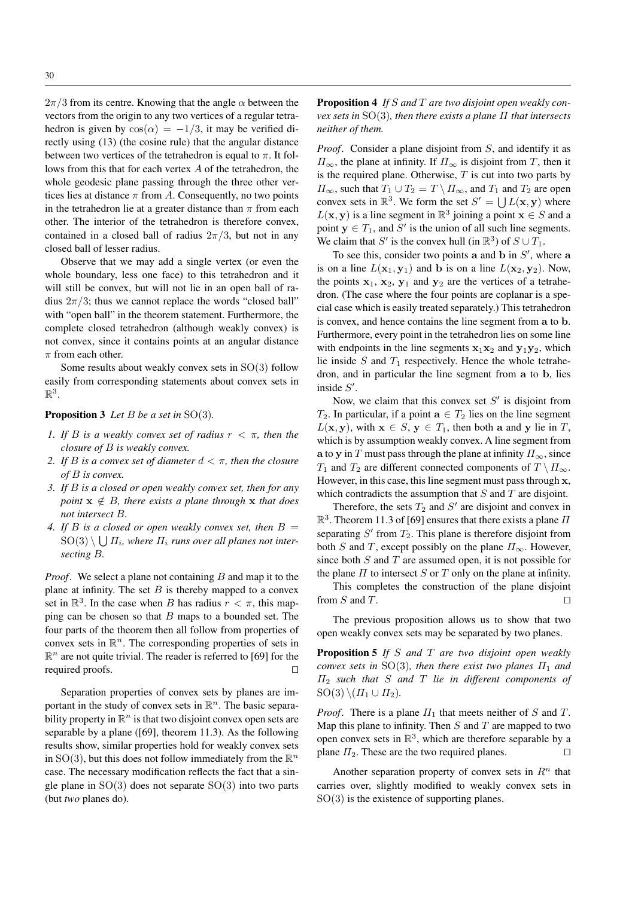$2\pi/3$ from its centre. Knowing that the angle $\alpha$ between the vectors from the origin to any two vertices of a regular tetrahedron is given by $\cos(\alpha) = -1/3$, it may be verified directly using (13) (the cosine rule) that the angular distance between two vertices of the tetrahedron is equal to $\pi$. It follows from this that for each vertex $A$ of the tetrahedron, the whole geodesic plane passing through the three other vertices lies at distance $\pi$ from $A$. Consequently, no two points in the tetrahedron lie at a greater distance than $\pi$ from each other. The interior of the tetrahedron is therefore convex, contained in a closed ball of radius $2\pi/3$, but not in any closed ball of lesser radius.

Observe that we may add a single vertex (or even the whole boundary, less one face) to this tetrahedron and it will still be convex, but will not lie in an open ball of radius $2\pi/3$; thus we cannot replace the words "closed ball" with "open ball" in the theorem statement. Furthermore, the complete closed tetrahedron (although weakly convex) is not convex, since it contains points at an angular distance $\pi$ from each other.

Some results about weakly convex sets in $\mathrm{SO}(3)$ follow easily from corresponding statements about convex sets in $\mathbb{R}^3$.

**Proposition 3** *Let $B$ be a set in $\mathrm{SO}(3)$.*

1. *If $B$ is a weakly convex set of radius $r < \pi$, then the closure of $B$ is weakly convex.*
2. *If $B$ is a convex set of diameter $d < \pi$, then the closure of $B$ is convex.*
3. *If $B$ is a closed or open weakly convex set, then for any point $\mathbf{x} \notin B$, there exists a plane through $\mathbf{x}$ that does not intersect $B$.*
4. *If $B$ is a closed or open weakly convex set, then $B = \mathrm{SO}(3) \setminus \bigcup \Pi_i$, where $\Pi_i$ runs over all planes not intersecting $B$.*

*Proof*. We select a plane not containing $B$ and map it to the plane at infinity. The set $B$ is thereby mapped to a convex set in $\mathbb{R}^3$. In the case when $B$ has radius $r < \pi$, this mapping can be chosen so that $B$ maps to a bounded set. The four parts of the theorem then all follow from properties of convex sets in $\mathbb{R}^n$. The corresponding properties of sets in $\mathbb{R}^n$ are not quite trivial. The reader is referred to [69] for the required proofs. □

Separation properties of convex sets by planes are important in the study of convex sets in $\mathbb{R}^n$. The basic separability property in $\mathbb{R}^n$ is that two disjoint convex open sets are separable by a plane ([69], theorem 11.3). As the following results show, similar properties hold for weakly convex sets in $\mathrm{SO}(3)$, but this does not follow immediately from the $\mathbb{R}^n$ case. The necessary modification reflects the fact that a single plane in $\mathrm{SO}(3)$ does not separate $\mathrm{SO}(3)$ into two parts (but *two* planes do).

**Proposition 4** *If $S$ and $T$ are two disjoint open weakly convex sets in $\mathrm{SO}(3)$, then there exists a plane $\Pi$ that intersects neither of them.*

*Proof*. Consider a plane disjoint from $S$, and identify it as $\Pi_\infty$, the plane at infinity. If $\Pi_\infty$ is disjoint from $T$, then it is the required plane. Otherwise, $T$ is cut into two parts by $\Pi_\infty$, such that $T_1 \cup T_2 = T \setminus \Pi_\infty$, and $T_1$ and $T_2$ are open convex sets in $\mathbb{R}^3$. We form the set $S' = \bigcup L(\mathbf{x}, \mathbf{y})$ where $L(\mathbf{x}, \mathbf{y})$ is a line segment in $\mathbb{R}^3$ joining a point $\mathbf{x} \in S$ and a point $\mathbf{y} \in T_1$, and $S'$ is the union of all such line segments. We claim that $S'$ is the convex hull (in $\mathbb{R}^3$) of $S \cup T_1$.

To see this, consider two points $\mathbf{a}$ and $\mathbf{b}$ in $S'$, where $\mathbf{a}$ is on a line $L(\mathbf{x}_1, \mathbf{y}_1)$ and $\mathbf{b}$ is on a line $L(\mathbf{x}_2, \mathbf{y}_2)$. Now, the points $\mathbf{x}_1$, $\mathbf{x}_2$, $\mathbf{y}_1$ and $\mathbf{y}_2$ are the vertices of a tetrahedron. (The case where the four points are coplanar is a special case which is easily treated separately.) This tetrahedron is convex, and hence contains the line segment from $\mathbf{a}$ to $\mathbf{b}$. Furthermore, every point in the tetrahedron lies on some line with endpoints in the line segments $\mathbf{x}_1\mathbf{x}_2$ and $\mathbf{y}_1\mathbf{y}_2$, which lie inside $S$ and $T_1$ respectively. Hence the whole tetrahedron, and in particular the line segment from $\mathbf{a}$ to $\mathbf{b}$, lies inside $S'$.

Now, we claim that this convex set $S'$ is disjoint from $T_2$. In particular, if a point $\mathbf{a} \in T_2$ lies on the line segment $L(\mathbf{x}, \mathbf{y})$, with $\mathbf{x} \in S$, $\mathbf{y} \in T_1$, then both $\mathbf{a}$ and $\mathbf{y}$ lie in $T$, which is by assumption weakly convex. A line segment from $\mathbf{a}$ to $\mathbf{y}$ in $T$ must pass through the plane at infinity $\Pi_\infty$, since $T_1$ and $T_2$ are different connected components of $T \setminus \Pi_\infty$. However, in this case, this line segment must pass through $\mathbf{x}$, which contradicts the assumption that $S$ and $T$ are disjoint.

Therefore, the sets $T_2$ and $S'$ are disjoint and convex in $\mathbb{R}^3$. Theorem 11.3 of [69] ensures that there exists a plane $\Pi$ separating $S'$ from $T_2$. This plane is therefore disjoint from both $S$ and $T$, except possibly on the plane $\Pi_\infty$. However, since both $S$ and $T$ are assumed open, it is not possible for the plane $\Pi$ to intersect $S$ or $T$ only on the plane at infinity.

This completes the construction of the plane disjoint from $S$ and $T$. □

The previous proposition allows us to show that two open weakly convex sets may be separated by two planes.

**Proposition 5** *If $S$ and $T$ are two disjoint open weakly convex sets in $\mathrm{SO}(3)$, then there exist two planes $\Pi_1$ and $\Pi_2$ such that $S$ and $T$ lie in different components of $\mathrm{SO}(3) \setminus (\Pi_1 \cup \Pi_2)$.*

*Proof*. There is a plane $\Pi_1$ that meets neither of $S$ and $T$. Map this plane to infinity. Then $S$ and $T$ are mapped to two open convex sets in $\mathbb{R}^3$, which are therefore separable by a plane $\Pi_2$. These are the two required planes. □

Another separation property of convex sets in $R^n$ that carries over, slightly modified to weakly convex sets in $\mathrm{SO}(3)$ is the existence of supporting planes.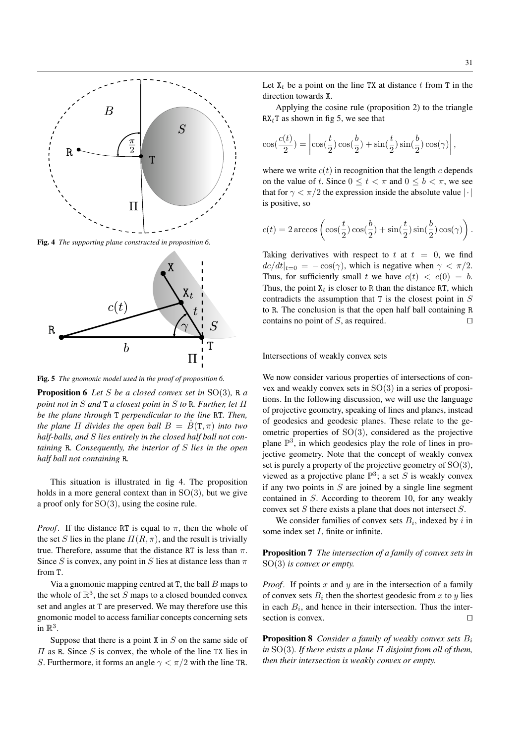Fig. 4 *The supporting plane constructed in proposition 6.*

Fig. 5 *The gnomonic model used in the proof of proposition 6.*

**Proposition 6** *Let $S$ be a closed convex set in $\mathrm{SO}(3)$, $\mathtt{R}$ a point not in $S$ and $\mathtt{T}$ a closest point in $S$ to $\mathtt{R}$. Further, let $\Pi$ be the plane through $\mathtt{T}$ perpendicular to the line $\mathtt{RT}$. Then, the plane $\Pi$ divides the open ball $B = \mathring{B}(\mathtt{T}, \pi)$ into two half-balls, and $S$ lies entirely in the closed half ball not containing $\mathtt{R}$. Consequently, the interior of $S$ lies in the open half ball not containing $\mathtt{R}$.*

This situation is illustrated in fig 4. The proposition holds in a more general context than in $\mathrm{SO}(3)$, but we give a proof only for $\mathrm{SO}(3)$, using the cosine rule.

*Proof*. If the distance $\mathtt{RT}$ is equal to $\pi$, then the whole of the set $S$ lies in the plane $\Pi(R, \pi)$, and the result is trivially true. Therefore, assume that the distance $\mathtt{RT}$ is less than $\pi$. Since $S$ is convex, any point in $S$ lies at distance less than $\pi$ from $\mathtt{T}$.

Via a gnomonic mapping centred at $\mathtt{T}$, the ball $B$ maps to the whole of $\mathbb{R}^3$, the set $S$ maps to a closed bounded convex set and angles at $\mathtt{T}$ are preserved. We may therefore use this gnomonic model to access familiar concepts concerning sets in $\mathbb{R}^3$.

Suppose that there is a point $\mathtt{X}$ in $S$ on the same side of $\Pi$ as $\mathtt{R}$. Since $S$ is convex, the whole of the line $\mathtt{TX}$ lies in $S$. Furthermore, it forms an angle $\gamma < \pi/2$ with the line $\mathtt{TR}$.

Let $\mathtt{X}_t$ be a point on the line $\mathtt{TX}$ at distance $t$ from $\mathtt{T}$ in the direction towards $\mathtt{X}$.

Applying the cosine rule (proposition 2) to the triangle $\mathtt{RX}_t\mathtt{T}$ as shown in fig 5, we see that

$$\cos(\frac{c(t)}{2}) = \left|\cos(\frac{t}{2})\cos(\frac{b}{2}) + \sin(\frac{t}{2})\sin(\frac{b}{2})\cos(\gamma)\right|,$$

where we write $c(t)$ in recognition that the length $c$ depends on the value of $t$. Since $0 \leq t < \pi$ and $0 \leq b < \pi$, we see that for $\gamma < \pi/2$ the expression inside the absolute value $|\cdot|$ is positive, so

$$c(t) = 2\arccos\left(\cos(\frac{t}{2})\cos(\frac{b}{2}) + \sin(\frac{t}{2})\sin(\frac{b}{2})\cos(\gamma)\right).$$

Taking derivatives with respect to $t$ at $t = 0$, we find $dc/dt|_{t=0} = -\cos(\gamma)$, which is negative when $\gamma < \pi/2$. Thus, for sufficiently small $t$ we have $c(t) < c(0) = b$. Thus, the point $\mathtt{X}_t$ is closer to $\mathtt{R}$ than the distance $\mathtt{RT}$, which contradicts the assumption that $\mathtt{T}$ is the closest point in $S$ to $\mathtt{R}$. The conclusion is that the open half ball containing $\mathtt{R}$ contains no point of $S$, as required. □

Intersections of weakly convex sets

We now consider various properties of intersections of convex and weakly convex sets in $\mathrm{SO}(3)$ in a series of propositions. In the following discussion, we will use the language of projective geometry, speaking of lines and planes, instead of geodesics and geodesic planes. These relate to the geometric properties of $\mathrm{SO}(3)$, considered as the projective plane $\mathbb{P}^3$, in which geodesics play the role of lines in projective geometry. Note that the concept of weakly convex set is purely a property of the projective geometry of $\mathrm{SO}(3)$, viewed as a projective plane $\mathbb{P}^3$; a set $S$ is weakly convex if any two points in $S$ are joined by a single line segment contained in $S$. According to theorem 10, for any weakly convex set $S$ there exists a plane that does not intersect $S$.

We consider families of convex sets $B_i$, indexed by $i$ in some index set $I$, finite or infinite.

**Proposition 7** *The intersection of a family of convex sets in $\mathrm{SO}(3)$ is convex or empty.*

*Proof*. If points $x$ and $y$ are in the intersection of a family of convex sets $B_i$ then the shortest geodesic from $x$ to $y$ lies in each $B_i$, and hence in their intersection. Thus the intersection is convex. □

**Proposition 8** *Consider a family of weakly convex sets $B_i$ in $\mathrm{SO}(3)$. If there exists a plane $\Pi$ disjoint from all of them, then their intersection is weakly convex or empty.*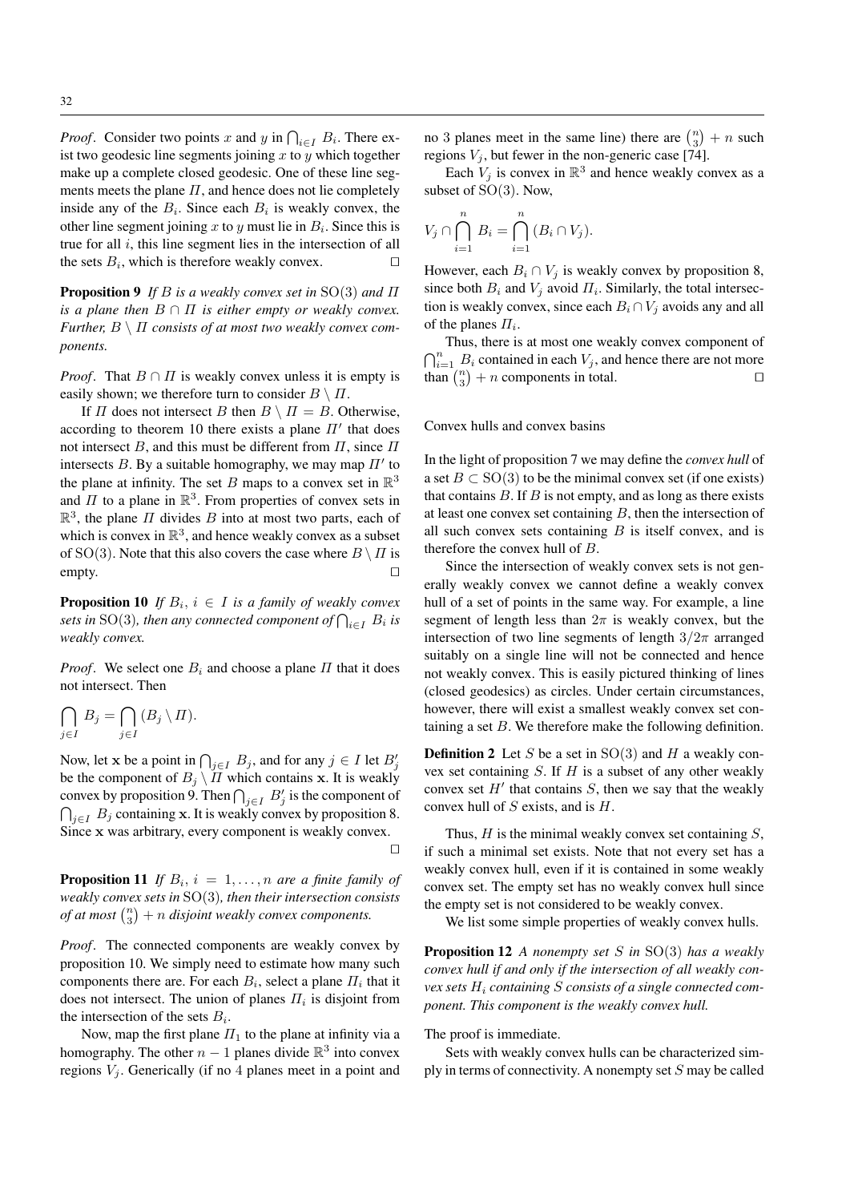*Proof*. Consider two points $x$ and $y$ in $\bigcap_{i\in I} B_i$. There exist two geodesic line segments joining $x$ to $y$ which together make up a complete closed geodesic. One of these line segments meets the plane $\Pi$, and hence does not lie completely inside any of the $B_i$. Since each $B_i$ is weakly convex, the other line segment joining $x$ to $y$ must lie in $B_i$. Since this is true for all $i$, this line segment lies in the intersection of all the sets $B_i$, which is therefore weakly convex. □

**Proposition 9** *If $B$ is a weakly convex set in $\mathrm{SO}(3)$ and $\Pi$ is a plane then $B \cap \Pi$ is either empty or weakly convex. Further, $B \setminus \Pi$ consists of at most two weakly convex components.*

*Proof*. That $B \cap \Pi$ is weakly convex unless it is empty is easily shown; we therefore turn to consider $B \setminus \Pi$.

If $\Pi$ does not intersect $B$ then $B \setminus \Pi = B$. Otherwise, according to theorem 10 there exists a plane $\Pi'$ that does not intersect $B$, and this must be different from $\Pi$, since $\Pi$ intersects $B$. By a suitable homography, we may map $\Pi'$ to the plane at infinity. The set $B$ maps to a convex set in $\mathbb{R}^3$ and $\Pi$ to a plane in $\mathbb{R}^3$. From properties of convex sets in $\mathbb{R}^3$, the plane $\Pi$ divides $B$ into at most two parts, each of which is convex in $\mathbb{R}^3$, and hence weakly convex as a subset of $\mathrm{SO}(3)$. Note that this also covers the case where $B \setminus \Pi$ is empty. □

**Proposition 10** *If $B_i$, $i \in I$ is a family of weakly convex sets in $\mathrm{SO}(3)$, then any connected component of $\bigcap_{i\in I} B_i$ is weakly convex.*

*Proof*. We select one $B_i$ and choose a plane $\Pi$ that it does not intersect. Then

$$\bigcap_{j\in I} B_j = \bigcap_{j\in I} (B_j \setminus \Pi).$$

Now, let $\mathbf{x}$ be a point in $\bigcap_{j\in I} B_j$, and for any $j \in I$ let $B'_j$ be the component of $B_j \setminus \Pi$ which contains $\mathbf{x}$. It is weakly convex by proposition 9. Then $\bigcap_{j\in I} B'_j$ is the component of $\bigcap_{j\in I} B_j$ containing $\mathbf{x}$. It is weakly convex by proposition 8. Since $\mathbf{x}$ was arbitrary, every component is weakly convex. □

**Proposition 11** *If $B_i$, $i = 1,\ldots,n$ are a finite family of weakly convex sets in $\mathrm{SO}(3)$, then their intersection consists of at most $\binom{n}{3} + n$ disjoint weakly convex components.*

*Proof*. The connected components are weakly convex by proposition 10. We simply need to estimate how many such components there are. For each $B_i$, select a plane $\Pi_i$ that it does not intersect. The union of planes $\Pi_i$ is disjoint from the intersection of the sets $B_i$.

Now, map the first plane $\Pi_1$ to the plane at infinity via a homography. The other $n-1$ planes divide $\mathbb{R}^3$ into convex regions $V_j$. Generically (if no 4 planes meet in a point and no 3 planes meet in the same line) there are $\binom{n}{3} + n$ such regions $V_j$, but fewer in the non-generic case [74].

Each $V_j$ is convex in $\mathbb{R}^3$ and hence weakly convex as a subset of $\mathrm{SO}(3)$. Now,

$$V_j \cap \bigcap_{i=1}^{n} B_i = \bigcap_{i=1}^{n} (B_i \cap V_j).$$

However, each $B_i \cap V_j$ is weakly convex by proposition 8, since both $B_i$ and $V_j$ avoid $\Pi_i$. Similarly, the total intersection is weakly convex, since each $B_i \cap V_j$ avoids any and all of the planes $\Pi_i$.

Thus, there is at most one weakly convex component of $\bigcap_{i=1}^{n} B_i$ contained in each $V_j$, and hence there are not more than $\binom{n}{3} + n$ components in total. □

Convex hulls and convex basins

In the light of proposition 7 we may define the *convex hull* of a set $B \subset \mathrm{SO}(3)$ to be the minimal convex set (if one exists) that contains $B$. If $B$ is not empty, and as long as there exists at least one convex set containing $B$, then the intersection of all such convex sets containing $B$ is itself convex, and is therefore the convex hull of $B$.

Since the intersection of weakly convex sets is not generally weakly convex we cannot define a weakly convex hull of a set of points in the same way. For example, a line segment of length less than $2\pi$ is weakly convex, but the intersection of two line segments of length $3/2\pi$ arranged suitably on a single line will not be connected and hence not weakly convex. This is easily pictured thinking of lines (closed geodesics) as circles. Under certain circumstances, however, there will exist a smallest weakly convex set containing a set $B$. We therefore make the following definition.

**Definition 2** Let $S$ be a set in $\mathrm{SO}(3)$ and $H$ a weakly convex set containing $S$. If $H$ is a subset of any other weakly convex set $H'$ that contains $S$, then we say that the weakly convex hull of $S$ exists, and is $H$.

Thus, $H$ is the minimal weakly convex set containing $S$, if such a minimal set exists. Note that not every set has a weakly convex hull, even if it is contained in some weakly convex set. The empty set has no weakly convex hull since the empty set is not considered to be weakly convex.

We list some simple properties of weakly convex hulls.

**Proposition 12** *A nonempty set $S$ in $\mathrm{SO}(3)$ has a weakly convex hull if and only if the intersection of all weakly convex sets $H_i$ containing $S$ consists of a single connected component. This component is the weakly convex hull.*

The proof is immediate.

Sets with weakly convex hulls can be characterized simply in terms of connectivity. A nonempty set $S$ may be called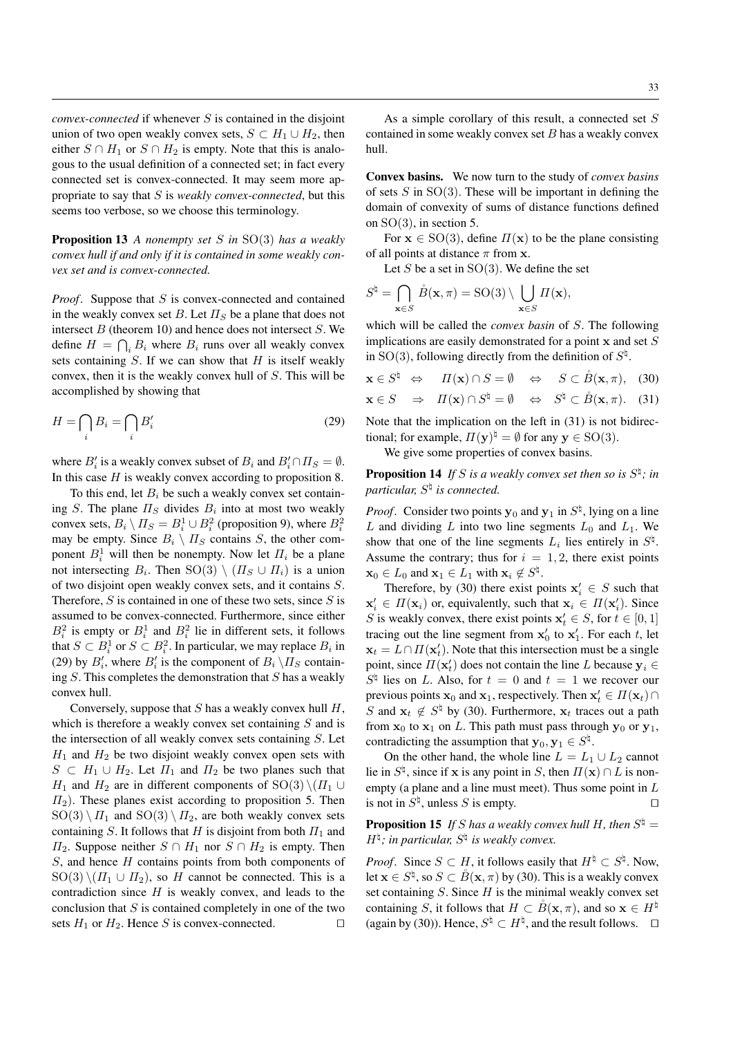*convex-connected* if whenever $S$ is contained in the disjoint union of two open weakly convex sets, $S \subset H_1 \cup H_2$, then either $S \cap H_1$ or $S \cap H_2$ is empty. Note that this is analogous to the usual definition of a connected set; in fact every connected set is convex-connected. It may seem more appropriate to say that $S$ is *weakly convex-connected*, but this seems too verbose, so we choose this terminology.

**Proposition 13** *A nonempty set $S$ in $\mathrm{SO}(3)$ has a weakly convex hull if and only if it is contained in some weakly convex set and is convex-connected.*

*Proof*. Suppose that $S$ is convex-connected and contained in the weakly convex set $B$. Let $\Pi_S$ be a plane that does not intersect $B$ (theorem 10) and hence does not intersect $S$. We define $H = \bigcap_i B_i$ where $B_i$ runs over all weakly convex sets containing $S$. If we can show that $H$ is itself weakly convex, then it is the weakly convex hull of $S$. This will be accomplished by showing that

$$H = \bigcap_i B_i = \bigcap_i B'_i \tag{29}$$

where $B'_i$ is a weakly convex subset of $B_i$ and $B'_i \cap \Pi_S = \emptyset$. In this case $H$ is weakly convex according to proposition 8.

To this end, let $B_i$ be such a weakly convex set containing $S$. The plane $\Pi_S$ divides $B_i$ into at most two weakly convex sets, $B_i \setminus \Pi_S = B_i^1 \cup B_i^2$ (proposition 9), where $B_i^2$ may be empty. Since $B_i \setminus \Pi_S$ contains $S$, the other component $B_i^1$ will then be nonempty. Now let $\Pi_i$ be a plane not intersecting $B_i$. Then $\mathrm{SO}(3) \setminus (\Pi_S \cup \Pi_i)$ is a union of two disjoint open weakly convex sets, and it contains $S$. Therefore, $S$ is contained in one of these two sets, since $S$ is assumed to be convex-connected. Furthermore, since either $B_i^2$ is empty or $B_i^1$ and $B_i^2$ lie in different sets, it follows that $S \subset B_i^1$ or $S \subset B_i^2$. In particular, we may replace $B_i$ in (29) by $B'_i$, where $B'_i$ is the component of $B_i \setminus \Pi_S$ containing $S$. This completes the demonstration that $S$ has a weakly convex hull.

Conversely, suppose that $S$ has a weakly convex hull $H$, which is therefore a weakly convex set containing $S$ and is the intersection of all weakly convex sets containing $S$. Let $H_1$ and $H_2$ be two disjoint weakly convex open sets with $S \subset H_1 \cup H_2$. Let $\Pi_1$ and $\Pi_2$ be two planes such that $H_1$ and $H_2$ are in different components of $\mathrm{SO}(3) \setminus (\Pi_1 \cup \Pi_2)$. These planes exist according to proposition 5. Then $\mathrm{SO}(3) \setminus \Pi_1$ and $\mathrm{SO}(3) \setminus \Pi_2$, are both weakly convex sets containing $S$. It follows that $H$ is disjoint from both $\Pi_1$ and $\Pi_2$. Suppose neither $S \cap H_1$ nor $S \cap H_2$ is empty. Then $S$, and hence $H$ contains points from both components of $\mathrm{SO}(3) \setminus (\Pi_1 \cup \Pi_2)$, so $H$ cannot be connected. This is a contradiction since $H$ is weakly convex, and leads to the conclusion that $S$ is contained completely in one of the two sets $H_1$ or $H_2$. Hence $S$ is convex-connected. $\square$

As a simple corollary of this result, a connected set $S$ contained in some weakly convex set $B$ has a weakly convex hull.

**Convex basins.** We now turn to the study of *convex basins* of sets $S$ in $\mathrm{SO}(3)$. These will be important in defining the domain of convexity of sums of distance functions defined on $\mathrm{SO}(3)$, in section 5.

For $\mathbf{x} \in \mathrm{SO}(3)$, define $\Pi(\mathbf{x})$ to be the plane consisting of all points at distance $\pi$ from $\mathbf{x}$.

Let $S$ be a set in $\mathrm{SO}(3)$. We define the set

$$S^\natural = \bigcap_{\mathbf{x} \in S} \mathring{B}(\mathbf{x}, \pi) = \mathrm{SO}(3) \setminus \bigcup_{\mathbf{x} \in S} \Pi(\mathbf{x}),$$

which will be called the *convex basin* of $S$. The following implications are easily demonstrated for a point $\mathbf{x}$ and set $S$ in $\mathrm{SO}(3)$, following directly from the definition of $S^\natural$.

$$\mathbf{x} \in S^\natural \quad \Leftrightarrow \quad \Pi(\mathbf{x}) \cap S = \emptyset \quad \Leftrightarrow \quad S \subset \mathring{B}(\mathbf{x}, \pi), \tag{30}$$

$$\mathbf{x} \in S \quad \Rightarrow \quad \Pi(\mathbf{x}) \cap S^\natural = \emptyset \quad \Leftrightarrow \quad S^\natural \subset \mathring{B}(\mathbf{x}, \pi). \tag{31}$$

Note that the implication on the left in (31) is not bidirectional; for example, $\Pi(\mathbf{y})^\natural = \emptyset$ for any $\mathbf{y} \in \mathrm{SO}(3)$.

We give some properties of convex basins.

**Proposition 14** *If $S$ is a weakly convex set then so is $S^\natural$; in particular, $S^\natural$ is connected.*

*Proof*. Consider two points $\mathbf{y}_0$ and $\mathbf{y}_1$ in $S^\natural$, lying on a line $L$ and dividing $L$ into two line segments $L_0$ and $L_1$. We show that one of the line segments $L_i$ lies entirely in $S^\natural$. Assume the contrary; thus for $i = 1, 2$, there exist points $\mathbf{x}_0 \in L_0$ and $\mathbf{x}_1 \in L_1$ with $\mathbf{x}_i \notin S^\natural$.

Therefore, by (30) there exist points $\mathbf{x}'_i \in S$ such that $\mathbf{x}'_i \in \Pi(\mathbf{x}_i)$ or, equivalently, such that $\mathbf{x}_i \in \Pi(\mathbf{x}'_i)$. Since $S$ is weakly convex, there exist points $\mathbf{x}'_t \in S$, for $t \in [0, 1]$ tracing out the line segment from $\mathbf{x}'_0$ to $\mathbf{x}'_1$. For each $t$, let $\mathbf{x}_t = L \cap \Pi(\mathbf{x}'_t)$. Note that this intersection must be a single point, since $\Pi(\mathbf{x}'_t)$ does not contain the line $L$ because $\mathbf{y}_i \in S^\natural$ lies on $L$. Also, for $t = 0$ and $t = 1$ we recover our previous points $\mathbf{x}_0$ and $\mathbf{x}_1$, respectively. Then $\mathbf{x}'_t \in \Pi(\mathbf{x}_t) \cap S$ and $\mathbf{x}_t \notin S^\natural$ by (30). Furthermore, $\mathbf{x}_t$ traces out a path from $\mathbf{x}_0$ to $\mathbf{x}_1$ on $L$. This path must pass through $\mathbf{y}_0$ or $\mathbf{y}_1$, contradicting the assumption that $\mathbf{y}_0, \mathbf{y}_1 \in S^\natural$.

On the other hand, the whole line $L = L_1 \cup L_2$ cannot lie in $S^\natural$, since if $\mathbf{x}$ is any point in $S$, then $\Pi(\mathbf{x}) \cap L$ is nonempty (a plane and a line must meet). Thus some point in $L$ is not in $S^\natural$, unless $S$ is empty. $\square$

**Proposition 15** *If $S$ has a weakly convex hull $H$, then $S^\natural = H^\natural$; in particular, $S^\natural$ is weakly convex.*

*Proof*. Since $S \subset H$, it follows easily that $H^\natural \subset S^\natural$. Now, let $\mathbf{x} \in S^\natural$, so $S \subset \mathring{B}(\mathbf{x}, \pi)$ by (30). This is a weakly convex set containing $S$. Since $H$ is the minimal weakly convex set containing $S$, it follows that $H \subset \mathring{B}(\mathbf{x}, \pi)$, and so $\mathbf{x} \in H^\natural$ (again by (30)). Hence, $S^\natural \subset H^\natural$, and the result follows. $\square$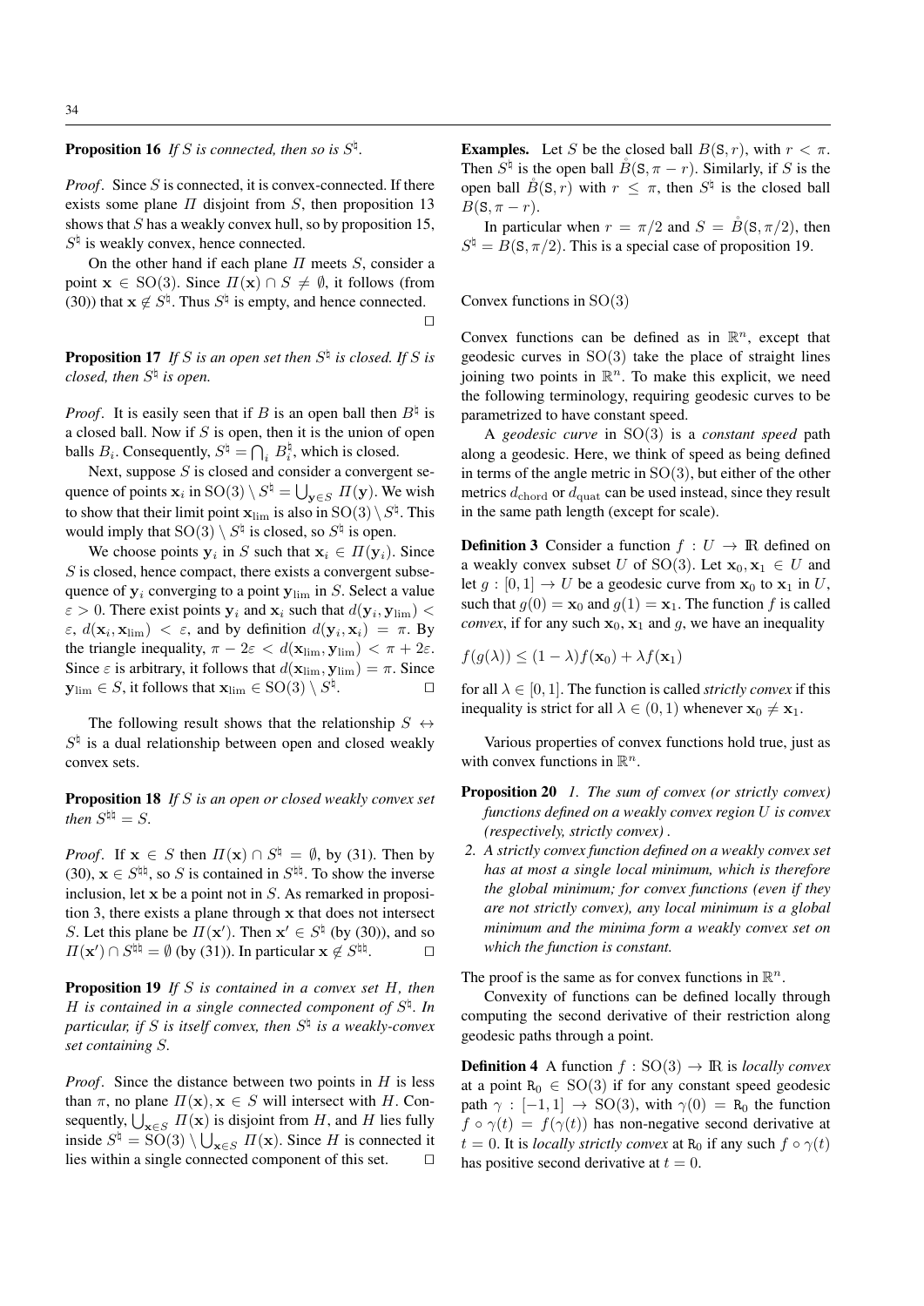**Proposition 16** *If $S$ is connected, then so is $S^\natural$.*

*Proof*. Since $S$ is connected, it is convex-connected. If there exists some plane $\Pi$ disjoint from $S$, then proposition 13 shows that $S$ has a weakly convex hull, so by proposition 15, $S^\natural$ is weakly convex, hence connected.

On the other hand if each plane $\Pi$ meets $S$, consider a point $\mathbf{x} \in \mathrm{SO}(3)$. Since $\Pi(\mathbf{x}) \cap S \neq \emptyset$, it follows (from (30)) that $\mathbf{x} \notin S^\natural$. Thus $S^\natural$ is empty, and hence connected. □

**Proposition 17** *If $S$ is an open set then $S^\natural$ is closed. If $S$ is closed, then $S^\natural$ is open.*

*Proof*. It is easily seen that if $B$ is an open ball then $B^\natural$ is a closed ball. Now if $S$ is open, then it is the union of open balls $B_i$. Consequently, $S^\natural = \bigcap_i B_i^\natural$, which is closed.

Next, suppose $S$ is closed and consider a convergent sequence of points $\mathbf{x}_i$ in $\mathrm{SO}(3) \setminus S^\natural = \bigcup_{\mathbf{y} \in S} \Pi(\mathbf{y})$. We wish to show that their limit point $\mathbf{x}_{\lim}$ is also in $\mathrm{SO}(3) \setminus S^\natural$. This would imply that $\mathrm{SO}(3) \setminus S^\natural$ is closed, so $S^\natural$ is open.

We choose points $\mathbf{y}_i$ in $S$ such that $\mathbf{x}_i \in \Pi(\mathbf{y}_i)$. Since $S$ is closed, hence compact, there exists a convergent subsequence of $\mathbf{y}_i$ converging to a point $\mathbf{y}_{\lim}$ in $S$. Select a value $\varepsilon > 0$. There exist points $\mathbf{y}_i$ and $\mathbf{x}_i$ such that $d(\mathbf{y}_i, \mathbf{y}_{\lim}) < \varepsilon$, $d(\mathbf{x}_i, \mathbf{x}_{\lim}) < \varepsilon$, and by definition $d(\mathbf{y}_i, \mathbf{x}_i) = \pi$. By the triangle inequality, $\pi - 2\varepsilon < d(\mathbf{x}_{\lim}, \mathbf{y}_{\lim}) < \pi + 2\varepsilon$. Since $\varepsilon$ is arbitrary, it follows that $d(\mathbf{x}_{\lim}, \mathbf{y}_{\lim}) = \pi$. Since $\mathbf{y}_{\lim} \in S$, it follows that $\mathbf{x}_{\lim} \in \mathrm{SO}(3) \setminus S^\natural$. □

The following result shows that the relationship $S \leftrightarrow S^\natural$ is a dual relationship between open and closed weakly convex sets.

**Proposition 18** *If $S$ is an open or closed weakly convex set then $S^{\natural\natural} = S$.*

*Proof*. If $\mathbf{x} \in S$ then $\Pi(\mathbf{x}) \cap S^\natural = \emptyset$, by (31). Then by (30), $\mathbf{x} \in S^{\natural\natural}$, so $S$ is contained in $S^{\natural\natural}$. To show the inverse inclusion, let $\mathbf{x}$ be a point not in $S$. As remarked in proposition 3, there exists a plane through $\mathbf{x}$ that does not intersect $S$. Let this plane be $\Pi(\mathbf{x}')$. Then $\mathbf{x}' \in S^\natural$ (by (30)), and so $\Pi(\mathbf{x}') \cap S^{\natural\natural} = \emptyset$ (by (31)). In particular $\mathbf{x} \notin S^{\natural\natural}$. □

**Proposition 19** *If $S$ is contained in a convex set $H$, then $H$ is contained in a single connected component of $S^\natural$. In particular, if $S$ is itself convex, then $S^\natural$ is a weakly-convex set containing $S$.*

*Proof*. Since the distance between two points in $H$ is less than $\pi$, no plane $\Pi(\mathbf{x}), \mathbf{x} \in S$ will intersect with $H$. Consequently, $\bigcup_{\mathbf{x} \in S} \Pi(\mathbf{x})$ is disjoint from $H$, and $H$ lies fully inside $S^\natural = \mathrm{SO}(3) \setminus \bigcup_{\mathbf{x} \in S} \Pi(\mathbf{x})$. Since $H$ is connected it lies within a single connected component of this set. □

**Examples.** Let $S$ be the closed ball $B(\mathtt{S}, r)$, with $r < \pi$. Then $S^\natural$ is the open ball $\mathring{B}(\mathtt{S}, \pi - r)$. Similarly, if $S$ is the open ball $\mathring{B}(\mathtt{S}, r)$ with $r \leq \pi$, then $S^\natural$ is the closed ball $B(\mathtt{S}, \pi - r)$.

In particular when $r = \pi/2$ and $S = \mathring{B}(\mathtt{S}, \pi/2)$, then $S^\natural = B(\mathtt{S}, \pi/2)$. This is a special case of proposition 19.

Convex functions in $\mathrm{SO}(3)$

Convex functions can be defined as in $\mathbb{R}^n$, except that geodesic curves in $\mathrm{SO}(3)$ take the place of straight lines joining two points in $\mathbb{R}^n$. To make this explicit, we need the following terminology, requiring geodesic curves to be parametrized to have constant speed.

A *geodesic curve* in $\mathrm{SO}(3)$ is a *constant speed* path along a geodesic. Here, we think of speed as being defined in terms of the angle metric in $\mathrm{SO}(3)$, but either of the other metrics $d_{\mathrm{chord}}$ or $d_{\mathrm{quat}}$ can be used instead, since they result in the same path length (except for scale).

**Definition 3** Consider a function $f : U \to \mathbb{R}$ defined on a weakly convex subset $U$ of $\mathrm{SO}(3)$. Let $\mathbf{x}_0, \mathbf{x}_1 \in U$ and let $g : [0, 1] \to U$ be a geodesic curve from $\mathbf{x}_0$ to $\mathbf{x}_1$ in $U$, such that $g(0) = \mathbf{x}_0$ and $g(1) = \mathbf{x}_1$. The function $f$ is called *convex*, if for any such $\mathbf{x}_0$, $\mathbf{x}_1$ and $g$, we have an inequality

$$f(g(\lambda)) \leq (1 - \lambda) f(\mathbf{x}_0) + \lambda f(\mathbf{x}_1)$$

for all $\lambda \in [0, 1]$. The function is called *strictly convex* if this inequality is strict for all $\lambda \in (0, 1)$ whenever $\mathbf{x}_0 \neq \mathbf{x}_1$.

Various properties of convex functions hold true, just as with convex functions in $\mathbb{R}^n$.

**Proposition 20** *1. The sum of convex (or strictly convex) functions defined on a weakly convex region $U$ is convex (respectively, strictly convex) .*

*2. A strictly convex function defined on a weakly convex set has at most a single local minimum, which is therefore the global minimum; for convex functions (even if they are not strictly convex), any local minimum is a global minimum and the minima form a weakly convex set on which the function is constant.*

The proof is the same as for convex functions in $\mathbb{R}^n$.

Convexity of functions can be defined locally through computing the second derivative of their restriction along geodesic paths through a point.

**Definition 4** A function $f : \mathrm{SO}(3) \to \mathbb{R}$ is *locally convex* at a point $\mathtt{R}_0 \in \mathrm{SO}(3)$ if for any constant speed geodesic path $\gamma : [-1, 1] \to \mathrm{SO}(3)$, with $\gamma(0) = \mathtt{R}_0$ the function $f \circ \gamma(t) = f(\gamma(t))$ has non-negative second derivative at $t = 0$. It is *locally strictly convex* at $\mathtt{R}_0$ if any such $f \circ \gamma(t)$ has positive second derivative at $t = 0$.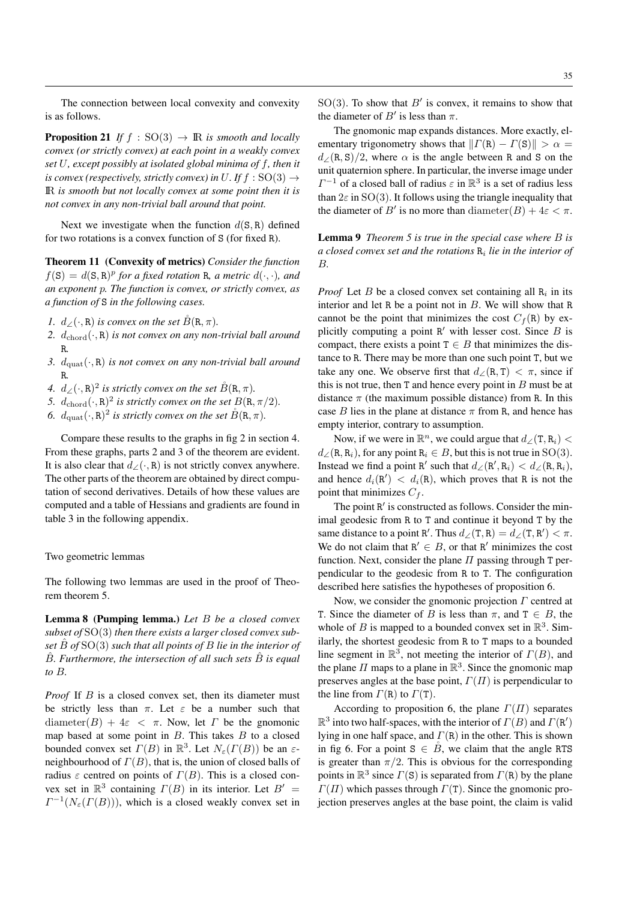The connection between local convexity and convexity is as follows.

**Proposition 21** *If $f : \mathrm{SO}(3) \to \mathbb{R}$ is smooth and locally convex (or strictly convex) at each point in a weakly convex set $U$, except possibly at isolated global minima of $f$, then it is convex (respectively, strictly convex) in $U$. If $f : \mathrm{SO}(3) \to \mathbb{R}$ is smooth but not locally convex at some point then it is not convex in any non-trivial ball around that point.*

Next we investigate when the function $d(\mathtt{S}, \mathtt{R})$ defined for two rotations is a convex function of $\mathtt{S}$ (for fixed $\mathtt{R}$).

**Theorem 11 (Convexity of metrics)** *Consider the function $f(\mathtt{S}) = d(\mathtt{S}, \mathtt{R})^p$ for a fixed rotation $\mathtt{R}$, a metric $d(\cdot, \cdot)$, and an exponent $p$. The function is convex, or strictly convex, as a function of $\mathtt{S}$ in the following cases.*

1. *$d_\angle(\cdot, \mathtt{R})$ is convex on the set $\mathring{B}(\mathtt{R}, \pi)$.*
2. *$d_{\mathrm{chord}}(\cdot, \mathtt{R})$ is not convex on any non-trivial ball around $\mathtt{R}$.*
3. *$d_{\mathrm{quat}}(\cdot, \mathtt{R})$ is not convex on any non-trivial ball around $\mathtt{R}$.*
4. *$d_\angle(\cdot, \mathtt{R})^2$ is strictly convex on the set $\mathring{B}(\mathtt{R}, \pi)$.*
5. *$d_{\mathrm{chord}}(\cdot, \mathtt{R})^2$ is strictly convex on the set $B(\mathtt{R}, \pi/2)$.*
6. *$d_{\mathrm{quat}}(\cdot, \mathtt{R})^2$ is strictly convex on the set $\mathring{B}(\mathtt{R}, \pi)$.*

Compare these results to the graphs in fig 2 in section 4. From these graphs, parts 2 and 3 of the theorem are evident. It is also clear that $d_\angle(\cdot, \mathtt{R})$ is not strictly convex anywhere. The other parts of the theorem are obtained by direct computation of second derivatives. Details of how these values are computed and a table of Hessians and gradients are found in table 3 in the following appendix.

Two geometric lemmas

The following two lemmas are used in the proof of Theorem theorem 5.

**Lemma 8 (Pumping lemma.)** *Let $B$ be a closed convex subset of $\mathrm{SO}(3)$ then there exists a larger closed convex subset $\hat{B}$ of $\mathrm{SO}(3)$ such that all points of $B$ lie in the interior of $\hat{B}$. Furthermore, the intersection of all such sets $\hat{B}$ is equal to $B$.*

*Proof* If $B$ is a closed convex set, then its diameter must be strictly less than $\pi$. Let $\varepsilon$ be a number such that $\mathrm{diameter}(B) + 4\varepsilon < \pi$. Now, let $\Gamma$ be the gnomonic map based at some point in $B$. This takes $B$ to a closed bounded convex set $\Gamma(B)$ in $\mathbb{R}^3$. Let $N_\varepsilon(\Gamma(B))$ be an $\varepsilon$-neighbourhood of $\Gamma(B)$, that is, the union of closed balls of radius $\varepsilon$ centred on points of $\Gamma(B)$. This is a closed convex set in $\mathbb{R}^3$ containing $\Gamma(B)$ in its interior. Let $B' = \Gamma^{-1}(N_\varepsilon(\Gamma(B)))$, which is a closed weakly convex set in $\mathrm{SO}(3)$. To show that $B'$ is convex, it remains to show that the diameter of $B'$ is less than $\pi$.

The gnomonic map expands distances. More exactly, elementary trigonometry shows that $\|\Gamma(\mathtt{R}) - \Gamma(\mathtt{S})\| > \alpha = d_\angle(\mathtt{R}, \mathtt{S})/2$, where $\alpha$ is the angle between $\mathtt{R}$ and $\mathtt{S}$ on the unit quaternion sphere. In particular, the inverse image under $\Gamma^{-1}$ of a closed ball of radius $\varepsilon$ in $\mathbb{R}^3$ is a set of radius less than $2\varepsilon$ in $\mathrm{SO}(3)$. It follows using the triangle inequality that the diameter of $B'$ is no more than $\mathrm{diameter}(B) + 4\varepsilon < \pi$.

**Lemma 9** *Theorem 5 is true in the special case where $B$ is a closed convex set and the rotations $\mathtt{R}_i$ lie in the interior of $B$.*

*Proof* Let $B$ be a closed convex set containing all $\mathtt{R}_i$ in its interior and let $\mathtt{R}$ be a point not in $B$. We will show that $\mathtt{R}$ cannot be the point that minimizes the cost $C_f(\mathtt{R})$ by explicitly computing a point $\mathtt{R}'$ with lesser cost. Since $B$ is compact, there exists a point $\mathtt{T} \in B$ that minimizes the distance to $\mathtt{R}$. There may be more than one such point $\mathtt{T}$, but we take any one. We observe first that $d_\angle(\mathtt{R}, \mathtt{T}) < \pi$, since if this is not true, then $\mathtt{T}$ and hence every point in $B$ must be at distance $\pi$ (the maximum possible distance) from $\mathtt{R}$. In this case $B$ lies in the plane at distance $\pi$ from $\mathtt{R}$, and hence has empty interior, contrary to assumption.

Now, if we were in $\mathbb{R}^n$, we could argue that $d_\angle(\mathtt{T}, \mathtt{R}_i) < d_\angle(\mathtt{R}, \mathtt{R}_i)$, for any point $\mathtt{R}_i \in B$, but this is not true in $\mathrm{SO}(3)$. Instead we find a point $\mathtt{R}'$ such that $d_\angle(\mathtt{R}', \mathtt{R}_i) < d_\angle(\mathtt{R}, \mathtt{R}_i)$, and hence $d_i(\mathtt{R}') < d_i(\mathtt{R})$, which proves that $\mathtt{R}$ is not the point that minimizes $C_f$.

The point $\mathtt{R}'$ is constructed as follows. Consider the minimal geodesic from $\mathtt{R}$ to $\mathtt{T}$ and continue it beyond $\mathtt{T}$ by the same distance to a point $\mathtt{R}'$. Thus $d_\angle(\mathtt{T}, \mathtt{R}) = d_\angle(\mathtt{T}, \mathtt{R}') < \pi$. We do not claim that $\mathtt{R}' \in B$, or that $\mathtt{R}'$ minimizes the cost function. Next, consider the plane $\Pi$ passing through $\mathtt{T}$ perpendicular to the geodesic from $\mathtt{R}$ to $\mathtt{T}$. The configuration described here satisfies the hypotheses of proposition 6.

Now, we consider the gnomonic projection $\Gamma$ centred at $\mathtt{T}$. Since the diameter of $B$ is less than $\pi$, and $\mathtt{T} \in B$, the whole of $B$ is mapped to a bounded convex set in $\mathbb{R}^3$. Similarly, the shortest geodesic from $\mathtt{R}$ to $\mathtt{T}$ maps to a bounded line segment in $\mathbb{R}^3$, not meeting the interior of $\Gamma(B)$, and the plane $\Pi$ maps to a plane in $\mathbb{R}^3$. Since the gnomonic map preserves angles at the base point, $\Gamma(\Pi)$ is perpendicular to the line from $\Gamma(\mathtt{R})$ to $\Gamma(\mathtt{T})$.

According to proposition 6, the plane $\Gamma(\Pi)$ separates $\mathbb{R}^3$ into two half-spaces, with the interior of $\Gamma(B)$ and $\Gamma(\mathtt{R}')$ lying in one half space, and $\Gamma(\mathtt{R})$ in the other. This is shown in fig 6. For a point $\mathtt{S} \in \mathring{B}$, we claim that the angle $\mathtt{RTS}$ is greater than $\pi/2$. This is obvious for the corresponding points in $\mathbb{R}^3$ since $\Gamma(\mathtt{S})$ is separated from $\Gamma(\mathtt{R})$ by the plane $\Gamma(\Pi)$ which passes through $\Gamma(\mathtt{T})$. Since the gnomonic projection preserves angles at the base point, the claim is valid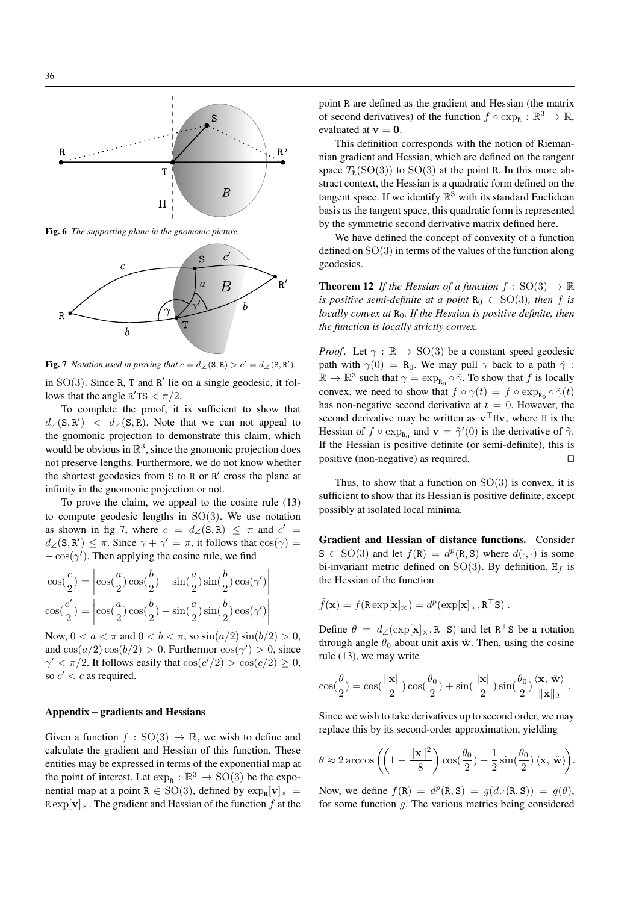**Fig. 6** *The supporting plane in the gnomonic picture.*

**Fig. 7** *Notation used in proving that $c = d_\angle(\mathtt{S}, \mathtt{R}) > c' = d_\angle(\mathtt{S}, \mathtt{R}')$.*

in $\mathrm{SO}(3)$. Since R, T and R′ lie on a single geodesic, it follows that the angle $\mathtt{R}'\mathtt{T}\mathtt{S} < \pi/2$.

To complete the proof, it is sufficient to show that $d_\angle(\mathtt{S}, \mathtt{R}') < d_\angle(\mathtt{S}, \mathtt{R})$. Note that we can not appeal to the gnomonic projection to demonstrate this claim, which would be obvious in $\mathbb{R}^3$, since the gnomonic projection does not preserve lengths. Furthermore, we do not know whether the shortest geodesics from S to R or R′ cross the plane at infinity in the gnomonic projection or not.

To prove the claim, we appeal to the cosine rule (13) to compute geodesic lengths in $\mathrm{SO}(3)$. We use notation as shown in fig 7, where $c = d_\angle(\mathtt{S}, \mathtt{R}) \leq \pi$ and $c' = d_\angle(\mathtt{S}, \mathtt{R}') \leq \pi$. Since $\gamma + \gamma' = \pi$, it follows that $\cos(\gamma) = -\cos(\gamma')$. Then applying the cosine rule, we find

$$\cos(\frac{c}{2}) = \left|\cos(\frac{a}{2})\cos(\frac{b}{2}) - \sin(\frac{a}{2})\sin(\frac{b}{2})\cos(\gamma')\right|$$

$$\cos(\frac{c'}{2}) = \left|\cos(\frac{a}{2})\cos(\frac{b}{2}) + \sin(\frac{a}{2})\sin(\frac{b}{2})\cos(\gamma')\right|$$

Now, $0 < a < \pi$ and $0 < b < \pi$, so $\sin(a/2)\sin(b/2) > 0$, and $\cos(a/2)\cos(b/2) > 0$. Furthermor $\cos(\gamma') > 0$, since $\gamma' < \pi/2$. It follows easily that $\cos(c'/2) > \cos(c/2) \geq 0$, so $c' < c$ as required.

### Appendix – gradients and Hessians

Given a function $f : \mathrm{SO}(3) \to \mathbb{R}$, we wish to define and calculate the gradient and Hessian of this function. These entities may be expressed in terms of the exponential map at the point of interest. Let $\exp_{\mathtt{R}} : \mathbb{R}^3 \to \mathrm{SO}(3)$ be the exponential map at a point $\mathtt{R} \in \mathrm{SO}(3)$, defined by $\exp_{\mathtt{R}}[\mathbf{v}]_\times = \mathtt{R}\exp[\mathbf{v}]_\times$. The gradient and Hessian of the function $f$ at the point R are defined as the gradient and Hessian (the matrix of second derivatives) of the function $f \circ \exp_{\mathtt{R}} : \mathbb{R}^3 \to \mathbb{R}$, evaluated at $\mathbf{v} = \mathbf{0}$.

This definition corresponds with the notion of Riemannian gradient and Hessian, which are defined on the tangent space $T_{\mathtt{R}}(\mathrm{SO}(3))$ to $\mathrm{SO}(3)$ at the point R. In this more abstract context, the Hessian is a quadratic form defined on the tangent space. If we identify $\mathbb{R}^3$ with its standard Euclidean basis as the tangent space, this quadratic form is represented by the symmetric second derivative matrix defined here.

We have defined the concept of convexity of a function defined on $\mathrm{SO}(3)$ in terms of the values of the function along geodesics.

**Theorem 12** *If the Hessian of a function $f : \mathrm{SO}(3) \to \mathbb{R}$ is positive semi-definite at a point $\mathtt{R}_0 \in \mathrm{SO}(3)$, then $f$ is locally convex at $\mathtt{R}_0$. If the Hessian is positive definite, then the function is locally strictly convex.*

*Proof*. Let $\gamma : \mathbb{R} \to \mathrm{SO}(3)$ be a constant speed geodesic path with $\gamma(0) = \mathtt{R}_0$. We may pull $\gamma$ back to a path $\tilde{\gamma} : \mathbb{R} \to \mathbb{R}^3$ such that $\gamma = \exp_{\mathtt{R}_0} \circ \tilde{\gamma}$. To show that $f$ is locally convex, we need to show that $f \circ \gamma(t) = f \circ \exp_{\mathtt{R}_0} \circ \tilde{\gamma}(t)$ has non-negative second derivative at $t = 0$. However, the second derivative may be written as $\mathbf{v}^\top \mathtt{H}\mathbf{v}$, where H is the Hessian of $f \circ \exp_{\mathtt{R}_0}$ and $\mathbf{v} = \tilde{\gamma}'(0)$ is the derivative of $\tilde{\gamma}$. If the Hessian is positive definite (or semi-definite), this is positive (non-negative) as required. $\square$

Thus, to show that a function on $\mathrm{SO}(3)$ is convex, it is sufficient to show that its Hessian is positive definite, except possibly at isolated local minima.

**Gradient and Hessian of distance functions.** Consider $\mathtt{S} \in \mathrm{SO}(3)$ and let $f(\mathtt{R}) = d^p(\mathtt{R}, \mathtt{S})$ where $d(\cdot, \cdot)$ is some bi-invariant metric defined on $\mathrm{SO}(3)$. By definition, $\mathtt{H}_f$ is the Hessian of the function

$$\tilde{f}(\mathbf{x}) = f(\mathtt{R}\exp[\mathbf{x}]_\times) = d^p(\exp[\mathbf{x}]_\times, \mathtt{R}^\top\mathtt{S})\ .$$

Define $\theta = d_\angle(\exp[\mathbf{x}]_\times, \mathtt{R}^\top\mathtt{S})$ and let $\mathtt{R}^\top\mathtt{S}$ be a rotation through angle $\theta_0$ about unit axis $\hat{\mathbf{w}}$. Then, using the cosine rule (13), we may write

$$\cos(\frac{\theta}{2}) = \cos(\frac{\|\mathbf{x}\|}{2})\cos(\frac{\theta_0}{2}) + \sin(\frac{\|\mathbf{x}\|}{2})\sin(\frac{\theta_0}{2})\frac{\langle \mathbf{x},\, \hat{\mathbf{w}}\rangle}{\|\mathbf{x}\|_2}\ .$$

Since we wish to take derivatives up to second order, we may replace this by its second-order approximation, yielding

$$\theta \approx 2\arccos\left(\left(1 - \frac{\|\mathbf{x}\|^2}{8}\right)\cos(\frac{\theta_0}{2}) + \frac{1}{2}\sin(\frac{\theta_0}{2})\,\langle \mathbf{x},\, \hat{\mathbf{w}}\rangle\right).$$

Now, we define $f(\mathtt{R}) = d^p(\mathtt{R}, \mathtt{S}) = g(d_\angle(\mathtt{R}, \mathtt{S})) = g(\theta)$, for some function $g$. The various metrics being considered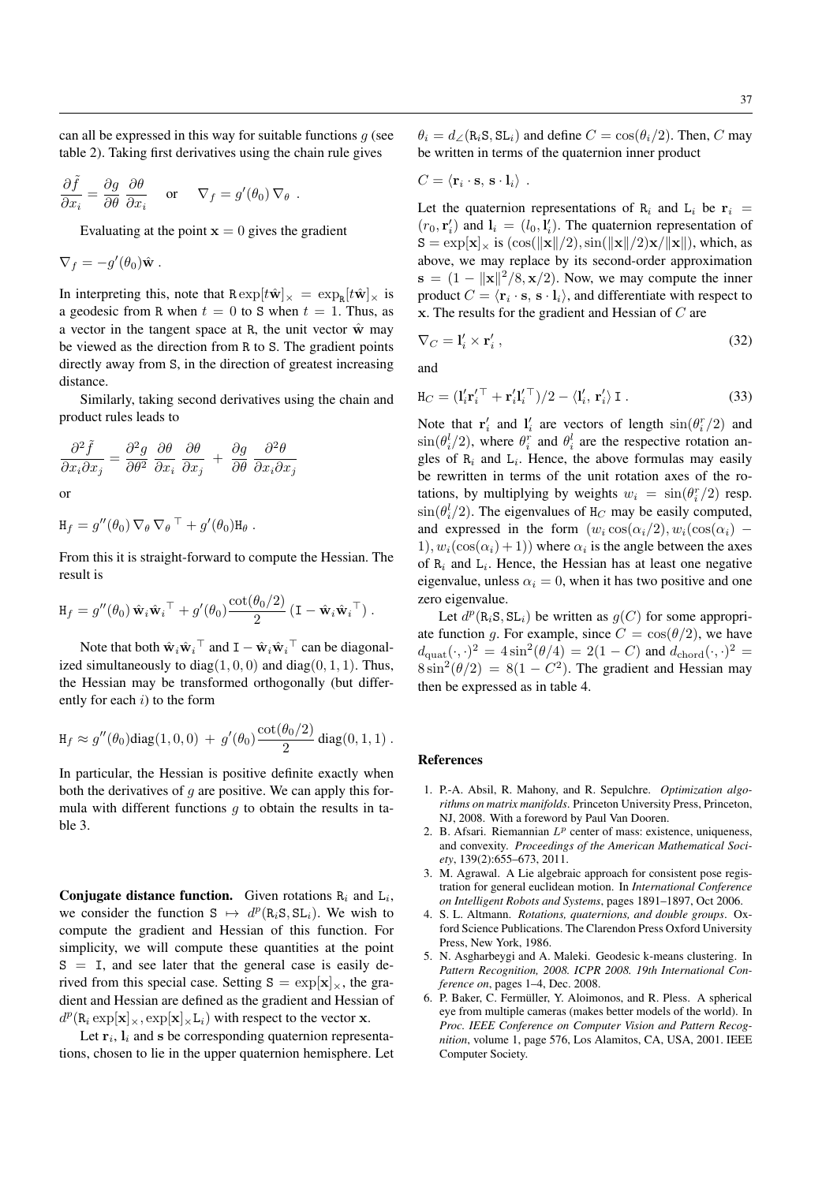can all be expressed in this way for suitable functions $g$ (see table 2). Taking first derivatives using the chain rule gives

$$\frac{\partial \tilde{f}}{\partial x_i} = \frac{\partial g}{\partial \theta} \frac{\partial \theta}{\partial x_i} \quad \text{or} \quad \nabla_f = g'(\theta_0)\, \nabla_\theta \ .$$

Evaluating at the point $\mathbf{x} = 0$ gives the gradient

$$\nabla_f = -g'(\theta_0)\hat{\mathbf{w}} \, .$$

In interpreting this, note that $\mathtt{R}\exp[t\hat{\mathbf{w}}]_\times = \exp_{\mathtt{R}}[t\hat{\mathbf{w}}]_\times$ is a geodesic from $\mathtt{R}$ when $t = 0$ to $\mathtt{S}$ when $t = 1$. Thus, as a vector in the tangent space at $\mathtt{R}$, the unit vector $\hat{\mathbf{w}}$ may be viewed as the direction from $\mathtt{R}$ to $\mathtt{S}$. The gradient points directly away from $\mathtt{S}$, in the direction of greatest increasing distance.

Similarly, taking second derivatives using the chain and product rules leads to

$$\frac{\partial^2 \tilde{f}}{\partial x_i \partial x_j} = \frac{\partial^2 g}{\partial \theta^2} \frac{\partial \theta}{\partial x_i} \frac{\partial \theta}{\partial x_j} + \frac{\partial g}{\partial \theta} \frac{\partial^2 \theta}{\partial x_i \partial x_j}$$

or

$$\mathtt{H}_f = g''(\theta_0)\, \nabla_\theta \, \nabla_\theta{}^\top + g'(\theta_0)\mathtt{H}_\theta \, .$$

From this it is straight-forward to compute the Hessian. The result is

$$\mathtt{H}_f = g''(\theta_0)\, \hat{\mathbf{w}}_i \hat{\mathbf{w}}_i{}^\top + g'(\theta_0) \frac{\cot(\theta_0/2)}{2} \left( \mathtt{I} - \hat{\mathbf{w}}_i \hat{\mathbf{w}}_i{}^\top \right) .$$

Note that both $\hat{\mathbf{w}}_i \hat{\mathbf{w}}_i{}^\top$ and $\mathtt{I} - \hat{\mathbf{w}}_i \hat{\mathbf{w}}_i{}^\top$ can be diagonalized simultaneously to $\mathrm{diag}(1, 0, 0)$ and $\mathrm{diag}(0, 1, 1)$. Thus, the Hessian may be transformed orthogonally (but differently for each $i$) to the form

$$\mathtt{H}_f \approx g''(\theta_0)\mathrm{diag}(1, 0, 0) \, + \, g'(\theta_0) \frac{\cot(\theta_0/2)}{2} \, \mathrm{diag}(0, 1, 1) \, .$$

In particular, the Hessian is positive definite exactly when both the derivatives of $g$ are positive. We can apply this formula with different functions $g$ to obtain the results in table 3.

**Conjugate distance function.** Given rotations $\mathtt{R}_i$ and $\mathtt{L}_i$, we consider the function $\mathtt{S} \mapsto d^p(\mathtt{R}_i\mathtt{S}, \mathtt{S}\mathtt{L}_i)$. We wish to compute the gradient and Hessian of this function. For simplicity, we will compute these quantities at the point $\mathtt{S} = \mathtt{I}$, and see later that the general case is easily derived from this special case. Setting $\mathtt{S} = \exp[\mathbf{x}]_\times$, the gradient and Hessian are defined as the gradient and Hessian of $d^p(\mathtt{R}_i \exp[\mathbf{x}]_\times, \exp[\mathbf{x}]_\times \mathtt{L}_i)$ with respect to the vector $\mathbf{x}$.

Let $\mathbf{r}_i$, $\mathbf{l}_i$ and $\mathbf{s}$ be corresponding quaternion representations, chosen to lie in the upper quaternion hemisphere. Let $\theta_i = d_\angle(\mathtt{R}_i\mathtt{S}, \mathtt{S}\mathtt{L}_i)$ and define $C = \cos(\theta_i/2)$. Then, $C$ may be written in terms of the quaternion inner product

$$C = \langle \mathbf{r}_i \cdot \mathbf{s}, \, \mathbf{s} \cdot \mathbf{l}_i \rangle \ .$$

Let the quaternion representations of $\mathtt{R}_i$ and $\mathtt{L}_i$ be $\mathbf{r}_i = (r_0, \mathbf{r}_i')$ and $\mathbf{l}_i = (l_0, \mathbf{l}_i')$. The quaternion representation of $\mathtt{S} = \exp[\mathbf{x}]_\times$ is $(\cos(\|\mathbf{x}\|/2), \sin(\|\mathbf{x}\|/2)\mathbf{x}/\|\mathbf{x}\|)$, which, as above, we may replace by its second-order approximation $\mathbf{s} = (1 - \|\mathbf{x}\|^2/8, \mathbf{x}/2)$. Now, we may compute the inner product $C = \langle \mathbf{r}_i \cdot \mathbf{s}, \, \mathbf{s} \cdot \mathbf{l}_i \rangle$, and differentiate with respect to $\mathbf{x}$. The results for the gradient and Hessian of $C$ are

$$\nabla_C = \mathbf{l}_i' \times \mathbf{r}_i' \, , \tag{32}$$

and

$$\mathtt{H}_C = (\mathbf{l}_i' \mathbf{r}_i'^\top + \mathbf{r}_i' \mathbf{l}_i'^\top)/2 - \langle \mathbf{l}_i', \, \mathbf{r}_i' \rangle \, \mathtt{I} \, . \tag{33}$$

Note that $\mathbf{r}_i'$ and $\mathbf{l}_i'$ are vectors of length $\sin(\theta_i^r/2)$ and $\sin(\theta_i^l/2)$, where $\theta_i^r$ and $\theta_i^l$ are the respective rotation angles of $\mathtt{R}_i$ and $\mathtt{L}_i$. Hence, the above formulas may easily be rewritten in terms of the unit rotation axes of the rotations, by multiplying by weights $w_i = \sin(\theta_i^r/2)$ resp. $\sin(\theta_i^l/2)$. The eigenvalues of $\mathtt{H}_C$ may be easily computed, and expressed in the form $(w_i \cos(\alpha_i/2), w_i(\cos(\alpha_i) - 1), w_i(\cos(\alpha_i) + 1))$ where $\alpha_i$ is the angle between the axes of $\mathtt{R}_i$ and $\mathtt{L}_i$. Hence, the Hessian has at least one negative eigenvalue, unless $\alpha_i = 0$, when it has two positive and one zero eigenvalue.

Let $d^p(\mathtt{R}_i\mathtt{S}, \mathtt{S}\mathtt{L}_i)$ be written as $g(C)$ for some appropriate function $g$. For example, since $C = \cos(\theta/2)$, we have $d_{\mathrm{quat}}(\cdot, \cdot)^2 = 4\sin^2(\theta/4) = 2(1 - C)$ and $d_{\mathrm{chord}}(\cdot, \cdot)^2 = 8\sin^2(\theta/2) = 8(1 - C^2)$. The gradient and Hessian may then be expressed as in table 4.

## References

1. P.-A. Absil, R. Mahony, and R. Sepulchre. *Optimization algorithms on matrix manifolds*. Princeton University Press, Princeton, NJ, 2008. With a foreword by Paul Van Dooren.
2. B. Afsari. Riemannian $L^p$ center of mass: existence, uniqueness, and convexity. *Proceedings of the American Mathematical Society*, 139(2):655–673, 2011.
3. M. Agrawal. A Lie algebraic approach for consistent pose registration for general euclidean motion. In *International Conference on Intelligent Robots and Systems*, pages 1891–1897, Oct 2006.
4. S. L. Altmann. *Rotations, quaternions, and double groups*. Oxford Science Publications. The Clarendon Press Oxford University Press, New York, 1986.
5. N. Asgharbeygi and A. Maleki. Geodesic k-means clustering. In *Pattern Recognition, 2008. ICPR 2008. 19th International Conference on*, pages 1–4, Dec. 2008.
6. P. Baker, C. Fermüller, Y. Aloimonos, and R. Pless. A spherical eye from multiple cameras (makes better models of the world). In *Proc. IEEE Conference on Computer Vision and Pattern Recognition*, volume 1, page 576, Los Alamitos, CA, USA, 2001. IEEE Computer Society.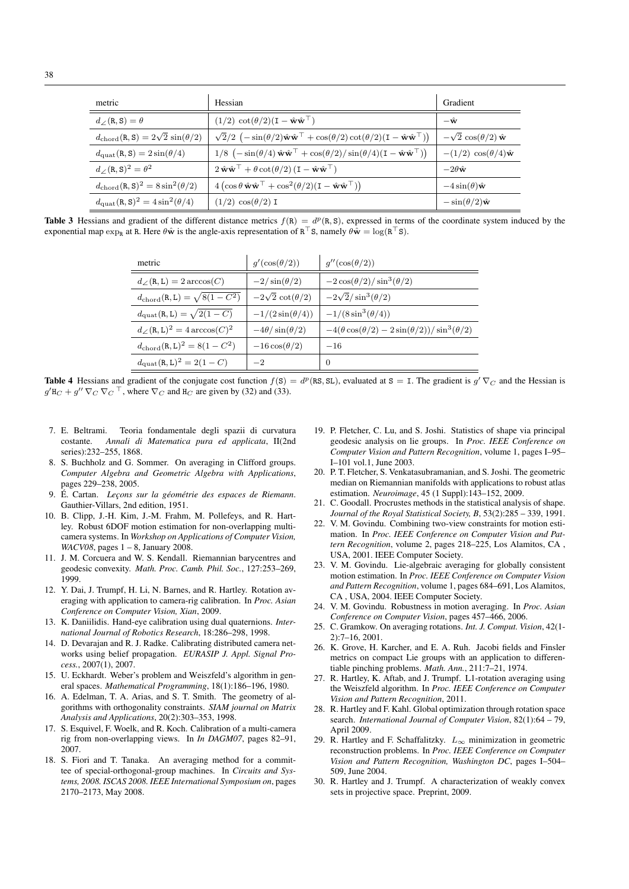| metric | Hessian | Gradient |
| --- | --- | --- |
| $d_\angle(\mathtt{R},\mathtt{S}) = \theta$ | $(1/2)\ \cot(\theta/2)(\mathtt{I} - \hat{\mathbf{w}}\hat{\mathbf{w}}^\top)$ | $-\hat{\mathbf{w}}$ |
| $d_{\mathrm{chord}}(\mathtt{R},\mathtt{S}) = 2\sqrt{2}\,\sin(\theta/2)$ | $\sqrt{2}/2\ \left(-\sin(\theta/2)\hat{\mathbf{w}}\hat{\mathbf{w}}^\top + \cos(\theta/2)\cot(\theta/2)(\mathtt{I} - \hat{\mathbf{w}}\hat{\mathbf{w}}^\top)\right)$ | $-\sqrt{2}\,\cos(\theta/2)\,\hat{\mathbf{w}}$ |
| $d_{\mathrm{quat}}(\mathtt{R},\mathtt{S}) = 2\sin(\theta/4)$ | $1/8\ \left(-\sin(\theta/4)\,\hat{\mathbf{w}}\hat{\mathbf{w}}^\top + \cos(\theta/2)/\sin(\theta/4)(\mathtt{I} - \hat{\mathbf{w}}\hat{\mathbf{w}}^\top)\right)$ | $-(1/2)\ \cos(\theta/4)\hat{\mathbf{w}}$ |
| $d_\angle(\mathtt{R},\mathtt{S})^2 = \theta^2$ | $2\,\hat{\mathbf{w}}\hat{\mathbf{w}}^\top + \theta\cot(\theta/2)\,(\mathtt{I} - \hat{\mathbf{w}}\hat{\mathbf{w}}^\top)$ | $-2\theta\hat{\mathbf{w}}$ |
| $d_{\mathrm{chord}}(\mathtt{R},\mathtt{S})^2 = 8\sin^2(\theta/2)$ | $4\left(\cos\theta\,\hat{\mathbf{w}}\hat{\mathbf{w}}^\top + \cos^2(\theta/2)(\mathtt{I} - \hat{\mathbf{w}}\hat{\mathbf{w}}^\top)\right)$ | $-4\sin(\theta)\hat{\mathbf{w}}$ |
| $d_{\mathrm{quat}}(\mathtt{R},\mathtt{S})^2 = 4\sin^2(\theta/4)$ | $(1/2)\ \cos(\theta/2)\ \mathtt{I}$ | $-\sin(\theta/2)\hat{\mathbf{w}}$ |

**Table 3** Hessians and gradient of the different distance metrics $f(\mathtt{R}) = d^p(\mathtt{R},\mathtt{S})$, expressed in terms of the coordinate system induced by the exponential map $\exp_\mathtt{R}$ at R. Here $\theta\hat{\mathbf{w}}$ is the angle-axis representation of $\mathtt{R}^\top\mathtt{S}$, namely $\theta\hat{\mathbf{w}} = \log(\mathtt{R}^\top\mathtt{S})$.

| metric | $g'(\cos(\theta/2))$ | $g''(\cos(\theta/2))$ |
| --- | --- | --- |
| $d_\angle(\mathtt{R},\mathtt{L}) = 2\arccos(C)$ | $-2/\sin(\theta/2)$ | $-2\cos(\theta/2)/\sin^3(\theta/2)$ |
| $d_{\mathrm{chord}}(\mathtt{R},\mathtt{L}) = \sqrt{8(1-C^2)}$ | $-2\sqrt{2}\,\cot(\theta/2)$ | $-2\sqrt{2}/\sin^3(\theta/2)$ |
| $d_{\mathrm{quat}}(\mathtt{R},\mathtt{L}) = \sqrt{2(1-C)}$ | $-1/(2\sin(\theta/4))$ | $-1/(8\sin^3(\theta/4))$ |
| $d_\angle(\mathtt{R},\mathtt{L})^2 = 4\arccos(C)^2$ | $-4\theta/\sin(\theta/2)$ | $-4(\theta\cos(\theta/2) - 2\sin(\theta/2))/\sin^3(\theta/2)$ |
| $d_{\mathrm{chord}}(\mathtt{R},\mathtt{L})^2 = 8(1-C^2)$ | $-16\cos(\theta/2)$ | $-16$ |
| $d_{\mathrm{quat}}(\mathtt{R},\mathtt{L})^2 = 2(1-C)$ | $-2$ | $0$ |

**Table 4** Hessians and gradient of the conjugate cost function $f(\mathtt{S}) = d^p(\mathtt{RS},\mathtt{SL})$, evaluated at $\mathtt{S} = \mathtt{I}$. The gradient is $g'\,\nabla_C$ and the Hessian is $g'\mathtt{H}_C + g''\,\nabla_C\,\nabla_C{}^\top$, where $\nabla_C$ and $\mathtt{H}_C$ are given by (32) and (33).

7. E. Beltrami. Teoria fondamentale degli spazii di curvatura costante. *Annali di Matematica pura ed applicata*, II(2nd series):232–255, 1868.
8. S. Buchholz and G. Sommer. On averaging in Clifford groups. *Computer Algebra and Geometric Algebra with Applications*, pages 229–238, 2005.
9. É. Cartan. *Leçons sur la géométrie des espaces de Riemann*. Gauthier-Villars, 2nd edition, 1951.
10. B. Clipp, J.-H. Kim, J.-M. Frahm, M. Pollefeys, and R. Hartley. Robust 6DOF motion estimation for non-overlapping multi-camera systems. In *Workshop on Applications of Computer Vision, WACV08*, pages 1 – 8, January 2008.
11. J. M. Corcuera and W. S. Kendall. Riemannian barycentres and geodesic convexity. *Math. Proc. Camb. Phil. Soc.*, 127:253–269, 1999.
12. Y. Dai, J. Trumpf, H. Li, N. Barnes, and R. Hartley. Rotation averaging with application to camera-rig calibration. In *Proc. Asian Conference on Computer Vision, Xian*, 2009.
13. K. Daniilidis. Hand-eye calibration using dual quaternions. *International Journal of Robotics Research*, 18:286–298, 1998.
14. D. Devarajan and R. J. Radke. Calibrating distributed camera networks using belief propagation. *EURASIP J. Appl. Signal Process.*, 2007(1), 2007.
15. U. Eckhardt. Weber's problem and Weiszfeld's algorithm in general spaces. *Mathematical Programming*, 18(1):186–196, 1980.
16. A. Edelman, T. A. Arias, and S. T. Smith. The geometry of algorithms with orthogonality constraints. *SIAM journal on Matrix Analysis and Applications*, 20(2):303–353, 1998.
17. S. Esquivel, F. Woelk, and R. Koch. Calibration of a multi-camera rig from non-overlapping views. In *In DAGM07*, pages 82–91, 2007.
18. S. Fiori and T. Tanaka. An averaging method for a committee of special-orthogonal-group machines. In *Circuits and Systems, 2008. ISCAS 2008. IEEE International Symposium on*, pages 2170–2173, May 2008.
19. P. Fletcher, C. Lu, and S. Joshi. Statistics of shape via principal geodesic analysis on lie groups. In *Proc. IEEE Conference on Computer Vision and Pattern Recognition*, volume 1, pages I–95–I–101 vol.1, June 2003.
20. P. T. Fletcher, S. Venkatasubramanian, and S. Joshi. The geometric median on Riemannian manifolds with applications to robust atlas estimation. *Neuroimage*, 45 (1 Suppl):143–152, 2009.
21. C. Goodall. Procrustes methods in the statistical analysis of shape. *Journal of the Royal Statistical Society, B*, 53(2):285 – 339, 1991.
22. V. M. Govindu. Combining two-view constraints for motion estimation. In *Proc. IEEE Conference on Computer Vision and Pattern Recognition*, volume 2, pages 218–225, Los Alamitos, CA , USA, 2001. IEEE Computer Society.
23. V. M. Govindu. Lie-algebraic averaging for globally consistent motion estimation. In *Proc. IEEE Conference on Computer Vision and Pattern Recognition*, volume 1, pages 684–691, Los Alamitos, CA , USA, 2004. IEEE Computer Society.
24. V. M. Govindu. Robustness in motion averaging. In *Proc. Asian Conference on Computer Vision*, pages 457–466, 2006.
25. C. Gramkow. On averaging rotations. *Int. J. Comput. Vision*, 42(1-2):7–16, 2001.
26. K. Grove, H. Karcher, and E. A. Ruh. Jacobi fields and Finsler metrics on compact Lie groups with an application to differentiable pinching problems. *Math. Ann.*, 211:7–21, 1974.
27. R. Hartley, K. Aftab, and J. Trumpf. L1-rotation averaging using the Weiszfeld algorithm. In *Proc. IEEE Conference on Computer Vision and Pattern Recognition*, 2011.
28. R. Hartley and F. Kahl. Global optimization through rotation space search. *International Journal of Computer Vision*, 82(1):64 – 79, April 2009.
29. R. Hartley and F. Schaffalitzky. $L_\infty$ minimization in geometric reconstruction problems. In *Proc. IEEE Conference on Computer Vision and Pattern Recognition, Washington DC*, pages I–504–509, June 2004.
30. R. Hartley and J. Trumpf. A characterization of weakly convex sets in projective space. Preprint, 2009.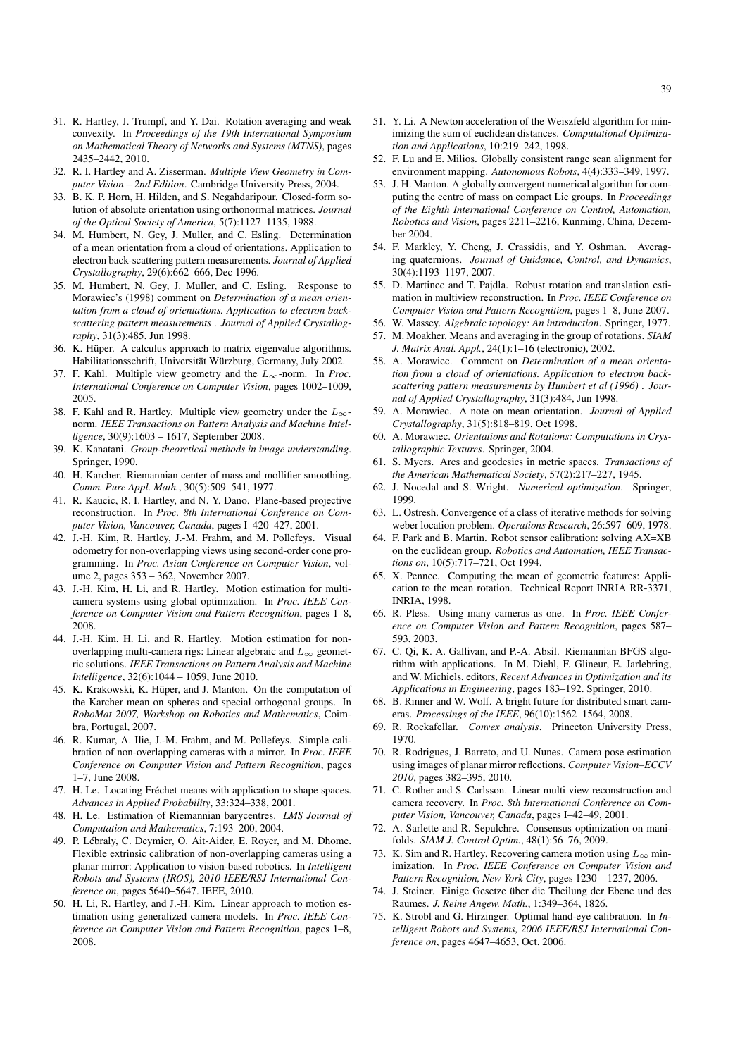31. R. Hartley, J. Trumpf, and Y. Dai. Rotation averaging and weak convexity. In *Proceedings of the 19th International Symposium on Mathematical Theory of Networks and Systems (MTNS)*, pages 2435–2442, 2010.
32. R. I. Hartley and A. Zisserman. *Multiple View Geometry in Computer Vision – 2nd Edition*. Cambridge University Press, 2004.
33. B. K. P. Horn, H. Hilden, and S. Negahdaripour. Closed-form solution of absolute orientation using orthonormal matrices. *Journal of the Optical Society of America*, 5(7):1127–1135, 1988.
34. M. Humbert, N. Gey, J. Muller, and C. Esling. Determination of a mean orientation from a cloud of orientations. Application to electron back-scattering pattern measurements. *Journal of Applied Crystallography*, 29(6):662–666, Dec 1996.
35. M. Humbert, N. Gey, J. Muller, and C. Esling. Response to Morawiec's (1998) comment on *Determination of a mean orientation from a cloud of orientations. Application to electron back-scattering pattern measurements* . *Journal of Applied Crystallography*, 31(3):485, Jun 1998.
36. K. Hüper. A calculus approach to matrix eigenvalue algorithms. Habilitationsschrift, Universität Würzburg, Germany, July 2002.
37. F. Kahl. Multiple view geometry and the $L_\infty$-norm. In *Proc. International Conference on Computer Vision*, pages 1002–1009, 2005.
38. F. Kahl and R. Hartley. Multiple view geometry under the $L_\infty$-norm. *IEEE Transactions on Pattern Analysis and Machine Intelligence*, 30(9):1603 – 1617, September 2008.
39. K. Kanatani. *Group-theoretical methods in image understanding*. Springer, 1990.
40. H. Karcher. Riemannian center of mass and mollifier smoothing. *Comm. Pure Appl. Math.*, 30(5):509–541, 1977.
41. R. Kaucic, R. I. Hartley, and N. Y. Dano. Plane-based projective reconstruction. In *Proc. 8th International Conference on Computer Vision, Vancouver, Canada*, pages I–420–427, 2001.
42. J.-H. Kim, R. Hartley, J.-M. Frahm, and M. Pollefeys. Visual odometry for non-overlapping views using second-order cone programming. In *Proc. Asian Conference on Computer Vision*, volume 2, pages 353 – 362, November 2007.
43. J.-H. Kim, H. Li, and R. Hartley. Motion estimation for multi-camera systems using global optimization. In *Proc. IEEE Conference on Computer Vision and Pattern Recognition*, pages 1–8, 2008.
44. J.-H. Kim, H. Li, and R. Hartley. Motion estimation for non-overlapping multi-camera rigs: Linear algebraic and $L_\infty$ geometric solutions. *IEEE Transactions on Pattern Analysis and Machine Intelligence*, 32(6):1044 – 1059, June 2010.
45. K. Krakowski, K. Hüper, and J. Manton. On the computation of the Karcher mean on spheres and special orthogonal groups. In *RoboMat 2007, Workshop on Robotics and Mathematics*, Coimbra, Portugal, 2007.
46. R. Kumar, A. Ilie, J.-M. Frahm, and M. Pollefeys. Simple calibration of non-overlapping cameras with a mirror. In *Proc. IEEE Conference on Computer Vision and Pattern Recognition*, pages 1–7, June 2008.
47. H. Le. Locating Fréchet means with application to shape spaces. *Advances in Applied Probability*, 33:324–338, 2001.
48. H. Le. Estimation of Riemannian barycentres. *LMS Journal of Computation and Mathematics*, 7:193–200, 2004.
49. P. Lébraly, C. Deymier, O. Ait-Aider, E. Royer, and M. Dhome. Flexible extrinsic calibration of non-overlapping cameras using a planar mirror: Application to vision-based robotics. In *Intelligent Robots and Systems (IROS), 2010 IEEE/RSJ International Conference on*, pages 5640–5647. IEEE, 2010.
50. H. Li, R. Hartley, and J.-H. Kim. Linear approach to motion estimation using generalized camera models. In *Proc. IEEE Conference on Computer Vision and Pattern Recognition*, pages 1–8, 2008.
51. Y. Li. A Newton acceleration of the Weiszfeld algorithm for minimizing the sum of euclidean distances. *Computational Optimization and Applications*, 10:219–242, 1998.
52. F. Lu and E. Milios. Globally consistent range scan alignment for environment mapping. *Autonomous Robots*, 4(4):333–349, 1997.
53. J. H. Manton. A globally convergent numerical algorithm for computing the centre of mass on compact Lie groups. In *Proceedings of the Eighth International Conference on Control, Automation, Robotics and Vision*, pages 2211–2216, Kunming, China, December 2004.
54. F. Markley, Y. Cheng, J. Crassidis, and Y. Oshman. Averaging quaternions. *Journal of Guidance, Control, and Dynamics*, 30(4):1193–1197, 2007.
55. D. Martinec and T. Pajdla. Robust rotation and translation estimation in multiview reconstruction. In *Proc. IEEE Conference on Computer Vision and Pattern Recognition*, pages 1–8, June 2007.
56. W. Massey. *Algebraic topology: An introduction*. Springer, 1977.
57. M. Moakher. Means and averaging in the group of rotations. *SIAM J. Matrix Anal. Appl.*, 24(1):1–16 (electronic), 2002.
58. A. Morawiec. Comment on *Determination of a mean orientation from a cloud of orientations. Application to electron back-scattering pattern measurements by Humbert et al (1996)* . *Journal of Applied Crystallography*, 31(3):484, Jun 1998.
59. A. Morawiec. A note on mean orientation. *Journal of Applied Crystallography*, 31(5):818–819, Oct 1998.
60. A. Morawiec. *Orientations and Rotations: Computations in Crystallographic Textures*. Springer, 2004.
61. S. Myers. Arcs and geodesics in metric spaces. *Transactions of the American Mathematical Society*, 57(2):217–227, 1945.
62. J. Nocedal and S. Wright. *Numerical optimization*. Springer, 1999.
63. L. Ostresh. Convergence of a class of iterative methods for solving weber location problem. *Operations Research*, 26:597–609, 1978.
64. F. Park and B. Martin. Robot sensor calibration: solving AX=XB on the euclidean group. *Robotics and Automation, IEEE Transactions on*, 10(5):717–721, Oct 1994.
65. X. Pennec. Computing the mean of geometric features: Application to the mean rotation. Technical Report INRIA RR-3371, INRIA, 1998.
66. R. Pless. Using many cameras as one. In *Proc. IEEE Conference on Computer Vision and Pattern Recognition*, pages 587–593, 2003.
67. C. Qi, K. A. Gallivan, and P.-A. Absil. Riemannian BFGS algorithm with applications. In M. Diehl, F. Glineur, E. Jarlebring, and W. Michiels, editors, *Recent Advances in Optimization and its Applications in Engineering*, pages 183–192. Springer, 2010.
68. B. Rinner and W. Wolf. A bright future for distributed smart cameras. *Processings of the IEEE*, 96(10):1562–1564, 2008.
69. R. Rockafellar. *Convex analysis*. Princeton University Press, 1970.
70. R. Rodrigues, J. Barreto, and U. Nunes. Camera pose estimation using images of planar mirror reflections. *Computer Vision–ECCV 2010*, pages 382–395, 2010.
71. C. Rother and S. Carlsson. Linear multi view reconstruction and camera recovery. In *Proc. 8th International Conference on Computer Vision, Vancouver, Canada*, pages I–42–49, 2001.
72. A. Sarlette and R. Sepulchre. Consensus optimization on manifolds. *SIAM J. Control Optim.*, 48(1):56–76, 2009.
73. K. Sim and R. Hartley. Recovering camera motion using $L_\infty$ minimization. In *Proc. IEEE Conference on Computer Vision and Pattern Recognition, New York City*, pages 1230 – 1237, 2006.
74. J. Steiner. Einige Gesetze über die Theilung der Ebene und des Raumes. *J. Reine Angew. Math.*, 1:349–364, 1826.
75. K. Strobl and G. Hirzinger. Optimal hand-eye calibration. In *Intelligent Robots and Systems, 2006 IEEE/RSJ International Conference on*, pages 4647–4653, Oct. 2006.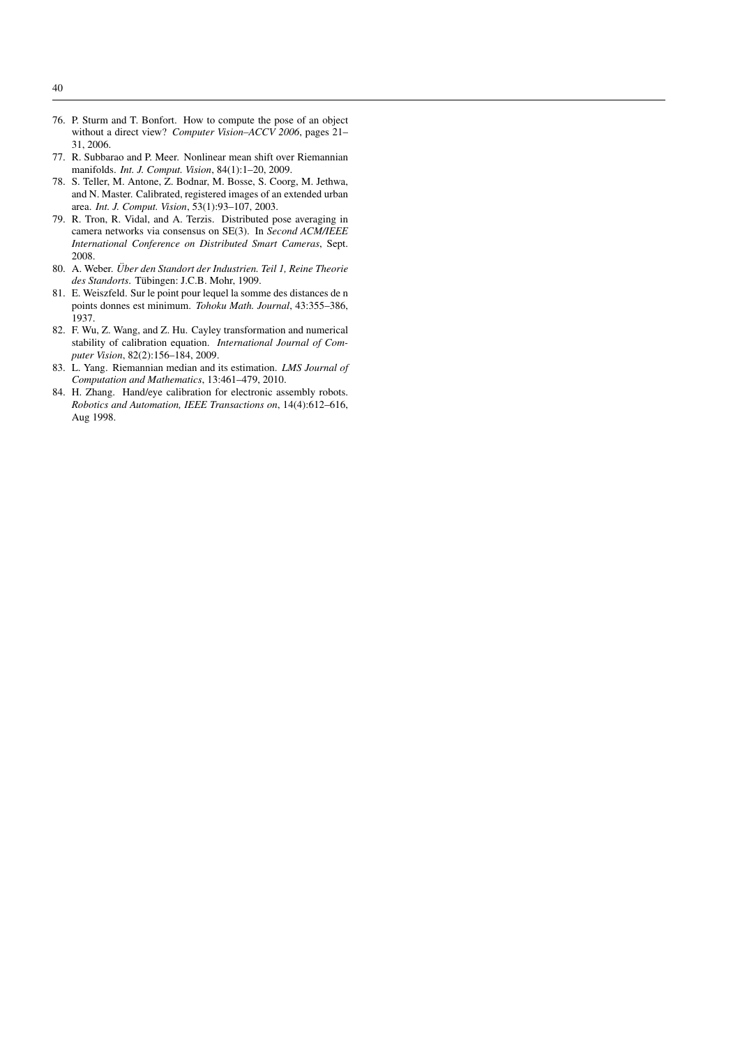76. P. Sturm and T. Bonfort. How to compute the pose of an object without a direct view? *Computer Vision–ACCV 2006*, pages 21–31, 2006.
77. R. Subbarao and P. Meer. Nonlinear mean shift over Riemannian manifolds. *Int. J. Comput. Vision*, 84(1):1–20, 2009.
78. S. Teller, M. Antone, Z. Bodnar, M. Bosse, S. Coorg, M. Jethwa, and N. Master. Calibrated, registered images of an extended urban area. *Int. J. Comput. Vision*, 53(1):93–107, 2003.
79. R. Tron, R. Vidal, and A. Terzis. Distributed pose averaging in camera networks via consensus on SE(3). In *Second ACM/IEEE International Conference on Distributed Smart Cameras*, Sept. 2008.
80. A. Weber. *Über den Standort der Industrien. Teil 1, Reine Theorie des Standorts*. Tübingen: J.C.B. Mohr, 1909.
81. E. Weiszfeld. Sur le point pour lequel la somme des distances de n points donnes est minimum. *Tohoku Math. Journal*, 43:355–386, 1937.
82. F. Wu, Z. Wang, and Z. Hu. Cayley transformation and numerical stability of calibration equation. *International Journal of Computer Vision*, 82(2):156–184, 2009.
83. L. Yang. Riemannian median and its estimation. *LMS Journal of Computation and Mathematics*, 13:461–479, 2010.
84. H. Zhang. Hand/eye calibration for electronic assembly robots. *Robotics and Automation, IEEE Transactions on*, 14(4):612–616, Aug 1998.